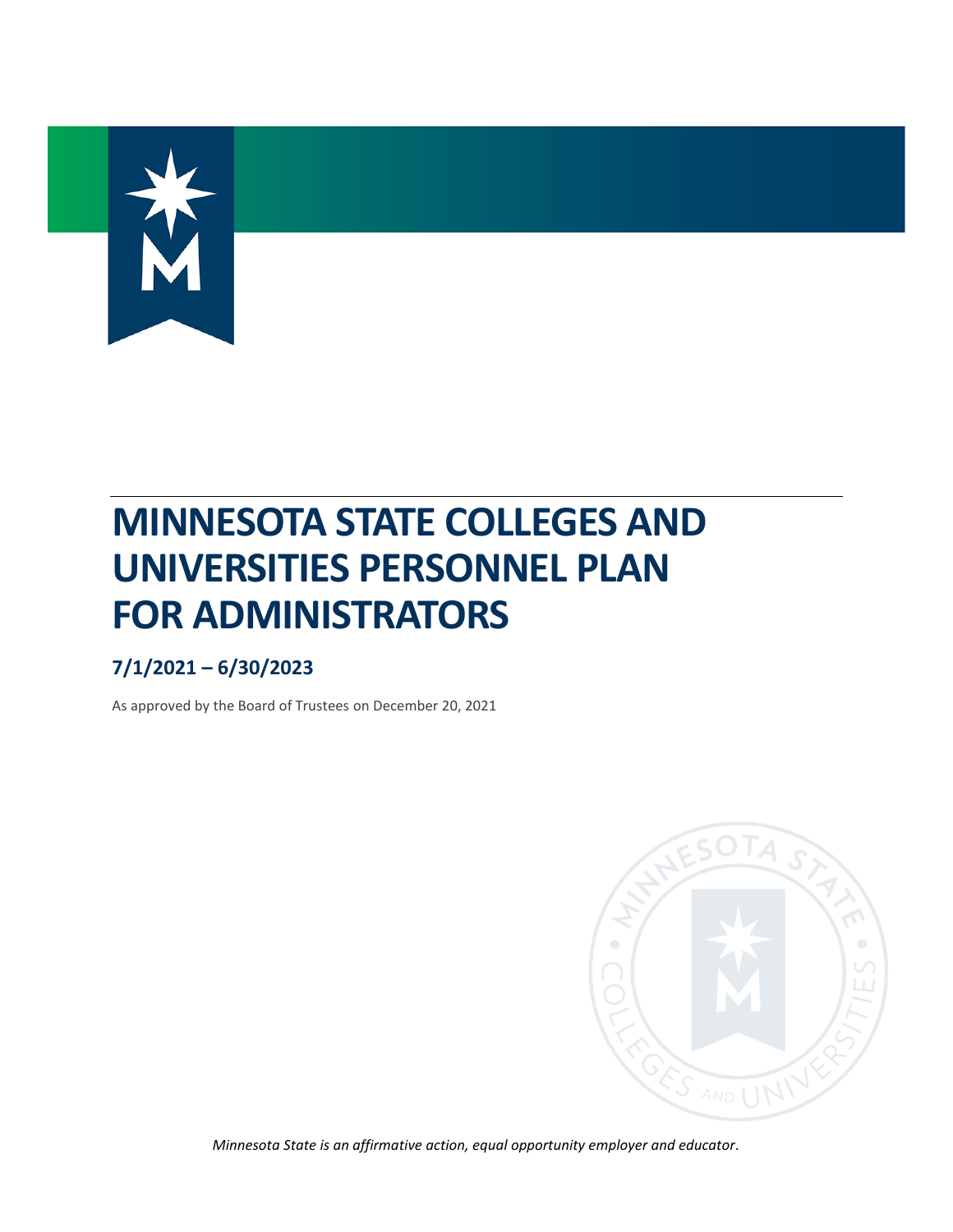# MINNESOTA STATE COLLEGES AND UNIVERSITIES PERSONNEL PLAN FOR ADMINISTRATORS

## 7/1/2021 – 6/30/2023

As approved by the Board of Trustees on December 20, 2021

*Minnesota State is an affirmative action, equal opportunity employer and educator.*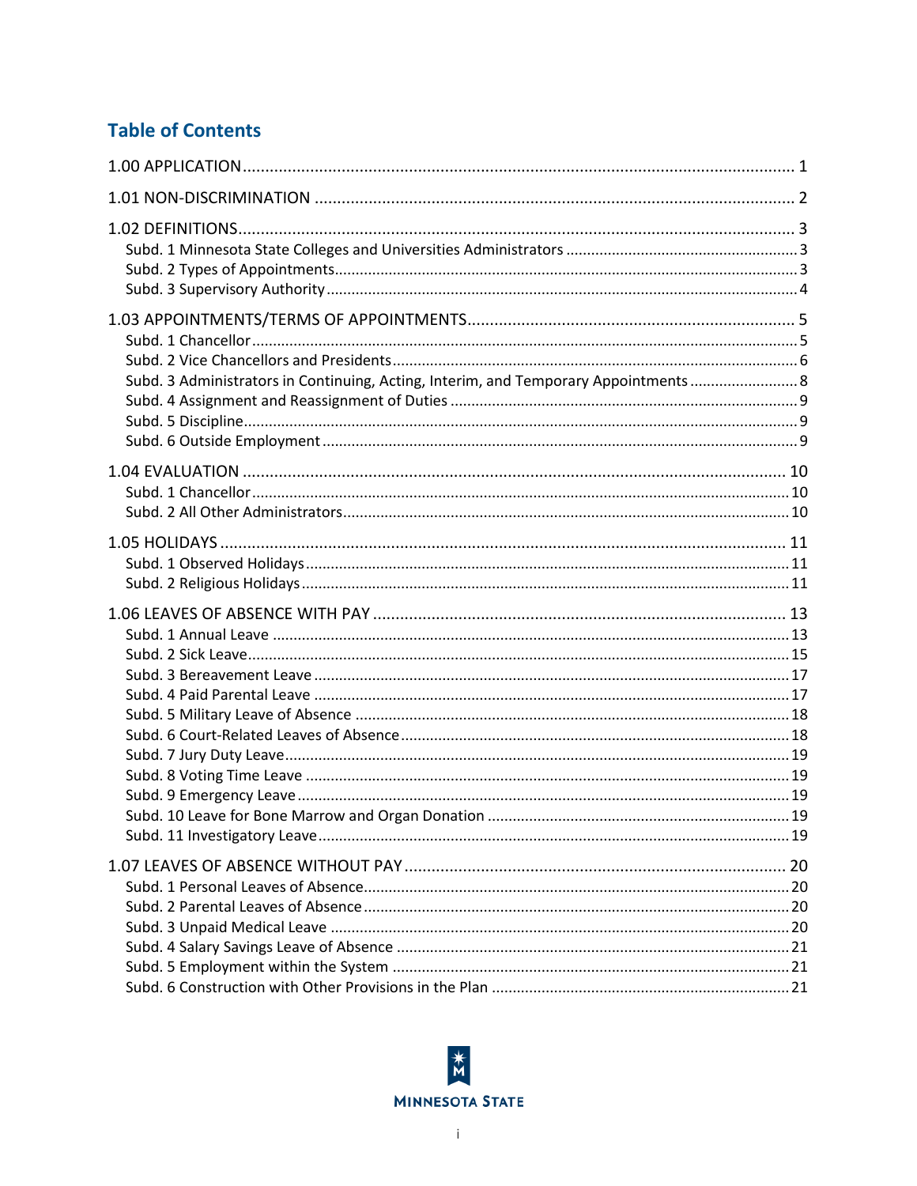## Table of Contents

1.00 APPLICATION .......... 1

1.01 NON-DISCRIMINATION .......... 2

1.02 DEFINITIONS .......... 3
- Subd. 1 Minnesota State Colleges and Universities Administrators .......... 3
- Subd. 2 Types of Appointments .......... 3
- Subd. 3 Supervisory Authority .......... 4

1.03 APPOINTMENTS/TERMS OF APPOINTMENTS .......... 5
- Subd. 1 Chancellor .......... 5
- Subd. 2 Vice Chancellors and Presidents .......... 6
- Subd. 3 Administrators in Continuing, Acting, Interim, and Temporary Appointments .......... 8
- Subd. 4 Assignment and Reassignment of Duties .......... 9
- Subd. 5 Discipline .......... 9
- Subd. 6 Outside Employment .......... 9

1.04 EVALUATION .......... 10
- Subd. 1 Chancellor .......... 10
- Subd. 2 All Other Administrators .......... 10

1.05 HOLIDAYS .......... 11
- Subd. 1 Observed Holidays .......... 11
- Subd. 2 Religious Holidays .......... 11

1.06 LEAVES OF ABSENCE WITH PAY .......... 13
- Subd. 1 Annual Leave .......... 13
- Subd. 2 Sick Leave .......... 15
- Subd. 3 Bereavement Leave .......... 17
- Subd. 4 Paid Parental Leave .......... 17
- Subd. 5 Military Leave of Absence .......... 18
- Subd. 6 Court-Related Leaves of Absence .......... 18
- Subd. 7 Jury Duty Leave .......... 19
- Subd. 8 Voting Time Leave .......... 19
- Subd. 9 Emergency Leave .......... 19
- Subd. 10 Leave for Bone Marrow and Organ Donation .......... 19
- Subd. 11 Investigatory Leave .......... 19

1.07 LEAVES OF ABSENCE WITHOUT PAY .......... 20
- Subd. 1 Personal Leaves of Absence .......... 20
- Subd. 2 Parental Leaves of Absence .......... 20
- Subd. 3 Unpaid Medical Leave .......... 20
- Subd. 4 Salary Savings Leave of Absence .......... 21
- Subd. 5 Employment within the System .......... 21
- Subd. 6 Construction with Other Provisions in the Plan .......... 21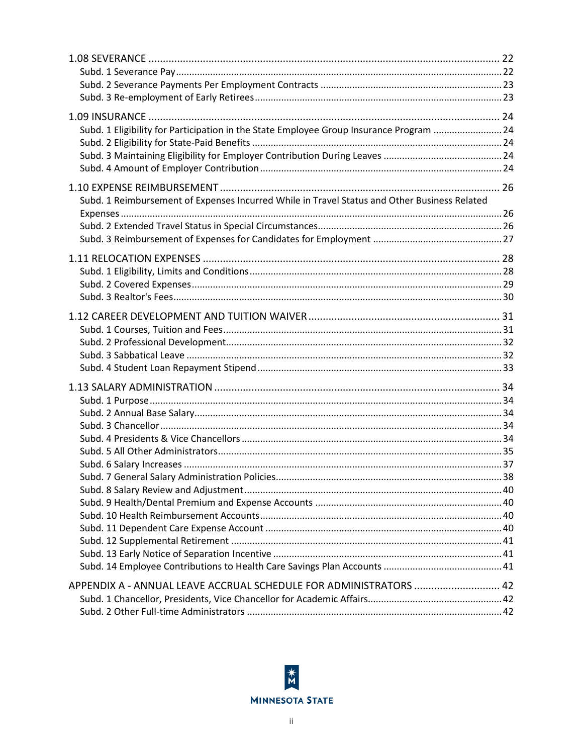1.08 SEVERANCE ........................................................................................................................ 22
- Subd. 1 Severance Pay ........................................................................................................ 22
- Subd. 2 Severance Payments Per Employment Contracts ..................................................... 23
- Subd. 3 Re-employment of Early Retirees ............................................................................. 23

1.09 INSURANCE ......................................................................................................................... 24
- Subd. 1 Eligibility for Participation in the State Employee Group Insurance Program .......................... 24
- Subd. 2 Eligibility for State-Paid Benefits ................................................................................. 24
- Subd. 3 Maintaining Eligibility for Employer Contribution During Leaves ...................................... 24
- Subd. 4 Amount of Employer Contribution ............................................................................. 24

1.10 EXPENSE REIMBURSEMENT ................................................................................................ 26
- Subd. 1 Reimbursement of Expenses Incurred While in Travel Status and Other Business Related Expenses ............................................................................................................................ 26
- Subd. 2 Extended Travel Status in Special Circumstances ......................................................... 26
- Subd. 3 Reimbursement of Expenses for Candidates for Employment ........................................ 27

1.11 RELOCATION EXPENSES ...................................................................................................... 28
- Subd. 1 Eligibility, Limits and Conditions ................................................................................ 28
- Subd. 2 Covered Expenses ...................................................................................................... 29
- Subd. 3 Realtor's Fees ............................................................................................................ 30

1.12 CAREER DEVELOPMENT AND TUITION WAIVER .................................................................. 31
- Subd. 1 Courses, Tuition and Fees ........................................................................................... 31
- Subd. 2 Professional Development ........................................................................................... 32
- Subd. 3 Sabbatical Leave ......................................................................................................... 32
- Subd. 4 Student Loan Repayment Stipend ............................................................................... 33

1.13 SALARY ADMINISTRATION .................................................................................................. 34
- Subd. 1 Purpose ..................................................................................................................... 34
- Subd. 2 Annual Base Salary ..................................................................................................... 34
- Subd. 3 Chancellor .................................................................................................................. 34
- Subd. 4 Presidents & Vice Chancellors ..................................................................................... 34
- Subd. 5 All Other Administrators ............................................................................................. 35
- Subd. 6 Salary Increases ......................................................................................................... 37
- Subd. 7 General Salary Administration Policies ......................................................................... 38
- Subd. 8 Salary Review and Adjustment .................................................................................... 40
- Subd. 9 Health/Dental Premium and Expense Accounts ............................................................ 40
- Subd. 10 Health Reimbursement Accounts ............................................................................... 40
- Subd. 11 Dependent Care Expense Account ............................................................................. 40
- Subd. 12 Supplemental Retirement ......................................................................................... 41
- Subd. 13 Early Notice of Separation Incentive .......................................................................... 41
- Subd. 14 Employee Contributions to Health Care Savings Plan Accounts ..................................... 41

APPENDIX A - ANNUAL LEAVE ACCRUAL SCHEDULE FOR ADMINISTRATORS ............................. 42
- Subd. 1 Chancellor, Presidents, Vice Chancellor for Academic Affairs ......................................... 42
- Subd. 2 Other Full-time Administrators .................................................................................... 42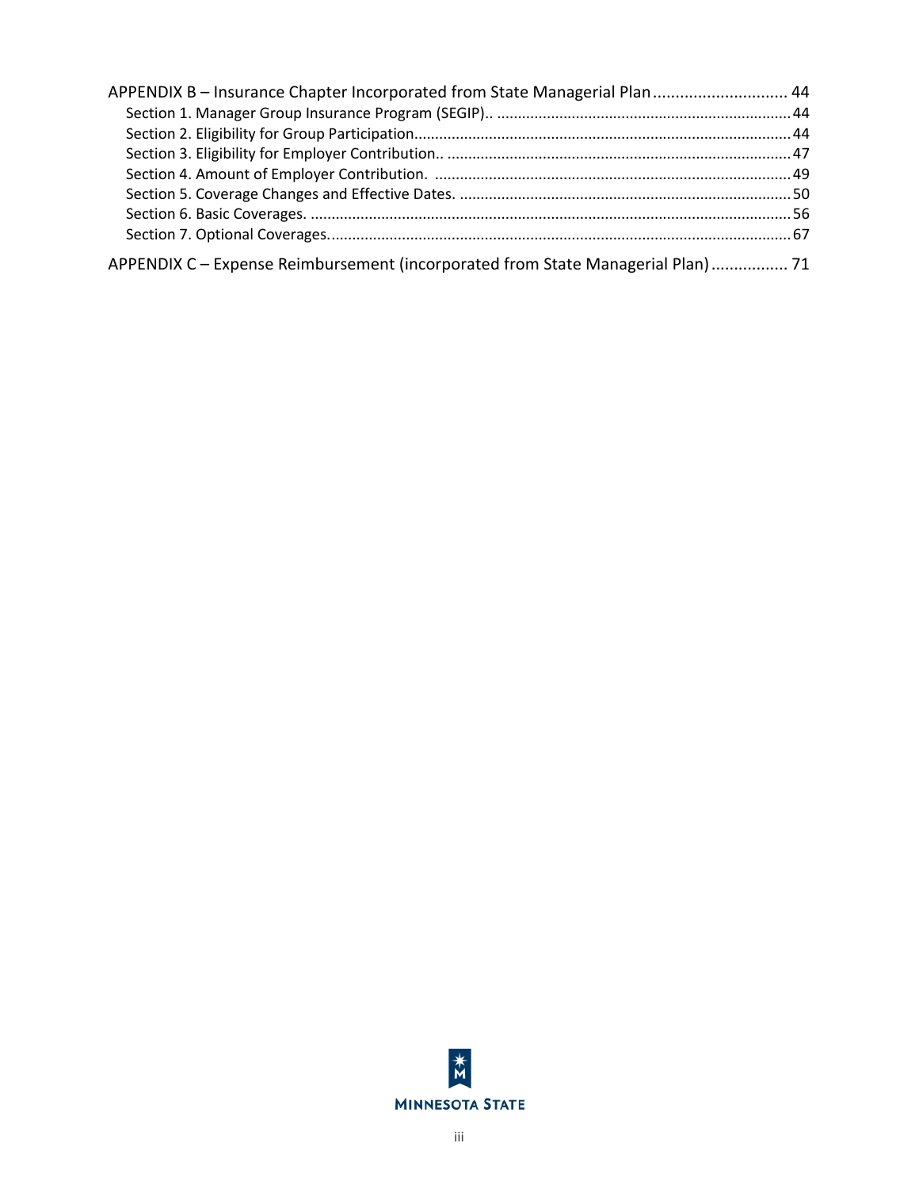APPENDIX B – Insurance Chapter Incorporated from State Managerial Plan .............................. 44

- Section 1. Manager Group Insurance Program (SEGIP).. ........................................................................ 44
- Section 2. Eligibility for Group Participation.......................................................................................... 44
- Section 3. Eligibility for Employer Contribution.. ................................................................................... 47
- Section 4. Amount of Employer Contribution. ...................................................................................... 49
- Section 5. Coverage Changes and Effective Dates. ................................................................................ 50
- Section 6. Basic Coverages. .................................................................................................................... 56
- Section 7. Optional Coverages. ............................................................................................................... 67

APPENDIX C – Expense Reimbursement (incorporated from State Managerial Plan) ................. 71

MINNESOTA STATE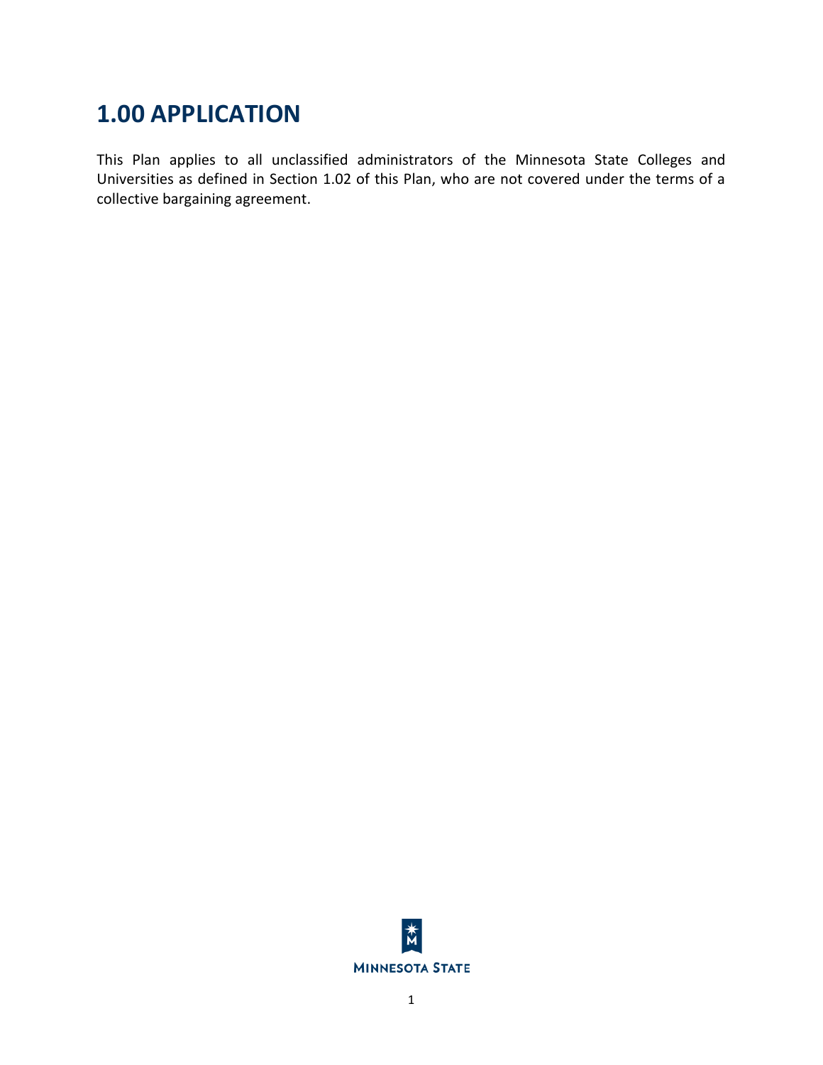# 1.00 APPLICATION

This Plan applies to all unclassified administrators of the Minnesota State Colleges and Universities as defined in Section 1.02 of this Plan, who are not covered under the terms of a collective bargaining agreement.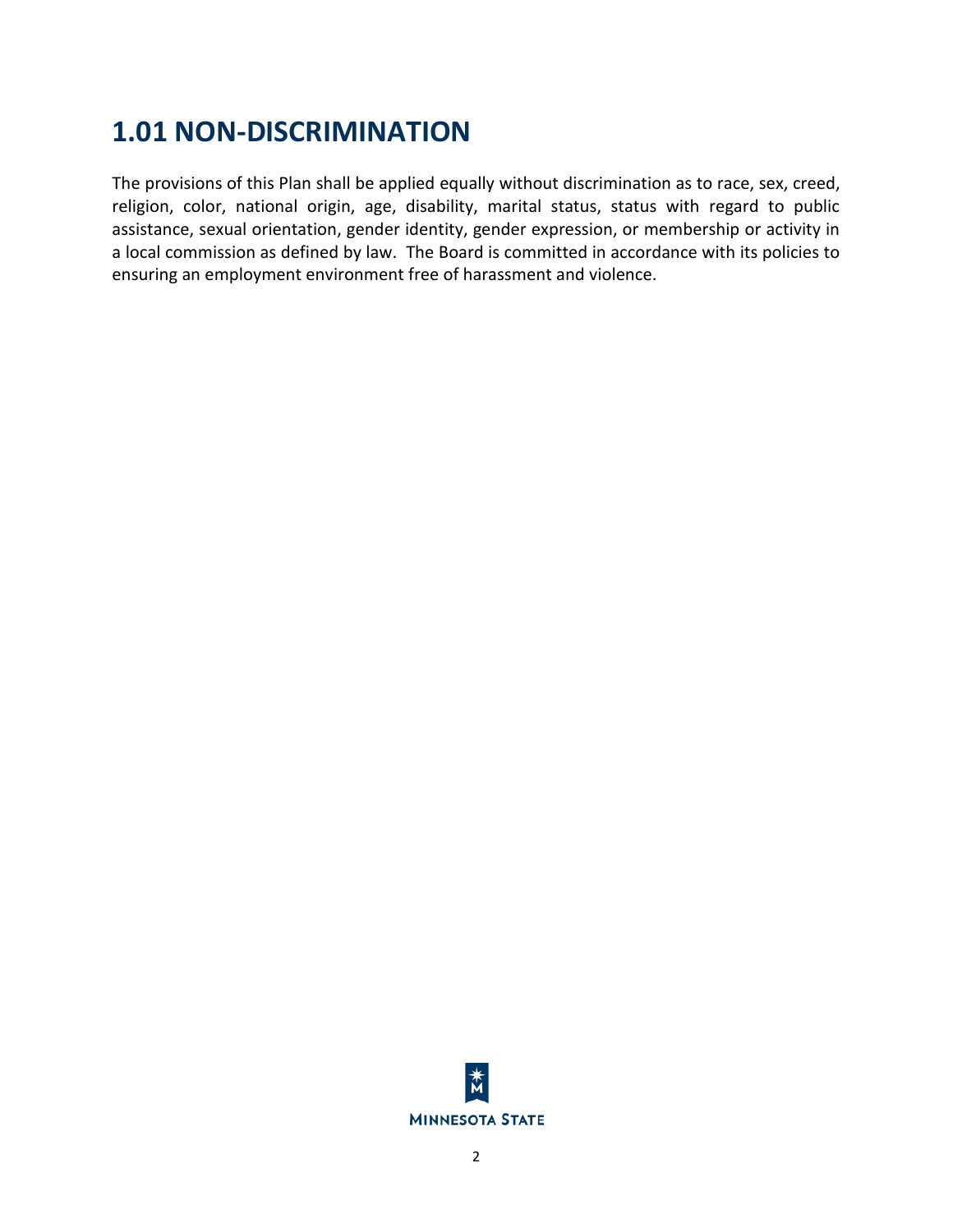# 1.01 NON-DISCRIMINATION

The provisions of this Plan shall be applied equally without discrimination as to race, sex, creed, religion, color, national origin, age, disability, marital status, status with regard to public assistance, sexual orientation, gender identity, gender expression, or membership or activity in a local commission as defined by law. The Board is committed in accordance with its policies to ensuring an employment environment free of harassment and violence.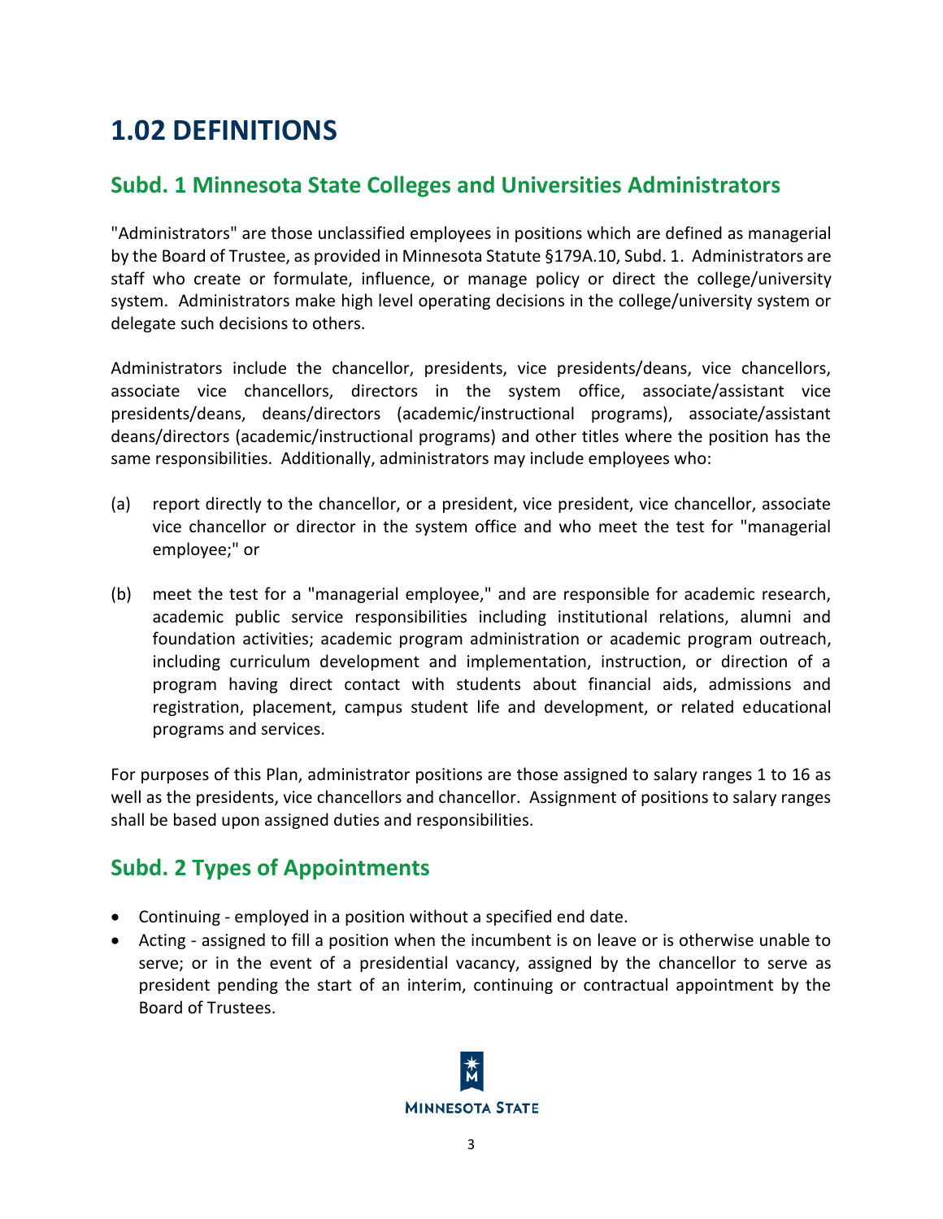# 1.02 DEFINITIONS

## Subd. 1 Minnesota State Colleges and Universities Administrators

"Administrators" are those unclassified employees in positions which are defined as managerial by the Board of Trustee, as provided in Minnesota Statute §179A.10, Subd. 1. Administrators are staff who create or formulate, influence, or manage policy or direct the college/university system. Administrators make high level operating decisions in the college/university system or delegate such decisions to others.

Administrators include the chancellor, presidents, vice presidents/deans, vice chancellors, associate vice chancellors, directors in the system office, associate/assistant vice presidents/deans, deans/directors (academic/instructional programs), associate/assistant deans/directors (academic/instructional programs) and other titles where the position has the same responsibilities. Additionally, administrators may include employees who:

(a) report directly to the chancellor, or a president, vice president, vice chancellor, associate vice chancellor or director in the system office and who meet the test for "managerial employee;" or

(b) meet the test for a "managerial employee," and are responsible for academic research, academic public service responsibilities including institutional relations, alumni and foundation activities; academic program administration or academic program outreach, including curriculum development and implementation, instruction, or direction of a program having direct contact with students about financial aids, admissions and registration, placement, campus student life and development, or related educational programs and services.

For purposes of this Plan, administrator positions are those assigned to salary ranges 1 to 16 as well as the presidents, vice chancellors and chancellor. Assignment of positions to salary ranges shall be based upon assigned duties and responsibilities.

## Subd. 2 Types of Appointments

- Continuing - employed in a position without a specified end date.
- Acting - assigned to fill a position when the incumbent is on leave or is otherwise unable to serve; or in the event of a presidential vacancy, assigned by the chancellor to serve as president pending the start of an interim, continuing or contractual appointment by the Board of Trustees.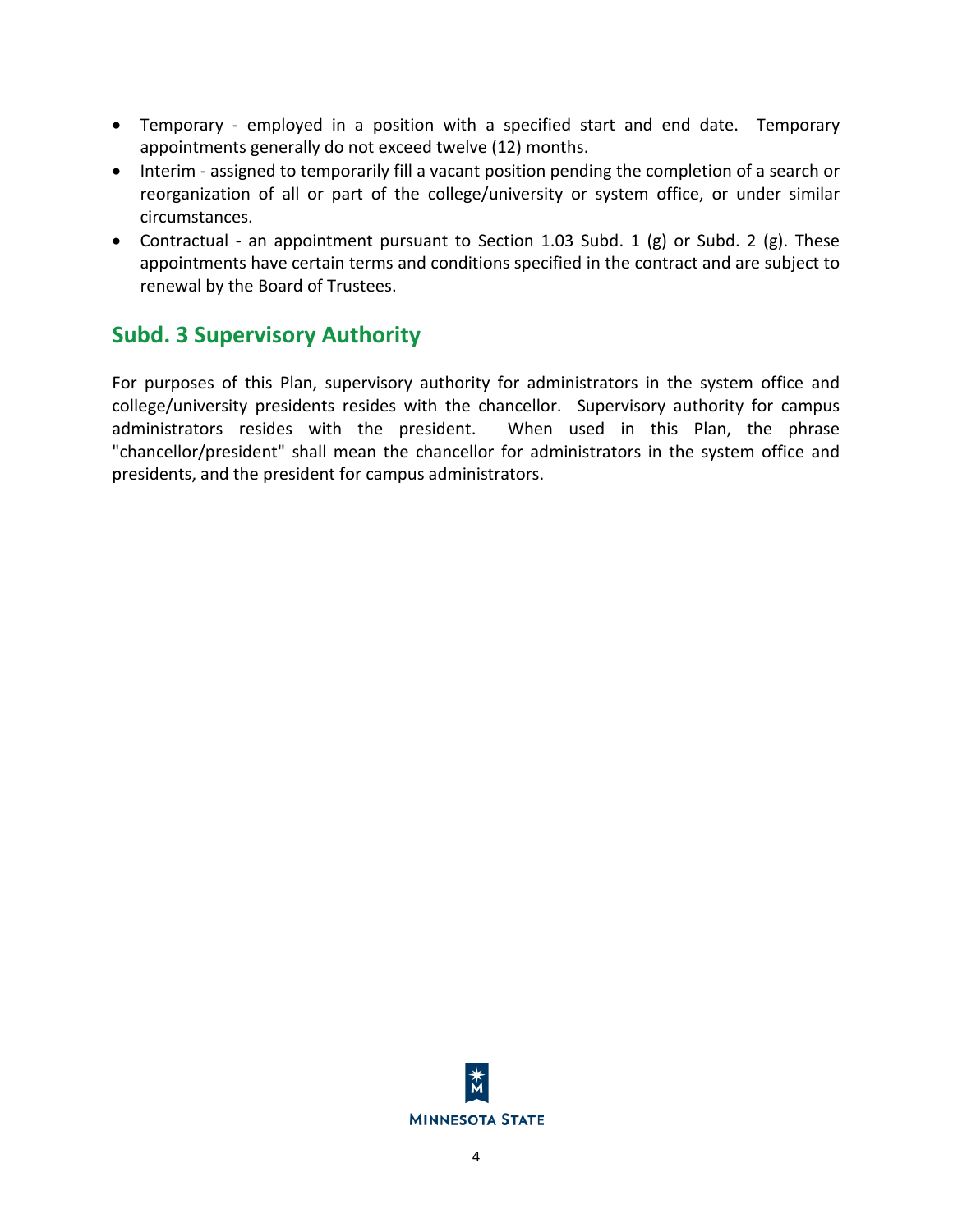- Temporary - employed in a position with a specified start and end date. Temporary appointments generally do not exceed twelve (12) months.
- Interim - assigned to temporarily fill a vacant position pending the completion of a search or reorganization of all or part of the college/university or system office, or under similar circumstances.
- Contractual - an appointment pursuant to Section 1.03 Subd. 1 (g) or Subd. 2 (g). These appointments have certain terms and conditions specified in the contract and are subject to renewal by the Board of Trustees.

## Subd. 3 Supervisory Authority

For purposes of this Plan, supervisory authority for administrators in the system office and college/university presidents resides with the chancellor. Supervisory authority for campus administrators resides with the president. When used in this Plan, the phrase "chancellor/president" shall mean the chancellor for administrators in the system office and presidents, and the president for campus administrators.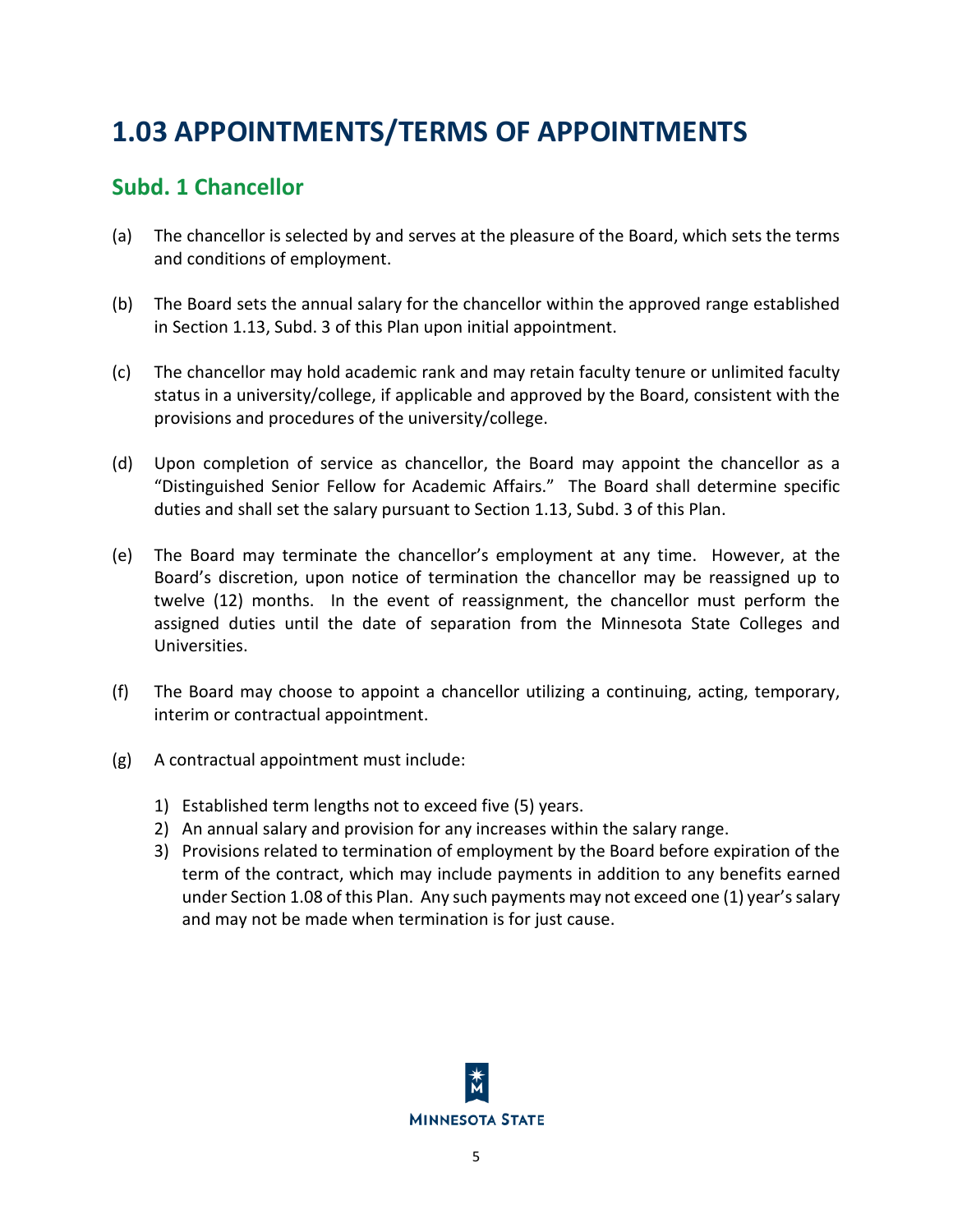# 1.03 APPOINTMENTS/TERMS OF APPOINTMENTS

## Subd. 1 Chancellor

(a) The chancellor is selected by and serves at the pleasure of the Board, which sets the terms and conditions of employment.

(b) The Board sets the annual salary for the chancellor within the approved range established in Section 1.13, Subd. 3 of this Plan upon initial appointment.

(c) The chancellor may hold academic rank and may retain faculty tenure or unlimited faculty status in a university/college, if applicable and approved by the Board, consistent with the provisions and procedures of the university/college.

(d) Upon completion of service as chancellor, the Board may appoint the chancellor as a "Distinguished Senior Fellow for Academic Affairs." The Board shall determine specific duties and shall set the salary pursuant to Section 1.13, Subd. 3 of this Plan.

(e) The Board may terminate the chancellor's employment at any time. However, at the Board's discretion, upon notice of termination the chancellor may be reassigned up to twelve (12) months. In the event of reassignment, the chancellor must perform the assigned duties until the date of separation from the Minnesota State Colleges and Universities.

(f) The Board may choose to appoint a chancellor utilizing a continuing, acting, temporary, interim or contractual appointment.

(g) A contractual appointment must include:

1) Established term lengths not to exceed five (5) years.
2) An annual salary and provision for any increases within the salary range.
3) Provisions related to termination of employment by the Board before expiration of the term of the contract, which may include payments in addition to any benefits earned under Section 1.08 of this Plan. Any such payments may not exceed one (1) year's salary and may not be made when termination is for just cause.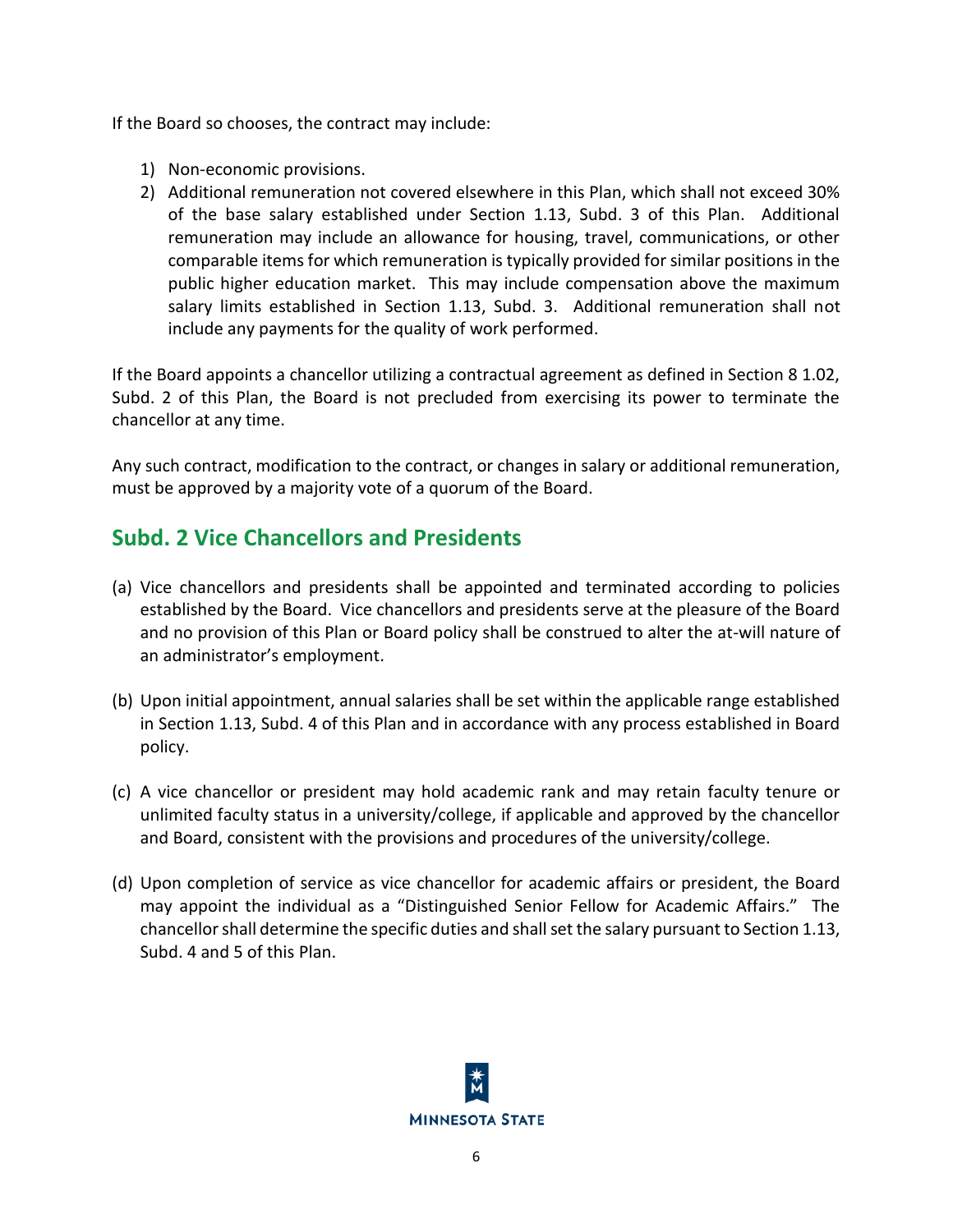If the Board so chooses, the contract may include:

1) Non-economic provisions.
2) Additional remuneration not covered elsewhere in this Plan, which shall not exceed 30% of the base salary established under Section 1.13, Subd. 3 of this Plan. Additional remuneration may include an allowance for housing, travel, communications, or other comparable items for which remuneration is typically provided for similar positions in the public higher education market. This may include compensation above the maximum salary limits established in Section 1.13, Subd. 3. Additional remuneration shall not include any payments for the quality of work performed.

If the Board appoints a chancellor utilizing a contractual agreement as defined in Section 8 1.02, Subd. 2 of this Plan, the Board is not precluded from exercising its power to terminate the chancellor at any time.

Any such contract, modification to the contract, or changes in salary or additional remuneration, must be approved by a majority vote of a quorum of the Board.

## Subd. 2 Vice Chancellors and Presidents

(a) Vice chancellors and presidents shall be appointed and terminated according to policies established by the Board. Vice chancellors and presidents serve at the pleasure of the Board and no provision of this Plan or Board policy shall be construed to alter the at-will nature of an administrator's employment.

(b) Upon initial appointment, annual salaries shall be set within the applicable range established in Section 1.13, Subd. 4 of this Plan and in accordance with any process established in Board policy.

(c) A vice chancellor or president may hold academic rank and may retain faculty tenure or unlimited faculty status in a university/college, if applicable and approved by the chancellor and Board, consistent with the provisions and procedures of the university/college.

(d) Upon completion of service as vice chancellor for academic affairs or president, the Board may appoint the individual as a "Distinguished Senior Fellow for Academic Affairs." The chancellor shall determine the specific duties and shall set the salary pursuant to Section 1.13, Subd. 4 and 5 of this Plan.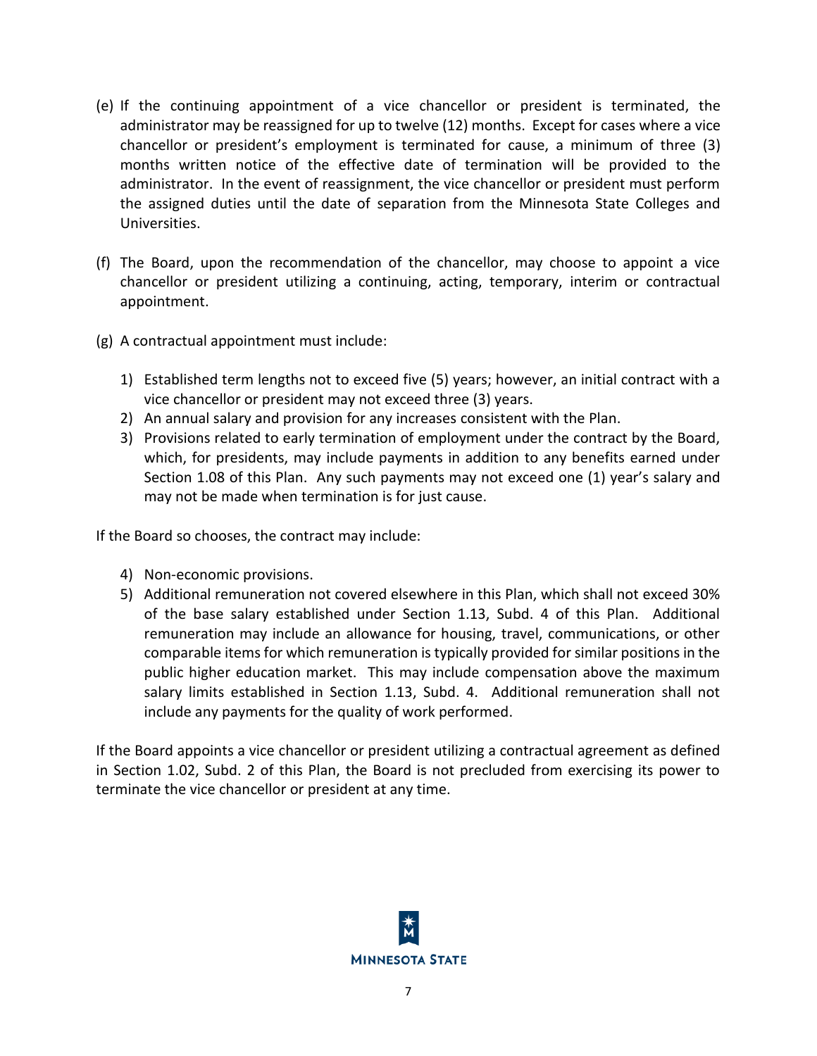(e) If the continuing appointment of a vice chancellor or president is terminated, the administrator may be reassigned for up to twelve (12) months. Except for cases where a vice chancellor or president's employment is terminated for cause, a minimum of three (3) months written notice of the effective date of termination will be provided to the administrator. In the event of reassignment, the vice chancellor or president must perform the assigned duties until the date of separation from the Minnesota State Colleges and Universities.

(f) The Board, upon the recommendation of the chancellor, may choose to appoint a vice chancellor or president utilizing a continuing, acting, temporary, interim or contractual appointment.

(g) A contractual appointment must include:

1) Established term lengths not to exceed five (5) years; however, an initial contract with a vice chancellor or president may not exceed three (3) years.
2) An annual salary and provision for any increases consistent with the Plan.
3) Provisions related to early termination of employment under the contract by the Board, which, for presidents, may include payments in addition to any benefits earned under Section 1.08 of this Plan. Any such payments may not exceed one (1) year's salary and may not be made when termination is for just cause.

If the Board so chooses, the contract may include:

4) Non-economic provisions.
5) Additional remuneration not covered elsewhere in this Plan, which shall not exceed 30% of the base salary established under Section 1.13, Subd. 4 of this Plan. Additional remuneration may include an allowance for housing, travel, communications, or other comparable items for which remuneration is typically provided for similar positions in the public higher education market. This may include compensation above the maximum salary limits established in Section 1.13, Subd. 4. Additional remuneration shall not include any payments for the quality of work performed.

If the Board appoints a vice chancellor or president utilizing a contractual agreement as defined in Section 1.02, Subd. 2 of this Plan, the Board is not precluded from exercising its power to terminate the vice chancellor or president at any time.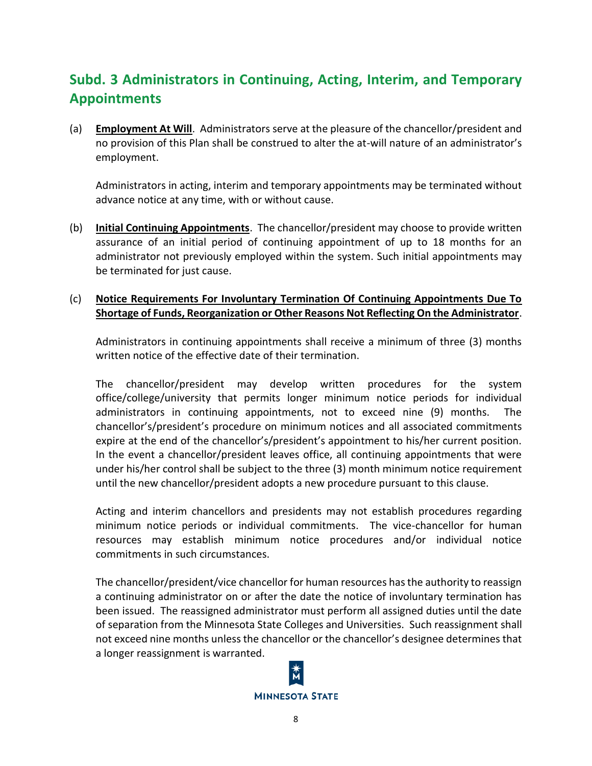## Subd. 3 Administrators in Continuing, Acting, Interim, and Temporary Appointments

(a) **Employment At Will**. Administrators serve at the pleasure of the chancellor/president and no provision of this Plan shall be construed to alter the at-will nature of an administrator's employment.

Administrators in acting, interim and temporary appointments may be terminated without advance notice at any time, with or without cause.

(b) **Initial Continuing Appointments**. The chancellor/president may choose to provide written assurance of an initial period of continuing appointment of up to 18 months for an administrator not previously employed within the system. Such initial appointments may be terminated for just cause.

(c) **Notice Requirements For Involuntary Termination Of Continuing Appointments Due To Shortage of Funds, Reorganization or Other Reasons Not Reflecting On the Administrator**.

Administrators in continuing appointments shall receive a minimum of three (3) months written notice of the effective date of their termination.

The chancellor/president may develop written procedures for the system office/college/university that permits longer minimum notice periods for individual administrators in continuing appointments, not to exceed nine (9) months. The chancellor's/president's procedure on minimum notices and all associated commitments expire at the end of the chancellor's/president's appointment to his/her current position. In the event a chancellor/president leaves office, all continuing appointments that were under his/her control shall be subject to the three (3) month minimum notice requirement until the new chancellor/president adopts a new procedure pursuant to this clause.

Acting and interim chancellors and presidents may not establish procedures regarding minimum notice periods or individual commitments. The vice-chancellor for human resources may establish minimum notice procedures and/or individual notice commitments in such circumstances.

The chancellor/president/vice chancellor for human resources has the authority to reassign a continuing administrator on or after the date the notice of involuntary termination has been issued. The reassigned administrator must perform all assigned duties until the date of separation from the Minnesota State Colleges and Universities. Such reassignment shall not exceed nine months unless the chancellor or the chancellor's designee determines that a longer reassignment is warranted.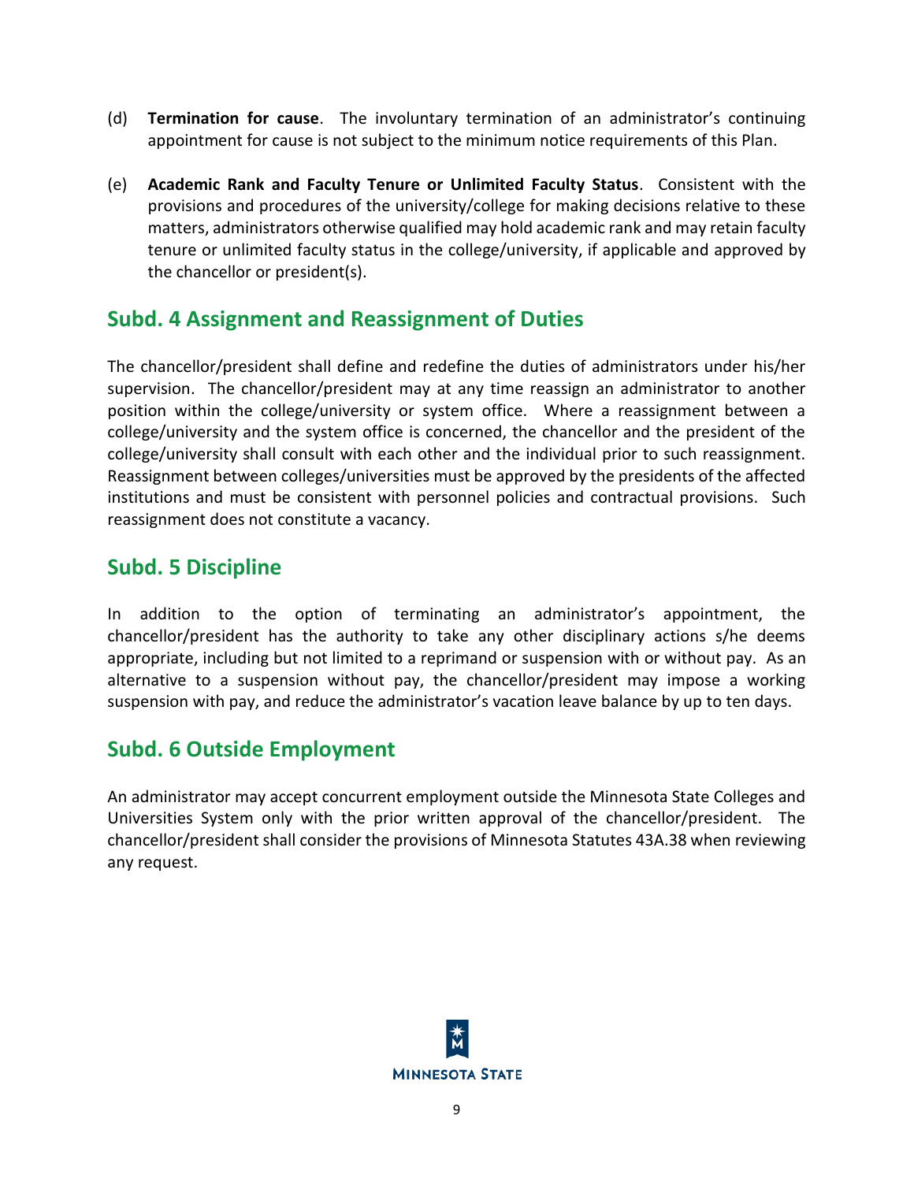(d) **Termination for cause**. The involuntary termination of an administrator's continuing appointment for cause is not subject to the minimum notice requirements of this Plan.

(e) **Academic Rank and Faculty Tenure or Unlimited Faculty Status**. Consistent with the provisions and procedures of the university/college for making decisions relative to these matters, administrators otherwise qualified may hold academic rank and may retain faculty tenure or unlimited faculty status in the college/university, if applicable and approved by the chancellor or president(s).

## Subd. 4 Assignment and Reassignment of Duties

The chancellor/president shall define and redefine the duties of administrators under his/her supervision. The chancellor/president may at any time reassign an administrator to another position within the college/university or system office. Where a reassignment between a college/university and the system office is concerned, the chancellor and the president of the college/university shall consult with each other and the individual prior to such reassignment. Reassignment between colleges/universities must be approved by the presidents of the affected institutions and must be consistent with personnel policies and contractual provisions. Such reassignment does not constitute a vacancy.

## Subd. 5 Discipline

In addition to the option of terminating an administrator's appointment, the chancellor/president has the authority to take any other disciplinary actions s/he deems appropriate, including but not limited to a reprimand or suspension with or without pay. As an alternative to a suspension without pay, the chancellor/president may impose a working suspension with pay, and reduce the administrator's vacation leave balance by up to ten days.

## Subd. 6 Outside Employment

An administrator may accept concurrent employment outside the Minnesota State Colleges and Universities System only with the prior written approval of the chancellor/president. The chancellor/president shall consider the provisions of Minnesota Statutes 43A.38 when reviewing any request.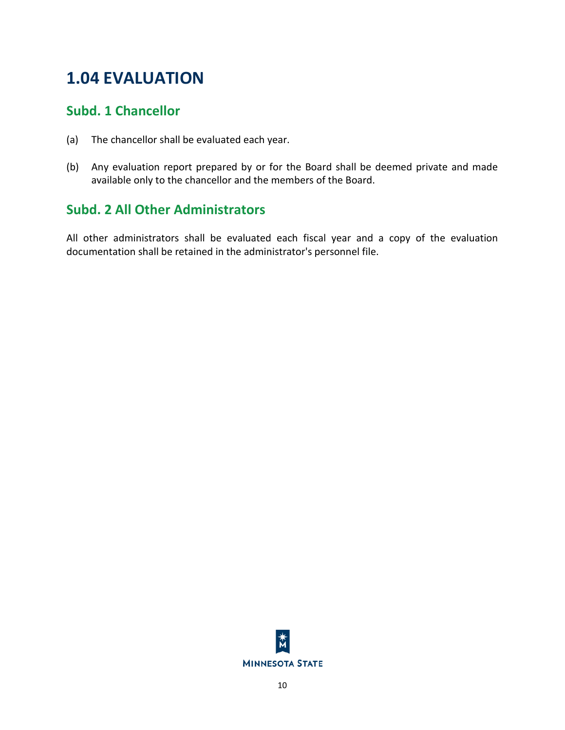# 1.04 EVALUATION

## Subd. 1 Chancellor

(a) The chancellor shall be evaluated each year.

(b) Any evaluation report prepared by or for the Board shall be deemed private and made available only to the chancellor and the members of the Board.

## Subd. 2 All Other Administrators

All other administrators shall be evaluated each fiscal year and a copy of the evaluation documentation shall be retained in the administrator's personnel file.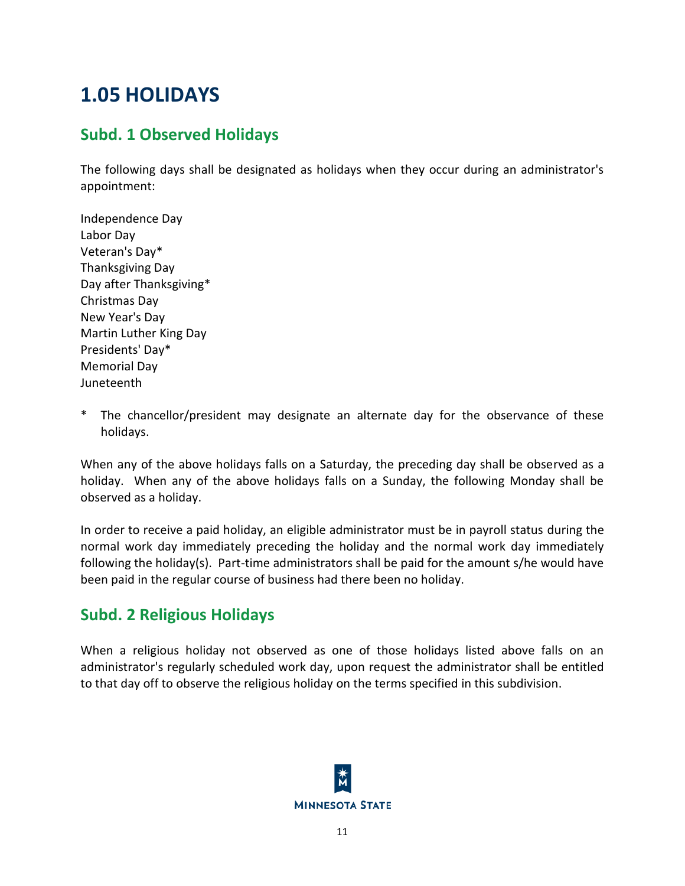# 1.05 HOLIDAYS

## Subd. 1 Observed Holidays

The following days shall be designated as holidays when they occur during an administrator's appointment:

Independence Day
Labor Day
Veteran's Day*
Thanksgiving Day
Day after Thanksgiving*
Christmas Day
New Year's Day
Martin Luther King Day
Presidents' Day*
Memorial Day
Juneteenth

\* The chancellor/president may designate an alternate day for the observance of these holidays.

When any of the above holidays falls on a Saturday, the preceding day shall be observed as a holiday. When any of the above holidays falls on a Sunday, the following Monday shall be observed as a holiday.

In order to receive a paid holiday, an eligible administrator must be in payroll status during the normal work day immediately preceding the holiday and the normal work day immediately following the holiday(s). Part-time administrators shall be paid for the amount s/he would have been paid in the regular course of business had there been no holiday.

## Subd. 2 Religious Holidays

When a religious holiday not observed as one of those holidays listed above falls on an administrator's regularly scheduled work day, upon request the administrator shall be entitled to that day off to observe the religious holiday on the terms specified in this subdivision.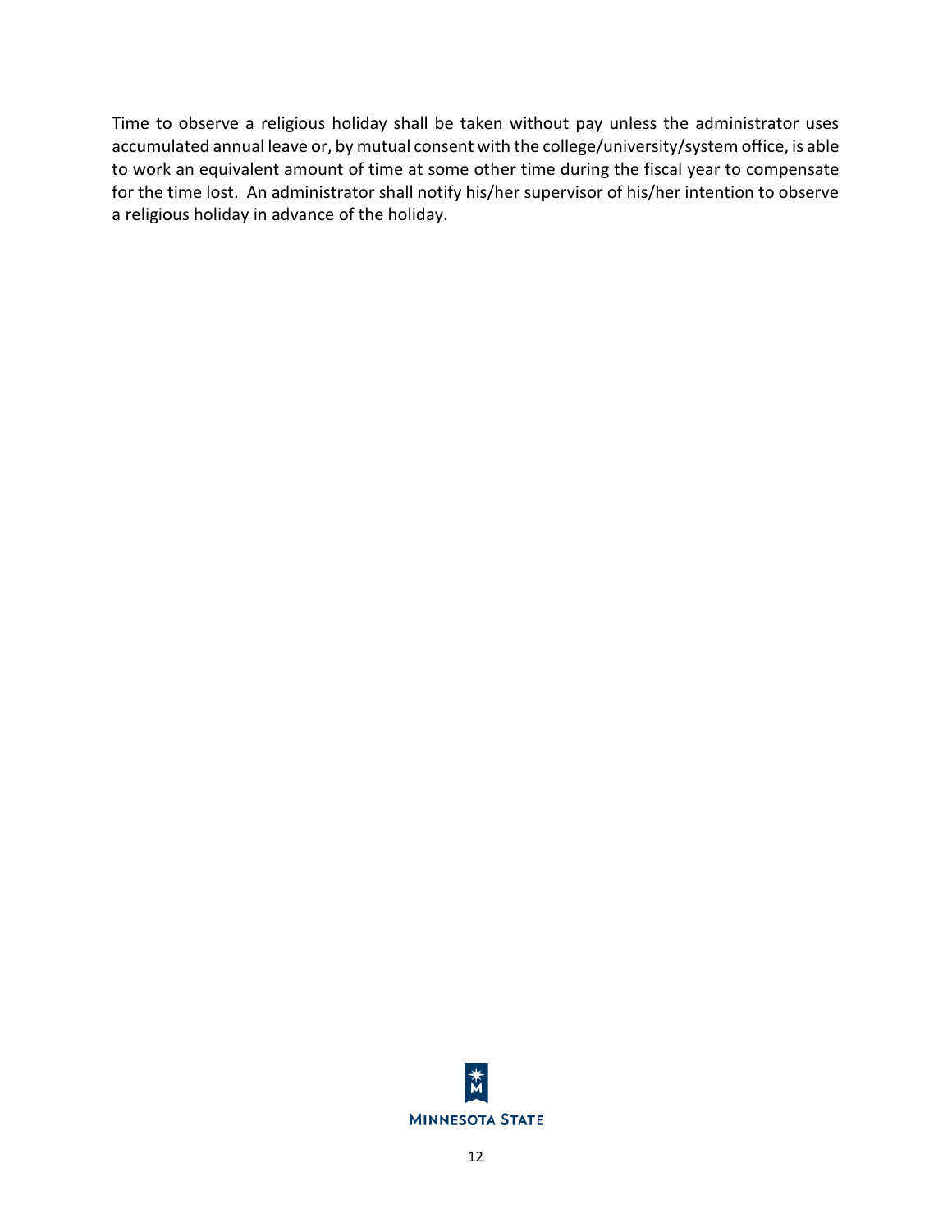Time to observe a religious holiday shall be taken without pay unless the administrator uses accumulated annual leave or, by mutual consent with the college/university/system office, is able to work an equivalent amount of time at some other time during the fiscal year to compensate for the time lost. An administrator shall notify his/her supervisor of his/her intention to observe a religious holiday in advance of the holiday.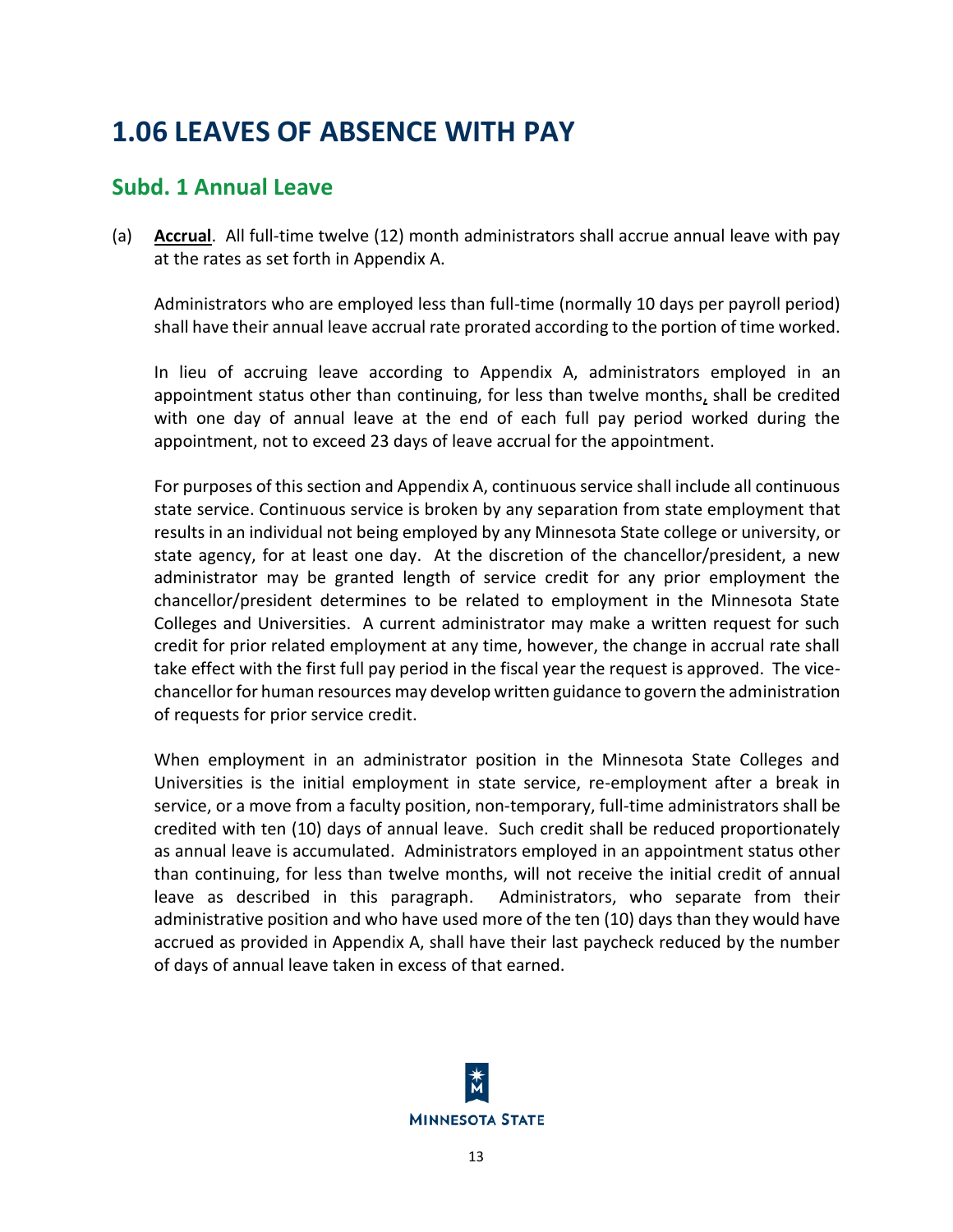# 1.06 LEAVES OF ABSENCE WITH PAY

## Subd. 1 Annual Leave

(a) **Accrual**. All full-time twelve (12) month administrators shall accrue annual leave with pay at the rates as set forth in Appendix A.

Administrators who are employed less than full-time (normally 10 days per payroll period) shall have their annual leave accrual rate prorated according to the portion of time worked.

In lieu of accruing leave according to Appendix A, administrators employed in an appointment status other than continuing, for less than twelve months, shall be credited with one day of annual leave at the end of each full pay period worked during the appointment, not to exceed 23 days of leave accrual for the appointment.

For purposes of this section and Appendix A, continuous service shall include all continuous state service. Continuous service is broken by any separation from state employment that results in an individual not being employed by any Minnesota State college or university, or state agency, for at least one day. At the discretion of the chancellor/president, a new administrator may be granted length of service credit for any prior employment the chancellor/president determines to be related to employment in the Minnesota State Colleges and Universities. A current administrator may make a written request for such credit for prior related employment at any time, however, the change in accrual rate shall take effect with the first full pay period in the fiscal year the request is approved. The vice-chancellor for human resources may develop written guidance to govern the administration of requests for prior service credit.

When employment in an administrator position in the Minnesota State Colleges and Universities is the initial employment in state service, re-employment after a break in service, or a move from a faculty position, non-temporary, full-time administrators shall be credited with ten (10) days of annual leave. Such credit shall be reduced proportionately as annual leave is accumulated. Administrators employed in an appointment status other than continuing, for less than twelve months, will not receive the initial credit of annual leave as described in this paragraph. Administrators, who separate from their administrative position and who have used more of the ten (10) days than they would have accrued as provided in Appendix A, shall have their last paycheck reduced by the number of days of annual leave taken in excess of that earned.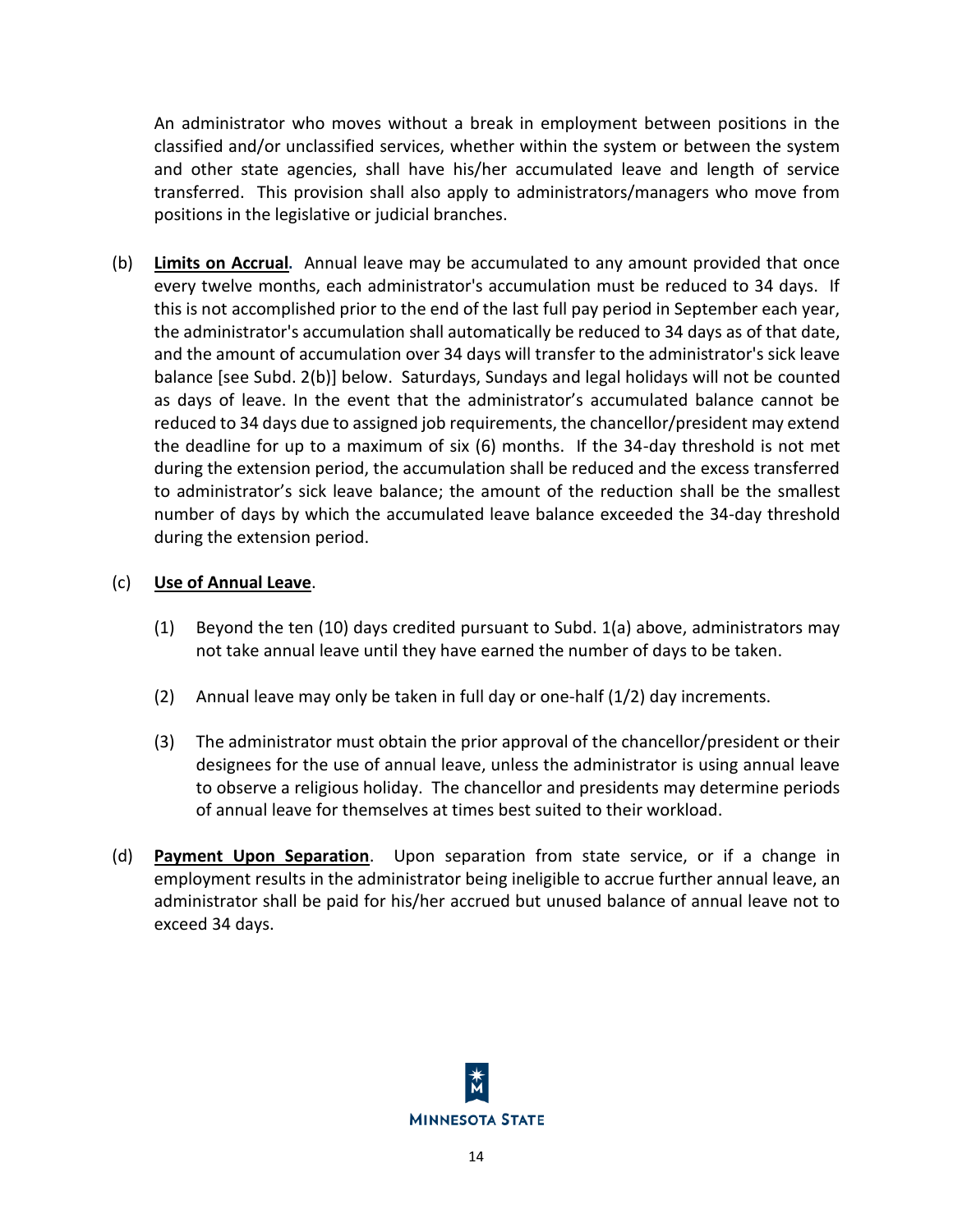An administrator who moves without a break in employment between positions in the classified and/or unclassified services, whether within the system or between the system and other state agencies, shall have his/her accumulated leave and length of service transferred. This provision shall also apply to administrators/managers who move from positions in the legislative or judicial branches.

(b) **Limits on Accrual**. Annual leave may be accumulated to any amount provided that once every twelve months, each administrator's accumulation must be reduced to 34 days. If this is not accomplished prior to the end of the last full pay period in September each year, the administrator's accumulation shall automatically be reduced to 34 days as of that date, and the amount of accumulation over 34 days will transfer to the administrator's sick leave balance [see Subd. 2(b)] below. Saturdays, Sundays and legal holidays will not be counted as days of leave. In the event that the administrator's accumulated balance cannot be reduced to 34 days due to assigned job requirements, the chancellor/president may extend the deadline for up to a maximum of six (6) months. If the 34-day threshold is not met during the extension period, the accumulation shall be reduced and the excess transferred to administrator's sick leave balance; the amount of the reduction shall be the smallest number of days by which the accumulated leave balance exceeded the 34-day threshold during the extension period.

(c) **Use of Annual Leave**.

(1) Beyond the ten (10) days credited pursuant to Subd. 1(a) above, administrators may not take annual leave until they have earned the number of days to be taken.

(2) Annual leave may only be taken in full day or one-half (1/2) day increments.

(3) The administrator must obtain the prior approval of the chancellor/president or their designees for the use of annual leave, unless the administrator is using annual leave to observe a religious holiday. The chancellor and presidents may determine periods of annual leave for themselves at times best suited to their workload.

(d) **Payment Upon Separation**. Upon separation from state service, or if a change in employment results in the administrator being ineligible to accrue further annual leave, an administrator shall be paid for his/her accrued but unused balance of annual leave not to exceed 34 days.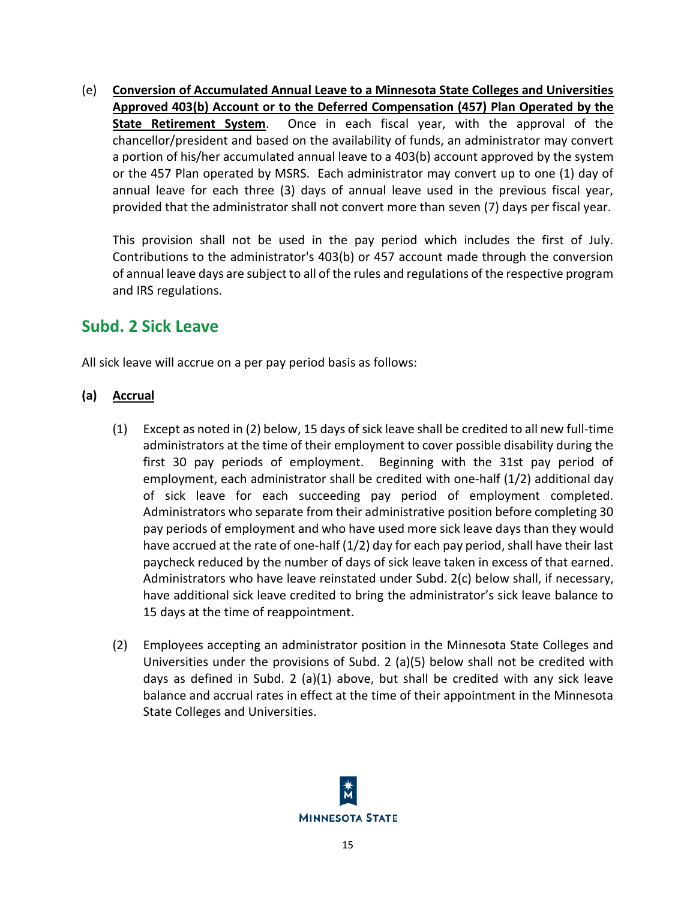(e) **Conversion of Accumulated Annual Leave to a Minnesota State Colleges and Universities Approved 403(b) Account or to the Deferred Compensation (457) Plan Operated by the State Retirement System**. Once in each fiscal year, with the approval of the chancellor/president and based on the availability of funds, an administrator may convert a portion of his/her accumulated annual leave to a 403(b) account approved by the system or the 457 Plan operated by MSRS. Each administrator may convert up to one (1) day of annual leave for each three (3) days of annual leave used in the previous fiscal year, provided that the administrator shall not convert more than seven (7) days per fiscal year.

This provision shall not be used in the pay period which includes the first of July. Contributions to the administrator's 403(b) or 457 account made through the conversion of annual leave days are subject to all of the rules and regulations of the respective program and IRS regulations.

## Subd. 2 Sick Leave

All sick leave will accrue on a per pay period basis as follows:

**(a) Accrual**

(1) Except as noted in (2) below, 15 days of sick leave shall be credited to all new full-time administrators at the time of their employment to cover possible disability during the first 30 pay periods of employment. Beginning with the 31st pay period of employment, each administrator shall be credited with one-half (1/2) additional day of sick leave for each succeeding pay period of employment completed. Administrators who separate from their administrative position before completing 30 pay periods of employment and who have used more sick leave days than they would have accrued at the rate of one-half (1/2) day for each pay period, shall have their last paycheck reduced by the number of days of sick leave taken in excess of that earned. Administrators who have leave reinstated under Subd. 2(c) below shall, if necessary, have additional sick leave credited to bring the administrator's sick leave balance to 15 days at the time of reappointment.

(2) Employees accepting an administrator position in the Minnesota State Colleges and Universities under the provisions of Subd. 2 (a)(5) below shall not be credited with days as defined in Subd. 2 (a)(1) above, but shall be credited with any sick leave balance and accrual rates in effect at the time of their appointment in the Minnesota State Colleges and Universities.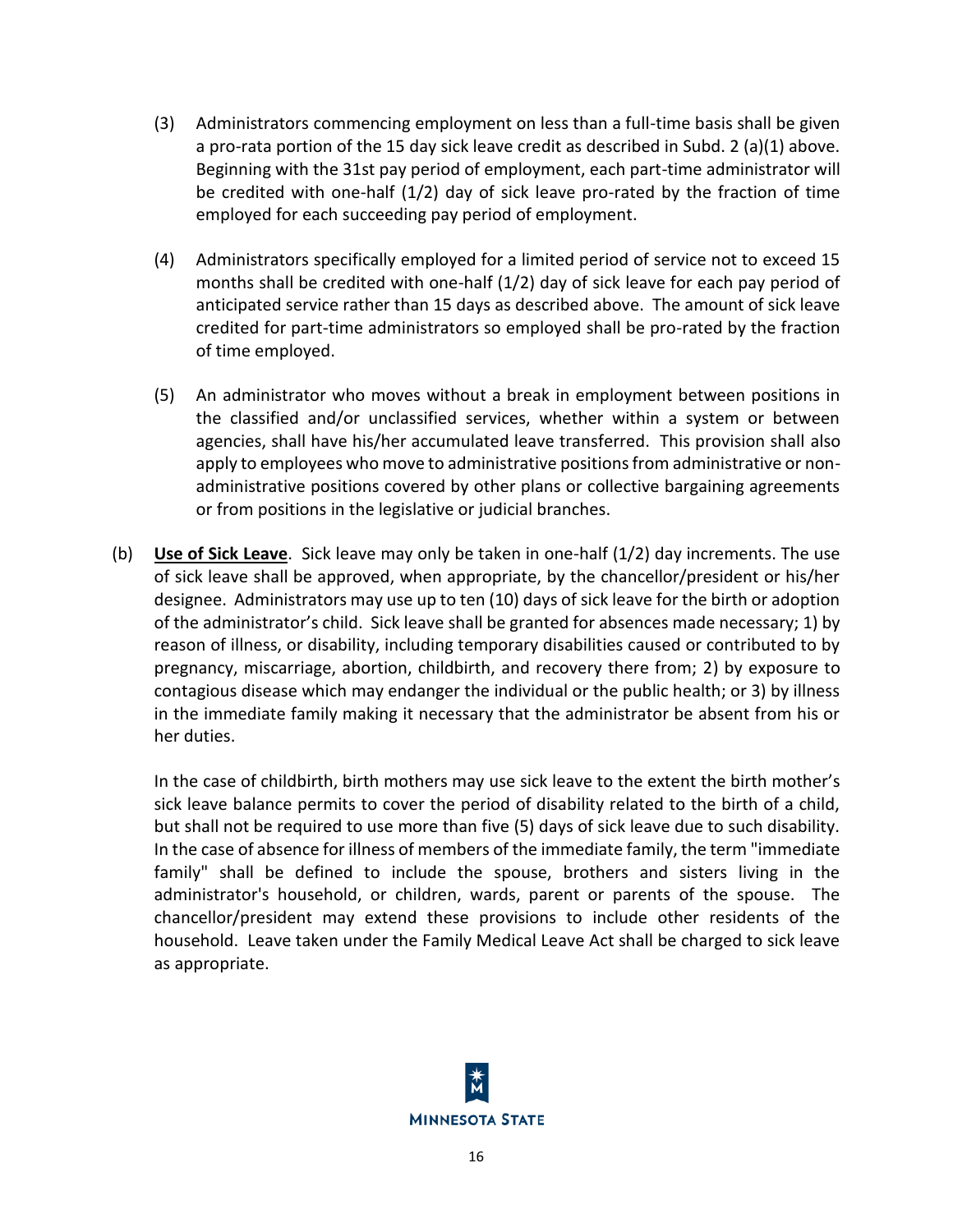(3) Administrators commencing employment on less than a full-time basis shall be given a pro-rata portion of the 15 day sick leave credit as described in Subd. 2 (a)(1) above. Beginning with the 31st pay period of employment, each part-time administrator will be credited with one-half (1/2) day of sick leave pro-rated by the fraction of time employed for each succeeding pay period of employment.

(4) Administrators specifically employed for a limited period of service not to exceed 15 months shall be credited with one-half (1/2) day of sick leave for each pay period of anticipated service rather than 15 days as described above. The amount of sick leave credited for part-time administrators so employed shall be pro-rated by the fraction of time employed.

(5) An administrator who moves without a break in employment between positions in the classified and/or unclassified services, whether within a system or between agencies, shall have his/her accumulated leave transferred. This provision shall also apply to employees who move to administrative positions from administrative or non-administrative positions covered by other plans or collective bargaining agreements or from positions in the legislative or judicial branches.

(b) **Use of Sick Leave**. Sick leave may only be taken in one-half (1/2) day increments. The use of sick leave shall be approved, when appropriate, by the chancellor/president or his/her designee. Administrators may use up to ten (10) days of sick leave for the birth or adoption of the administrator's child. Sick leave shall be granted for absences made necessary; 1) by reason of illness, or disability, including temporary disabilities caused or contributed to by pregnancy, miscarriage, abortion, childbirth, and recovery there from; 2) by exposure to contagious disease which may endanger the individual or the public health; or 3) by illness in the immediate family making it necessary that the administrator be absent from his or her duties.

In the case of childbirth, birth mothers may use sick leave to the extent the birth mother's sick leave balance permits to cover the period of disability related to the birth of a child, but shall not be required to use more than five (5) days of sick leave due to such disability. In the case of absence for illness of members of the immediate family, the term "immediate family" shall be defined to include the spouse, brothers and sisters living in the administrator's household, or children, wards, parent or parents of the spouse. The chancellor/president may extend these provisions to include other residents of the household. Leave taken under the Family Medical Leave Act shall be charged to sick leave as appropriate.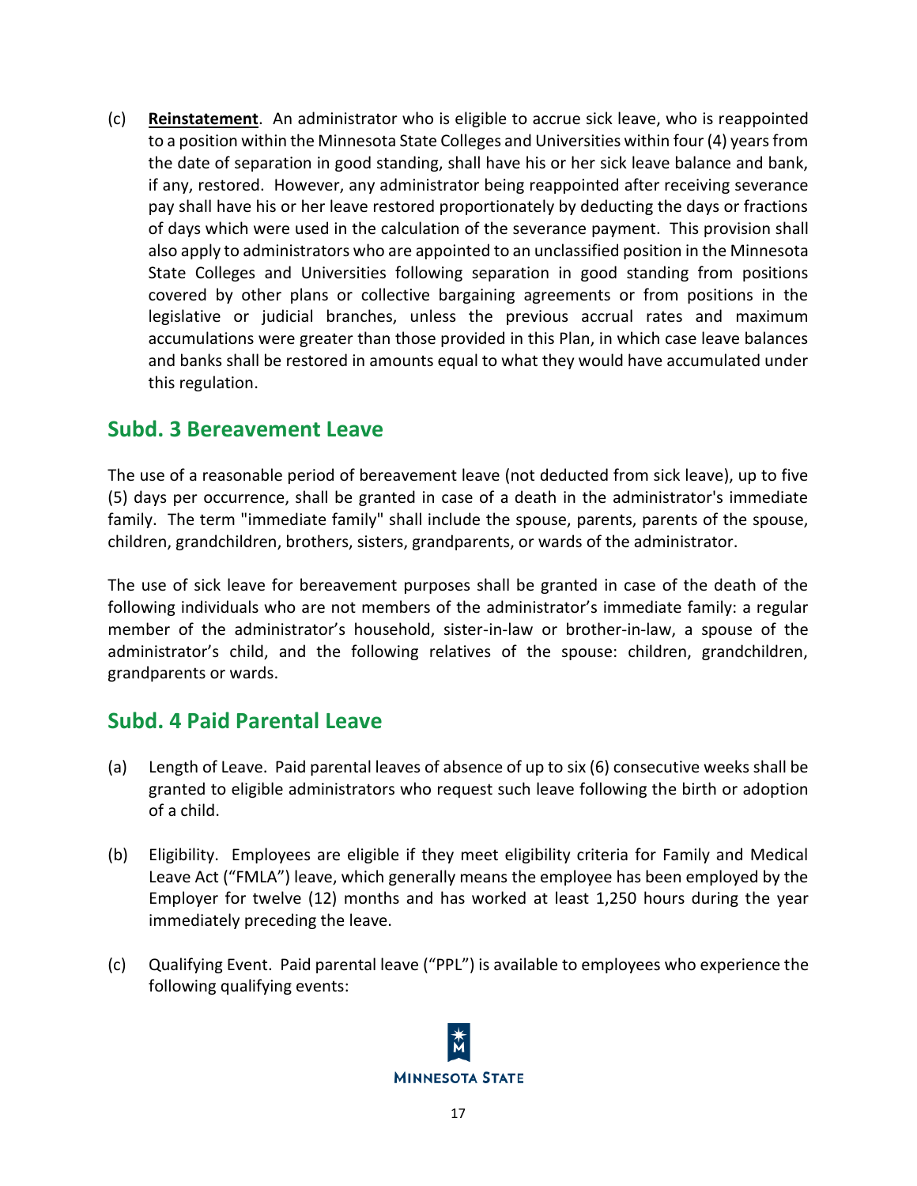(c) **Reinstatement**. An administrator who is eligible to accrue sick leave, who is reappointed to a position within the Minnesota State Colleges and Universities within four (4) years from the date of separation in good standing, shall have his or her sick leave balance and bank, if any, restored. However, any administrator being reappointed after receiving severance pay shall have his or her leave restored proportionately by deducting the days or fractions of days which were used in the calculation of the severance payment. This provision shall also apply to administrators who are appointed to an unclassified position in the Minnesota State Colleges and Universities following separation in good standing from positions covered by other plans or collective bargaining agreements or from positions in the legislative or judicial branches, unless the previous accrual rates and maximum accumulations were greater than those provided in this Plan, in which case leave balances and banks shall be restored in amounts equal to what they would have accumulated under this regulation.

## Subd. 3 Bereavement Leave

The use of a reasonable period of bereavement leave (not deducted from sick leave), up to five (5) days per occurrence, shall be granted in case of a death in the administrator's immediate family. The term "immediate family" shall include the spouse, parents, parents of the spouse, children, grandchildren, brothers, sisters, grandparents, or wards of the administrator.

The use of sick leave for bereavement purposes shall be granted in case of the death of the following individuals who are not members of the administrator's immediate family: a regular member of the administrator's household, sister-in-law or brother-in-law, a spouse of the administrator's child, and the following relatives of the spouse: children, grandchildren, grandparents or wards.

## Subd. 4 Paid Parental Leave

(a) Length of Leave. Paid parental leaves of absence of up to six (6) consecutive weeks shall be granted to eligible administrators who request such leave following the birth or adoption of a child.

(b) Eligibility. Employees are eligible if they meet eligibility criteria for Family and Medical Leave Act ("FMLA") leave, which generally means the employee has been employed by the Employer for twelve (12) months and has worked at least 1,250 hours during the year immediately preceding the leave.

(c) Qualifying Event. Paid parental leave ("PPL") is available to employees who experience the following qualifying events: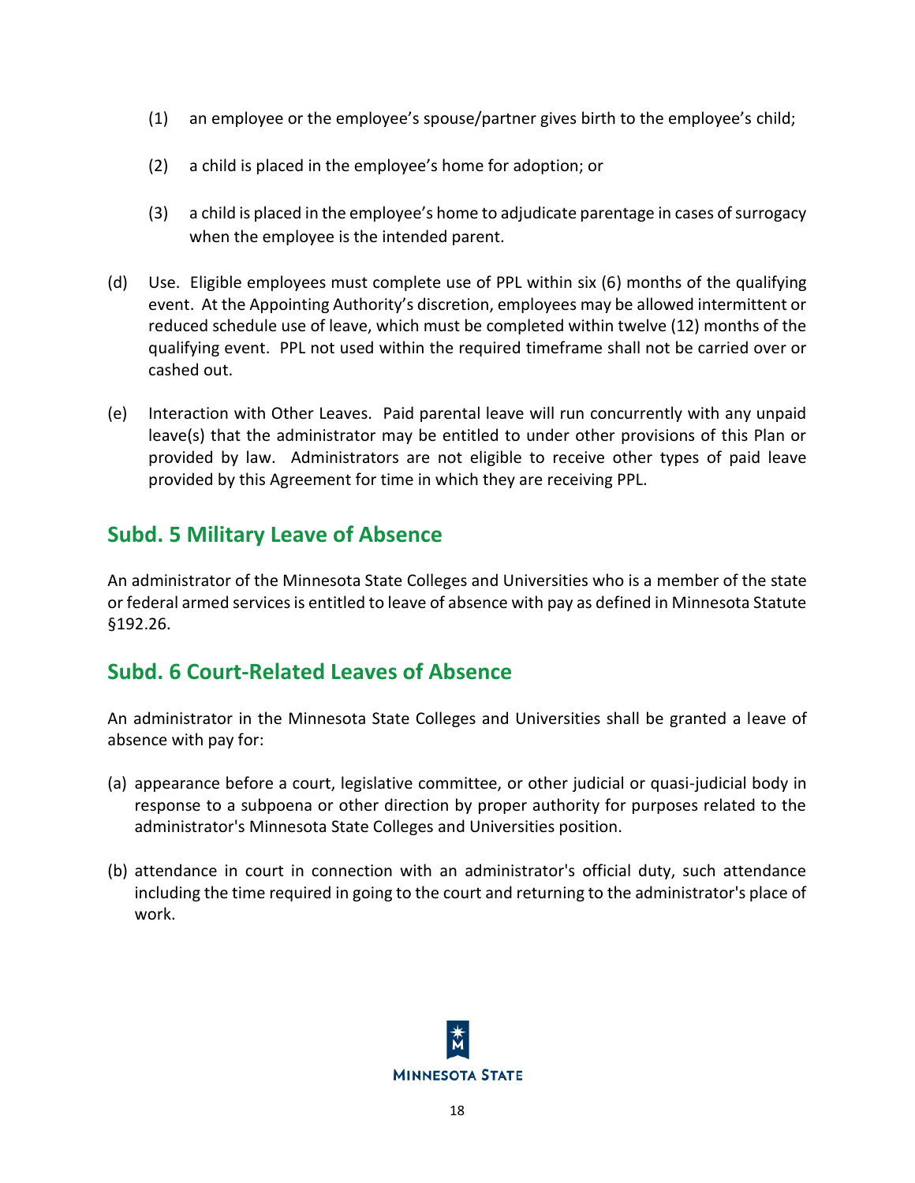(1) an employee or the employee's spouse/partner gives birth to the employee's child;

(2) a child is placed in the employee's home for adoption; or

(3) a child is placed in the employee's home to adjudicate parentage in cases of surrogacy when the employee is the intended parent.

(d) Use. Eligible employees must complete use of PPL within six (6) months of the qualifying event. At the Appointing Authority's discretion, employees may be allowed intermittent or reduced schedule use of leave, which must be completed within twelve (12) months of the qualifying event. PPL not used within the required timeframe shall not be carried over or cashed out.

(e) Interaction with Other Leaves. Paid parental leave will run concurrently with any unpaid leave(s) that the administrator may be entitled to under other provisions of this Plan or provided by law. Administrators are not eligible to receive other types of paid leave provided by this Agreement for time in which they are receiving PPL.

## Subd. 5 Military Leave of Absence

An administrator of the Minnesota State Colleges and Universities who is a member of the state or federal armed services is entitled to leave of absence with pay as defined in Minnesota Statute §192.26.

## Subd. 6 Court-Related Leaves of Absence

An administrator in the Minnesota State Colleges and Universities shall be granted a leave of absence with pay for:

(a) appearance before a court, legislative committee, or other judicial or quasi-judicial body in response to a subpoena or other direction by proper authority for purposes related to the administrator's Minnesota State Colleges and Universities position.

(b) attendance in court in connection with an administrator's official duty, such attendance including the time required in going to the court and returning to the administrator's place of work.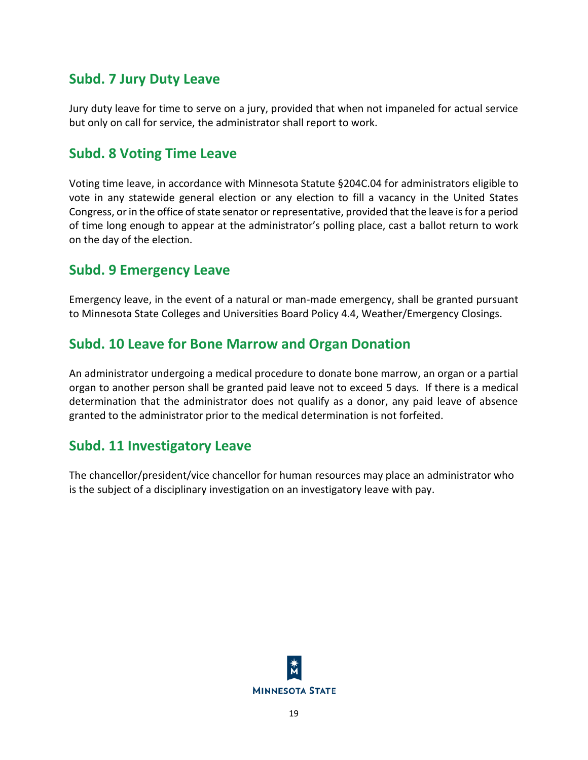## Subd. 7 Jury Duty Leave

Jury duty leave for time to serve on a jury, provided that when not impaneled for actual service but only on call for service, the administrator shall report to work.

## Subd. 8 Voting Time Leave

Voting time leave, in accordance with Minnesota Statute §204C.04 for administrators eligible to vote in any statewide general election or any election to fill a vacancy in the United States Congress, or in the office of state senator or representative, provided that the leave is for a period of time long enough to appear at the administrator's polling place, cast a ballot return to work on the day of the election.

## Subd. 9 Emergency Leave

Emergency leave, in the event of a natural or man-made emergency, shall be granted pursuant to Minnesota State Colleges and Universities Board Policy 4.4, Weather/Emergency Closings.

## Subd. 10 Leave for Bone Marrow and Organ Donation

An administrator undergoing a medical procedure to donate bone marrow, an organ or a partial organ to another person shall be granted paid leave not to exceed 5 days. If there is a medical determination that the administrator does not qualify as a donor, any paid leave of absence granted to the administrator prior to the medical determination is not forfeited.

## Subd. 11 Investigatory Leave

The chancellor/president/vice chancellor for human resources may place an administrator who is the subject of a disciplinary investigation on an investigatory leave with pay.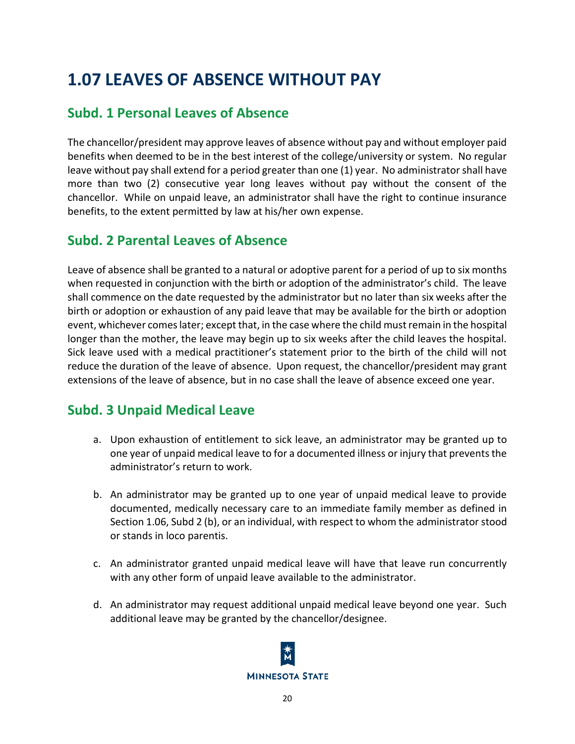# 1.07 LEAVES OF ABSENCE WITHOUT PAY

## Subd. 1 Personal Leaves of Absence

The chancellor/president may approve leaves of absence without pay and without employer paid benefits when deemed to be in the best interest of the college/university or system. No regular leave without pay shall extend for a period greater than one (1) year. No administrator shall have more than two (2) consecutive year long leaves without pay without the consent of the chancellor. While on unpaid leave, an administrator shall have the right to continue insurance benefits, to the extent permitted by law at his/her own expense.

## Subd. 2 Parental Leaves of Absence

Leave of absence shall be granted to a natural or adoptive parent for a period of up to six months when requested in conjunction with the birth or adoption of the administrator's child. The leave shall commence on the date requested by the administrator but no later than six weeks after the birth or adoption or exhaustion of any paid leave that may be available for the birth or adoption event, whichever comes later; except that, in the case where the child must remain in the hospital longer than the mother, the leave may begin up to six weeks after the child leaves the hospital. Sick leave used with a medical practitioner's statement prior to the birth of the child will not reduce the duration of the leave of absence. Upon request, the chancellor/president may grant extensions of the leave of absence, but in no case shall the leave of absence exceed one year.

## Subd. 3 Unpaid Medical Leave

a. Upon exhaustion of entitlement to sick leave, an administrator may be granted up to one year of unpaid medical leave to for a documented illness or injury that prevents the administrator's return to work.

b. An administrator may be granted up to one year of unpaid medical leave to provide documented, medically necessary care to an immediate family member as defined in Section 1.06, Subd 2 (b), or an individual, with respect to whom the administrator stood or stands in loco parentis.

c. An administrator granted unpaid medical leave will have that leave run concurrently with any other form of unpaid leave available to the administrator.

d. An administrator may request additional unpaid medical leave beyond one year. Such additional leave may be granted by the chancellor/designee.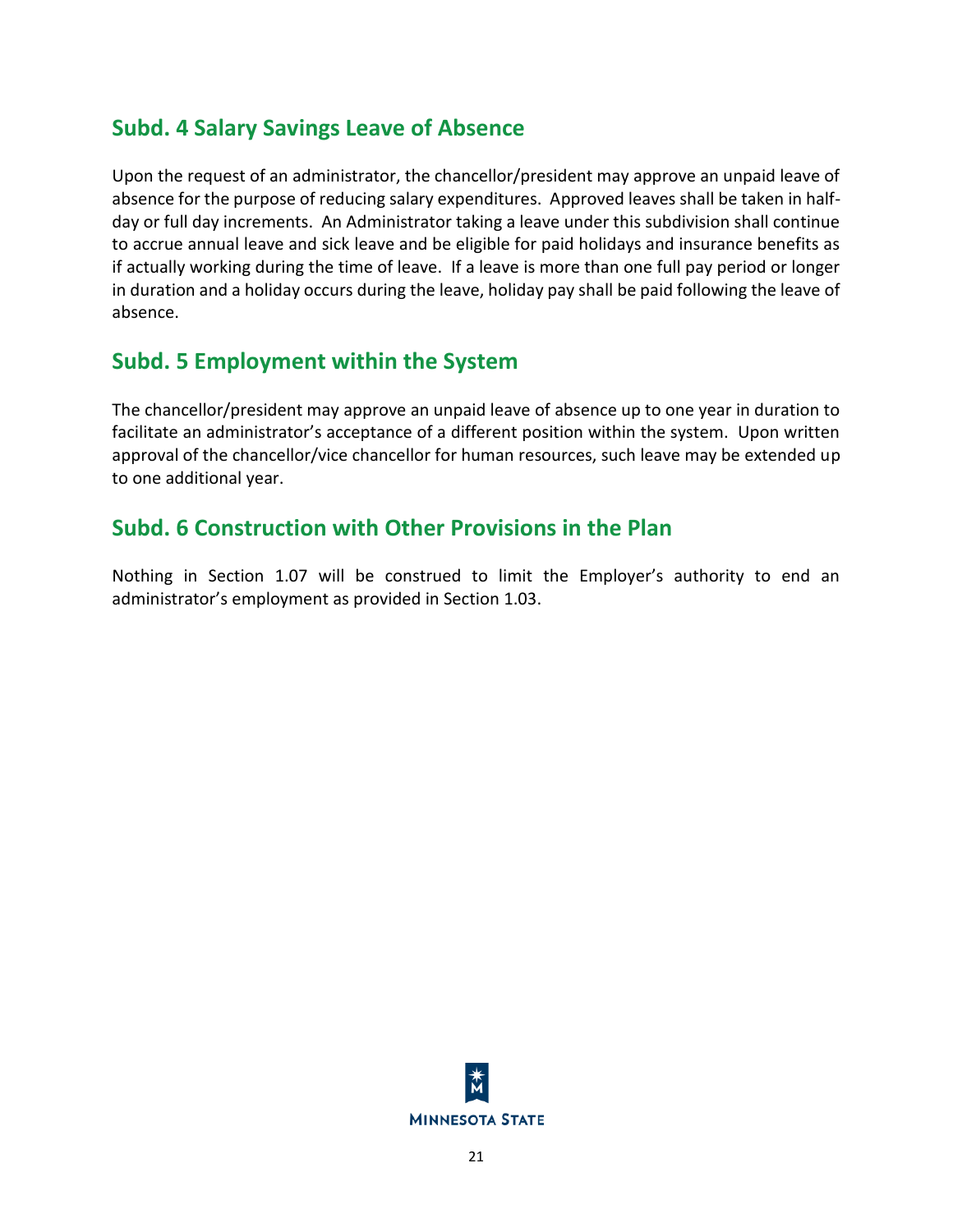## Subd. 4 Salary Savings Leave of Absence

Upon the request of an administrator, the chancellor/president may approve an unpaid leave of absence for the purpose of reducing salary expenditures. Approved leaves shall be taken in half-day or full day increments. An Administrator taking a leave under this subdivision shall continue to accrue annual leave and sick leave and be eligible for paid holidays and insurance benefits as if actually working during the time of leave. If a leave is more than one full pay period or longer in duration and a holiday occurs during the leave, holiday pay shall be paid following the leave of absence.

## Subd. 5 Employment within the System

The chancellor/president may approve an unpaid leave of absence up to one year in duration to facilitate an administrator's acceptance of a different position within the system. Upon written approval of the chancellor/vice chancellor for human resources, such leave may be extended up to one additional year.

## Subd. 6 Construction with Other Provisions in the Plan

Nothing in Section 1.07 will be construed to limit the Employer's authority to end an administrator's employment as provided in Section 1.03.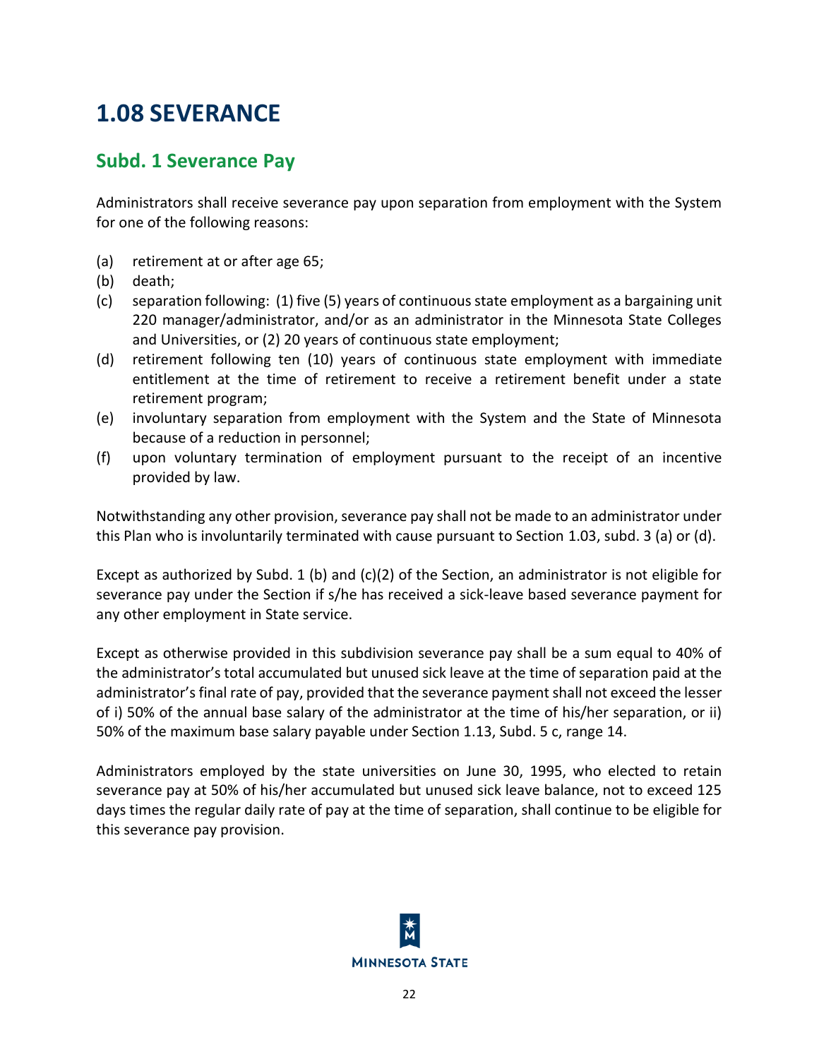# 1.08 SEVERANCE

## Subd. 1 Severance Pay

Administrators shall receive severance pay upon separation from employment with the System for one of the following reasons:

(a) retirement at or after age 65;
(b) death;
(c) separation following: (1) five (5) years of continuous state employment as a bargaining unit 220 manager/administrator, and/or as an administrator in the Minnesota State Colleges and Universities, or (2) 20 years of continuous state employment;
(d) retirement following ten (10) years of continuous state employment with immediate entitlement at the time of retirement to receive a retirement benefit under a state retirement program;
(e) involuntary separation from employment with the System and the State of Minnesota because of a reduction in personnel;
(f) upon voluntary termination of employment pursuant to the receipt of an incentive provided by law.

Notwithstanding any other provision, severance pay shall not be made to an administrator under this Plan who is involuntarily terminated with cause pursuant to Section 1.03, subd. 3 (a) or (d).

Except as authorized by Subd. 1 (b) and (c)(2) of the Section, an administrator is not eligible for severance pay under the Section if s/he has received a sick-leave based severance payment for any other employment in State service.

Except as otherwise provided in this subdivision severance pay shall be a sum equal to 40% of the administrator's total accumulated but unused sick leave at the time of separation paid at the administrator's final rate of pay, provided that the severance payment shall not exceed the lesser of i) 50% of the annual base salary of the administrator at the time of his/her separation, or ii) 50% of the maximum base salary payable under Section 1.13, Subd. 5 c, range 14.

Administrators employed by the state universities on June 30, 1995, who elected to retain severance pay at 50% of his/her accumulated but unused sick leave balance, not to exceed 125 days times the regular daily rate of pay at the time of separation, shall continue to be eligible for this severance pay provision.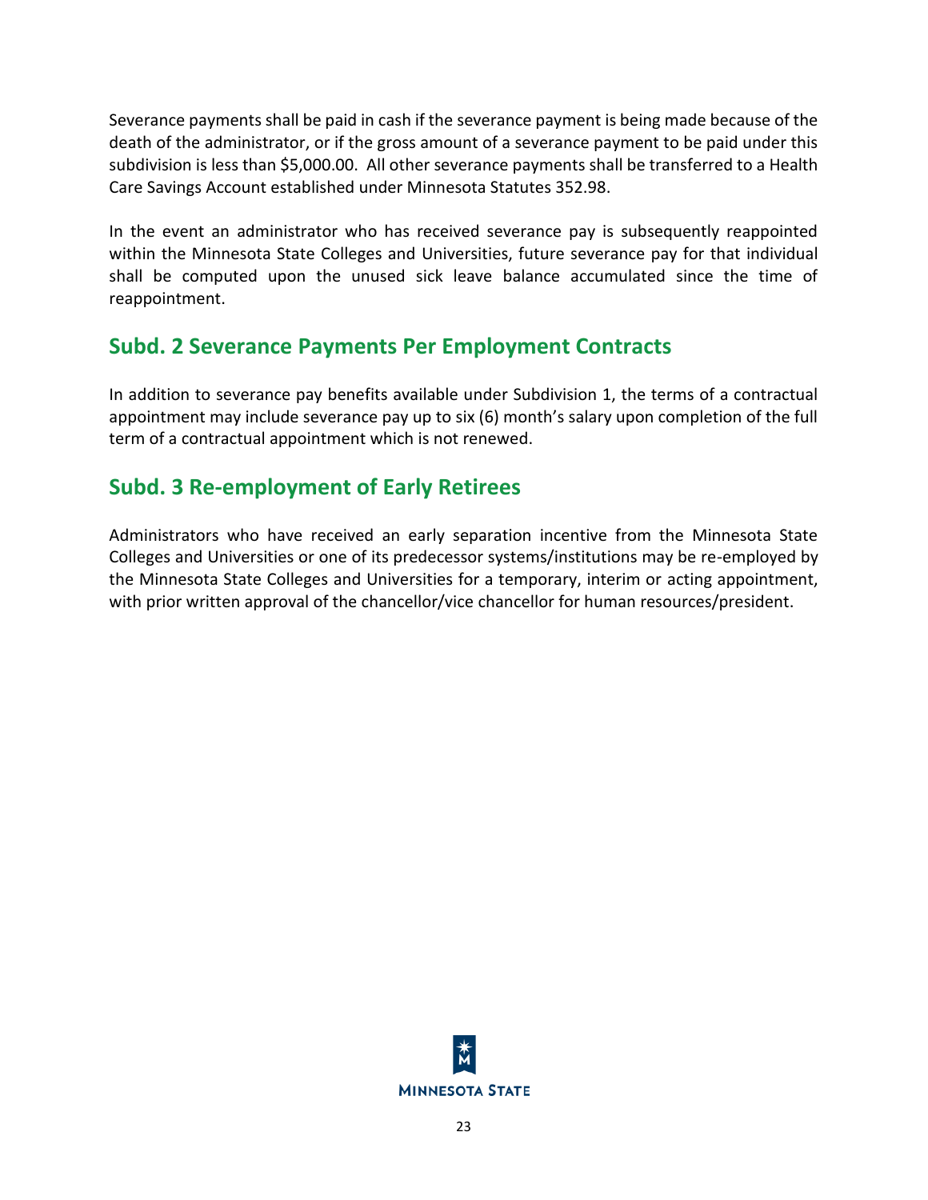Severance payments shall be paid in cash if the severance payment is being made because of the death of the administrator, or if the gross amount of a severance payment to be paid under this subdivision is less than $5,000.00. All other severance payments shall be transferred to a Health Care Savings Account established under Minnesota Statutes 352.98.

In the event an administrator who has received severance pay is subsequently reappointed within the Minnesota State Colleges and Universities, future severance pay for that individual shall be computed upon the unused sick leave balance accumulated since the time of reappointment.

## Subd. 2 Severance Payments Per Employment Contracts

In addition to severance pay benefits available under Subdivision 1, the terms of a contractual appointment may include severance pay up to six (6) month's salary upon completion of the full term of a contractual appointment which is not renewed.

## Subd. 3 Re-employment of Early Retirees

Administrators who have received an early separation incentive from the Minnesota State Colleges and Universities or one of its predecessor systems/institutions may be re-employed by the Minnesota State Colleges and Universities for a temporary, interim or acting appointment, with prior written approval of the chancellor/vice chancellor for human resources/president.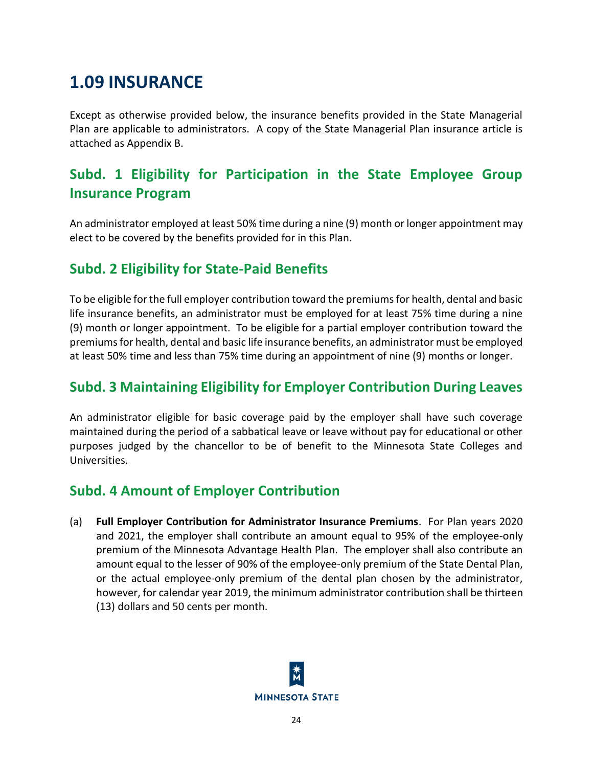# 1.09 INSURANCE

Except as otherwise provided below, the insurance benefits provided in the State Managerial Plan are applicable to administrators. A copy of the State Managerial Plan insurance article is attached as Appendix B.

## Subd. 1 Eligibility for Participation in the State Employee Group Insurance Program

An administrator employed at least 50% time during a nine (9) month or longer appointment may elect to be covered by the benefits provided for in this Plan.

## Subd. 2 Eligibility for State-Paid Benefits

To be eligible for the full employer contribution toward the premiums for health, dental and basic life insurance benefits, an administrator must be employed for at least 75% time during a nine (9) month or longer appointment. To be eligible for a partial employer contribution toward the premiums for health, dental and basic life insurance benefits, an administrator must be employed at least 50% time and less than 75% time during an appointment of nine (9) months or longer.

## Subd. 3 Maintaining Eligibility for Employer Contribution During Leaves

An administrator eligible for basic coverage paid by the employer shall have such coverage maintained during the period of a sabbatical leave or leave without pay for educational or other purposes judged by the chancellor to be of benefit to the Minnesota State Colleges and Universities.

## Subd. 4 Amount of Employer Contribution

(a) **Full Employer Contribution for Administrator Insurance Premiums**. For Plan years 2020 and 2021, the employer shall contribute an amount equal to 95% of the employee-only premium of the Minnesota Advantage Health Plan. The employer shall also contribute an amount equal to the lesser of 90% of the employee-only premium of the State Dental Plan, or the actual employee-only premium of the dental plan chosen by the administrator, however, for calendar year 2019, the minimum administrator contribution shall be thirteen (13) dollars and 50 cents per month.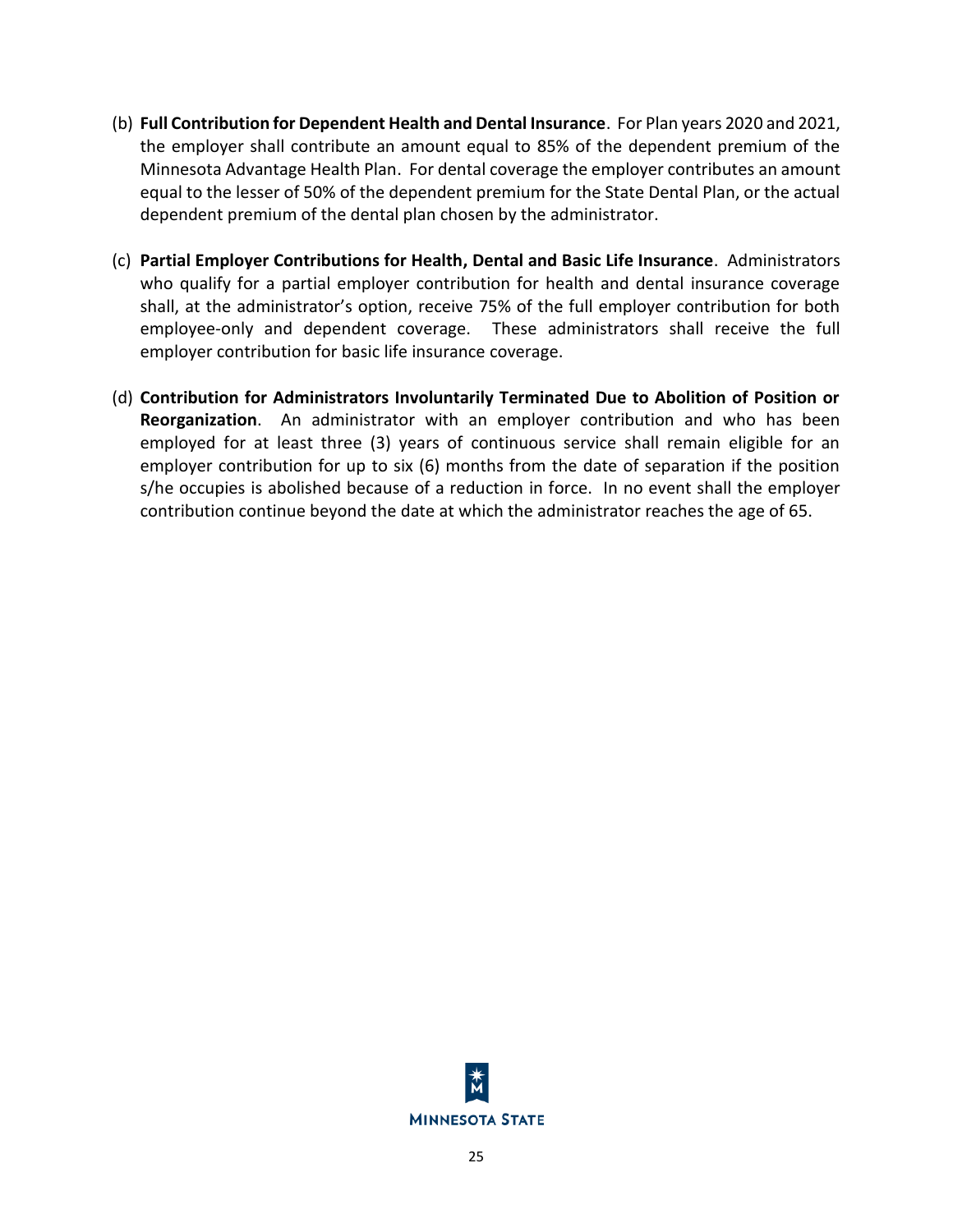(b) **Full Contribution for Dependent Health and Dental Insurance**. For Plan years 2020 and 2021, the employer shall contribute an amount equal to 85% of the dependent premium of the Minnesota Advantage Health Plan. For dental coverage the employer contributes an amount equal to the lesser of 50% of the dependent premium for the State Dental Plan, or the actual dependent premium of the dental plan chosen by the administrator.

(c) **Partial Employer Contributions for Health, Dental and Basic Life Insurance**. Administrators who qualify for a partial employer contribution for health and dental insurance coverage shall, at the administrator's option, receive 75% of the full employer contribution for both employee-only and dependent coverage. These administrators shall receive the full employer contribution for basic life insurance coverage.

(d) **Contribution for Administrators Involuntarily Terminated Due to Abolition of Position or Reorganization**. An administrator with an employer contribution and who has been employed for at least three (3) years of continuous service shall remain eligible for an employer contribution for up to six (6) months from the date of separation if the position s/he occupies is abolished because of a reduction in force. In no event shall the employer contribution continue beyond the date at which the administrator reaches the age of 65.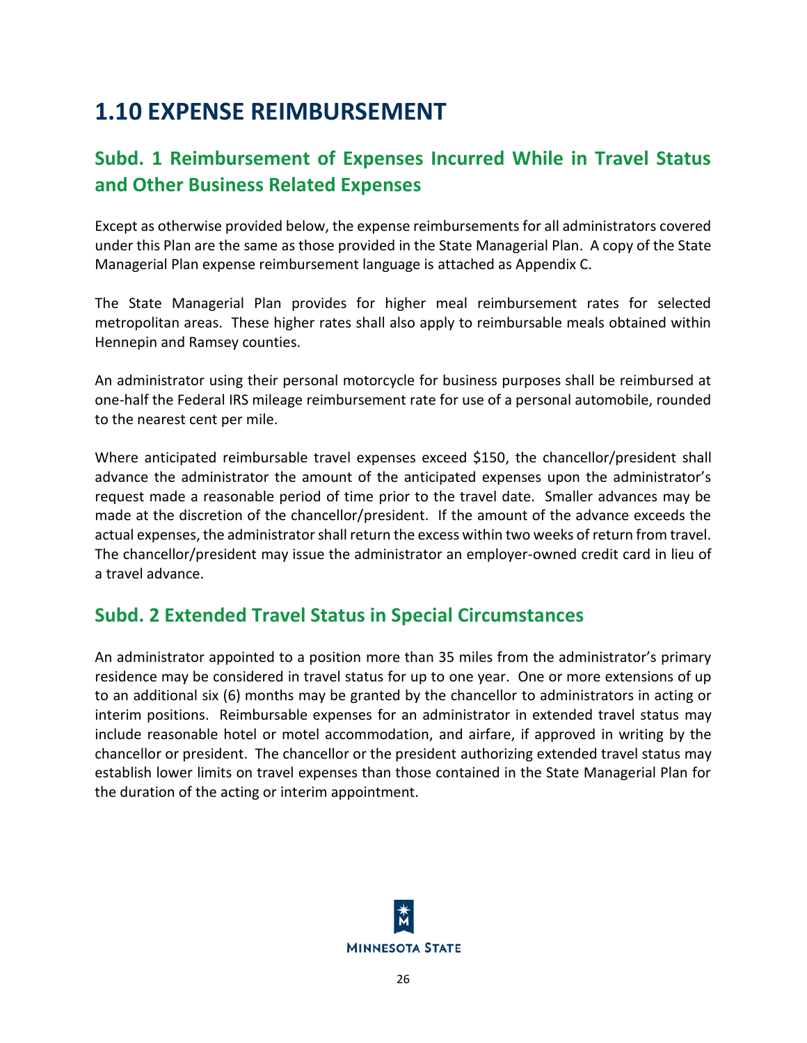# 1.10 EXPENSE REIMBURSEMENT

## Subd. 1 Reimbursement of Expenses Incurred While in Travel Status and Other Business Related Expenses

Except as otherwise provided below, the expense reimbursements for all administrators covered under this Plan are the same as those provided in the State Managerial Plan. A copy of the State Managerial Plan expense reimbursement language is attached as Appendix C.

The State Managerial Plan provides for higher meal reimbursement rates for selected metropolitan areas. These higher rates shall also apply to reimbursable meals obtained within Hennepin and Ramsey counties.

An administrator using their personal motorcycle for business purposes shall be reimbursed at one-half the Federal IRS mileage reimbursement rate for use of a personal automobile, rounded to the nearest cent per mile.

Where anticipated reimbursable travel expenses exceed $150, the chancellor/president shall advance the administrator the amount of the anticipated expenses upon the administrator's request made a reasonable period of time prior to the travel date. Smaller advances may be made at the discretion of the chancellor/president. If the amount of the advance exceeds the actual expenses, the administrator shall return the excess within two weeks of return from travel. The chancellor/president may issue the administrator an employer-owned credit card in lieu of a travel advance.

## Subd. 2 Extended Travel Status in Special Circumstances

An administrator appointed to a position more than 35 miles from the administrator's primary residence may be considered in travel status for up to one year. One or more extensions of up to an additional six (6) months may be granted by the chancellor to administrators in acting or interim positions. Reimbursable expenses for an administrator in extended travel status may include reasonable hotel or motel accommodation, and airfare, if approved in writing by the chancellor or president. The chancellor or the president authorizing extended travel status may establish lower limits on travel expenses than those contained in the State Managerial Plan for the duration of the acting or interim appointment.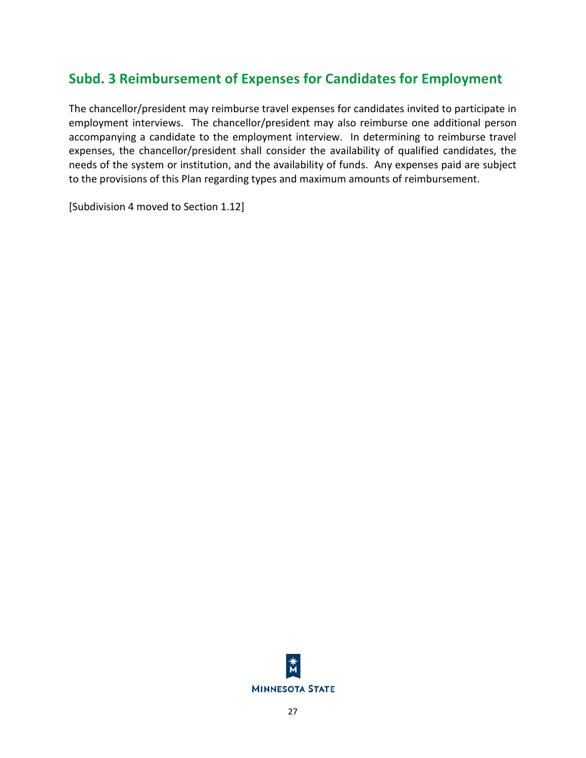## Subd. 3 Reimbursement of Expenses for Candidates for Employment

The chancellor/president may reimburse travel expenses for candidates invited to participate in employment interviews. The chancellor/president may also reimburse one additional person accompanying a candidate to the employment interview. In determining to reimburse travel expenses, the chancellor/president shall consider the availability of qualified candidates, the needs of the system or institution, and the availability of funds. Any expenses paid are subject to the provisions of this Plan regarding types and maximum amounts of reimbursement.

[Subdivision 4 moved to Section 1.12]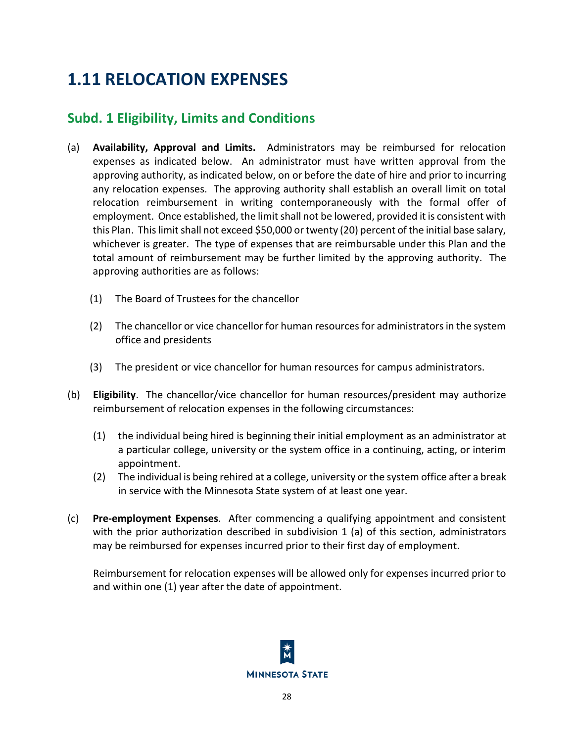# 1.11 RELOCATION EXPENSES

## Subd. 1 Eligibility, Limits and Conditions

(a) **Availability, Approval and Limits.** Administrators may be reimbursed for relocation expenses as indicated below. An administrator must have written approval from the approving authority, as indicated below, on or before the date of hire and prior to incurring any relocation expenses. The approving authority shall establish an overall limit on total relocation reimbursement in writing contemporaneously with the formal offer of employment. Once established, the limit shall not be lowered, provided it is consistent with this Plan. This limit shall not exceed $50,000 or twenty (20) percent of the initial base salary, whichever is greater. The type of expenses that are reimbursable under this Plan and the total amount of reimbursement may be further limited by the approving authority. The approving authorities are as follows:

   (1) The Board of Trustees for the chancellor

   (2) The chancellor or vice chancellor for human resources for administrators in the system office and presidents

   (3) The president or vice chancellor for human resources for campus administrators.

(b) **Eligibility**. The chancellor/vice chancellor for human resources/president may authorize reimbursement of relocation expenses in the following circumstances:

   (1) the individual being hired is beginning their initial employment as an administrator at a particular college, university or the system office in a continuing, acting, or interim appointment.
   (2) The individual is being rehired at a college, university or the system office after a break in service with the Minnesota State system of at least one year.

(c) **Pre-employment Expenses**. After commencing a qualifying appointment and consistent with the prior authorization described in subdivision 1 (a) of this section, administrators may be reimbursed for expenses incurred prior to their first day of employment.

   Reimbursement for relocation expenses will be allowed only for expenses incurred prior to and within one (1) year after the date of appointment.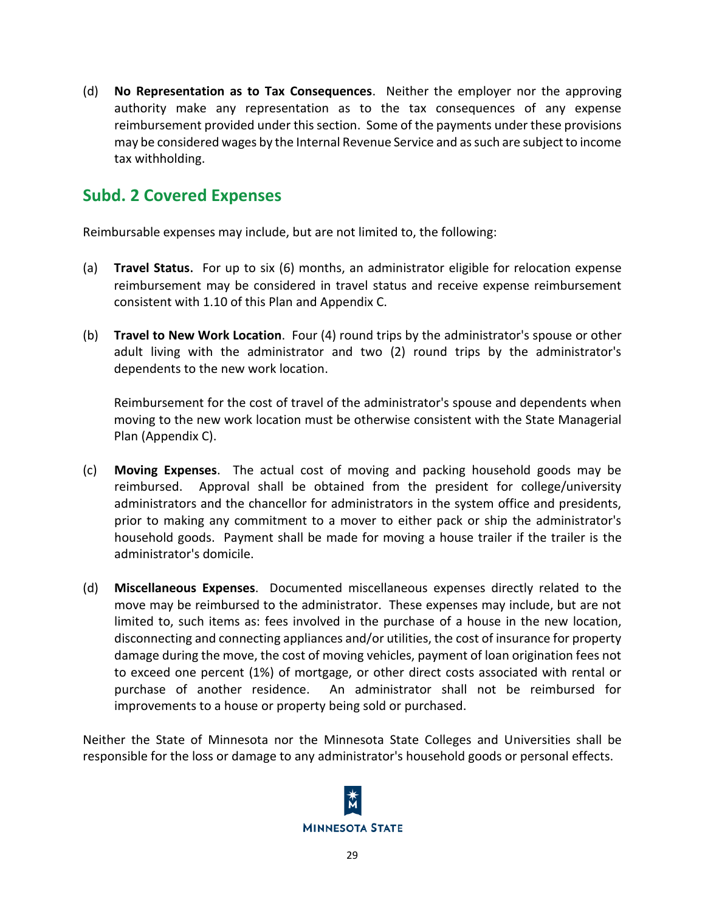(d) **No Representation as to Tax Consequences**. Neither the employer nor the approving authority make any representation as to the tax consequences of any expense reimbursement provided under this section. Some of the payments under these provisions may be considered wages by the Internal Revenue Service and as such are subject to income tax withholding.

## Subd. 2 Covered Expenses

Reimbursable expenses may include, but are not limited to, the following:

(a) **Travel Status**. For up to six (6) months, an administrator eligible for relocation expense reimbursement may be considered in travel status and receive expense reimbursement consistent with 1.10 of this Plan and Appendix C.

(b) **Travel to New Work Location**. Four (4) round trips by the administrator's spouse or other adult living with the administrator and two (2) round trips by the administrator's dependents to the new work location.

Reimbursement for the cost of travel of the administrator's spouse and dependents when moving to the new work location must be otherwise consistent with the State Managerial Plan (Appendix C).

(c) **Moving Expenses**. The actual cost of moving and packing household goods may be reimbursed. Approval shall be obtained from the president for college/university administrators and the chancellor for administrators in the system office and presidents, prior to making any commitment to a mover to either pack or ship the administrator's household goods. Payment shall be made for moving a house trailer if the trailer is the administrator's domicile.

(d) **Miscellaneous Expenses**. Documented miscellaneous expenses directly related to the move may be reimbursed to the administrator. These expenses may include, but are not limited to, such items as: fees involved in the purchase of a house in the new location, disconnecting and connecting appliances and/or utilities, the cost of insurance for property damage during the move, the cost of moving vehicles, payment of loan origination fees not to exceed one percent (1%) of mortgage, or other direct costs associated with rental or purchase of another residence. An administrator shall not be reimbursed for improvements to a house or property being sold or purchased.

Neither the State of Minnesota nor the Minnesota State Colleges and Universities shall be responsible for the loss or damage to any administrator's household goods or personal effects.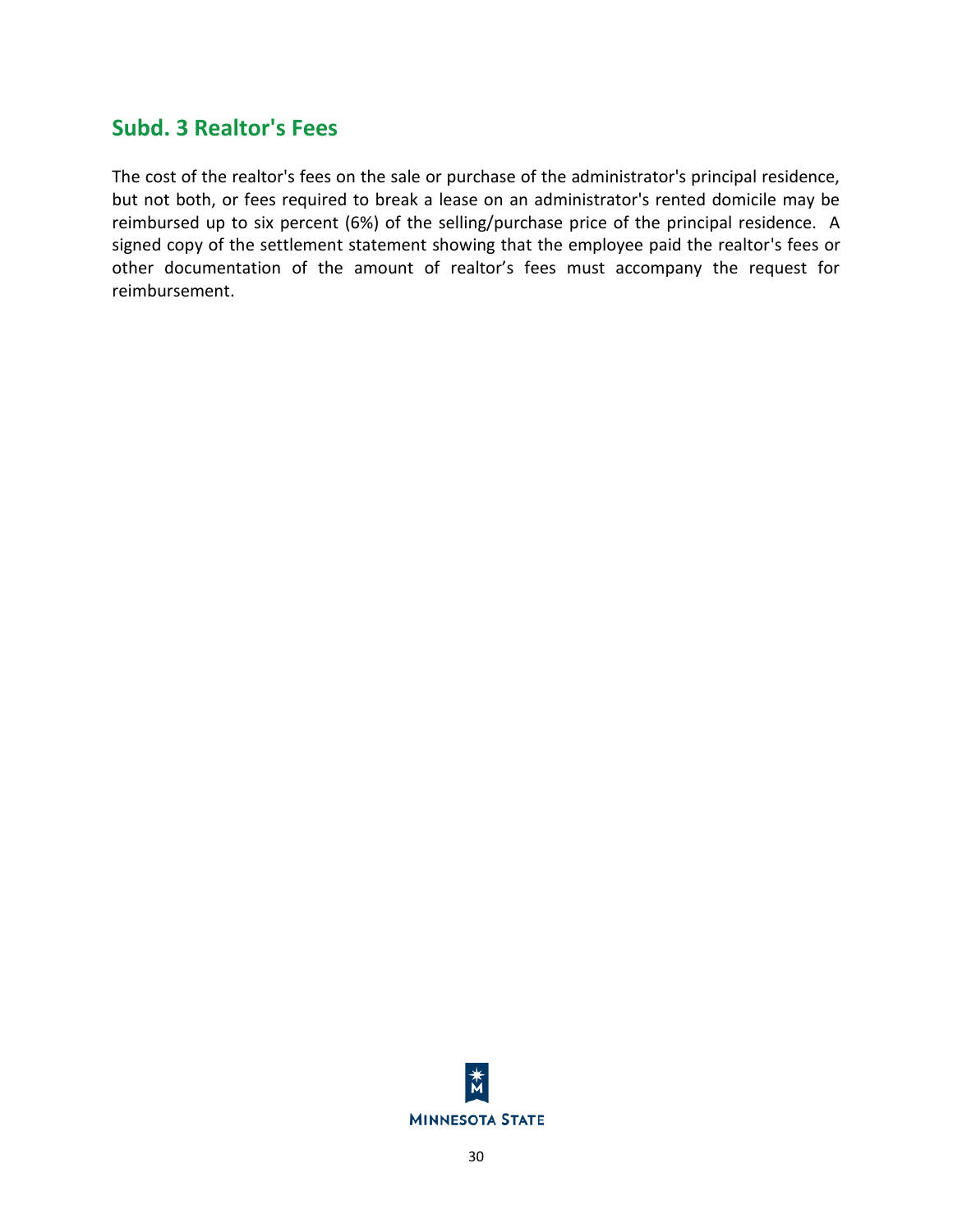## Subd. 3 Realtor's Fees

The cost of the realtor's fees on the sale or purchase of the administrator's principal residence, but not both, or fees required to break a lease on an administrator's rented domicile may be reimbursed up to six percent (6%) of the selling/purchase price of the principal residence. A signed copy of the settlement statement showing that the employee paid the realtor's fees or other documentation of the amount of realtor's fees must accompany the request for reimbursement.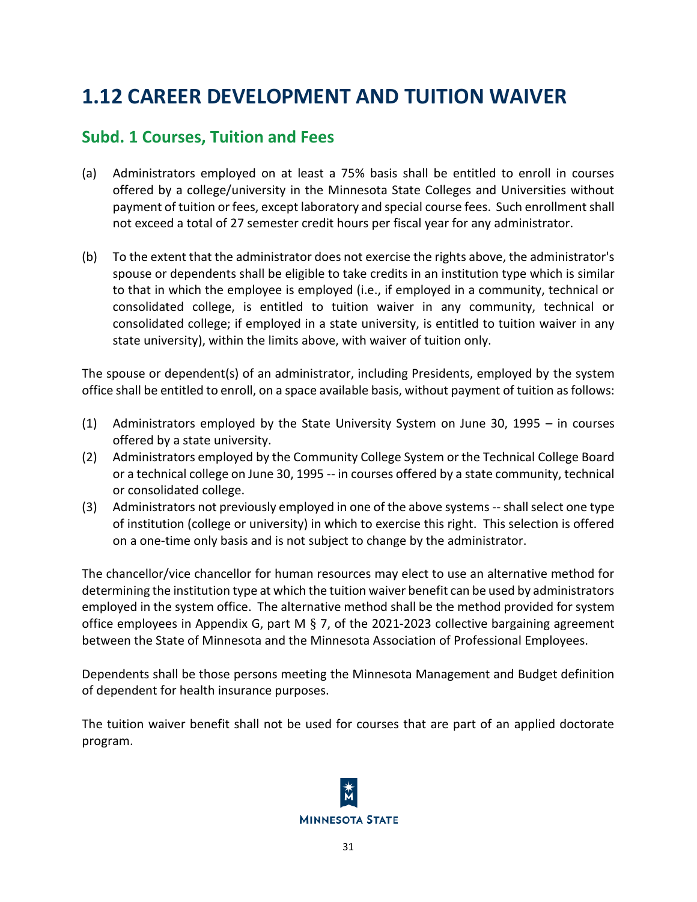# 1.12 CAREER DEVELOPMENT AND TUITION WAIVER

## Subd. 1 Courses, Tuition and Fees

(a) Administrators employed on at least a 75% basis shall be entitled to enroll in courses offered by a college/university in the Minnesota State Colleges and Universities without payment of tuition or fees, except laboratory and special course fees. Such enrollment shall not exceed a total of 27 semester credit hours per fiscal year for any administrator.

(b) To the extent that the administrator does not exercise the rights above, the administrator's spouse or dependents shall be eligible to take credits in an institution type which is similar to that in which the employee is employed (i.e., if employed in a community, technical or consolidated college, is entitled to tuition waiver in any community, technical or consolidated college; if employed in a state university, is entitled to tuition waiver in any state university), within the limits above, with waiver of tuition only.

The spouse or dependent(s) of an administrator, including Presidents, employed by the system office shall be entitled to enroll, on a space available basis, without payment of tuition as follows:

(1) Administrators employed by the State University System on June 30, 1995 – in courses offered by a state university.
(2) Administrators employed by the Community College System or the Technical College Board or a technical college on June 30, 1995 -- in courses offered by a state community, technical or consolidated college.
(3) Administrators not previously employed in one of the above systems -- shall select one type of institution (college or university) in which to exercise this right. This selection is offered on a one-time only basis and is not subject to change by the administrator.

The chancellor/vice chancellor for human resources may elect to use an alternative method for determining the institution type at which the tuition waiver benefit can be used by administrators employed in the system office. The alternative method shall be the method provided for system office employees in Appendix G, part M § 7, of the 2021-2023 collective bargaining agreement between the State of Minnesota and the Minnesota Association of Professional Employees.

Dependents shall be those persons meeting the Minnesota Management and Budget definition of dependent for health insurance purposes.

The tuition waiver benefit shall not be used for courses that are part of an applied doctorate program.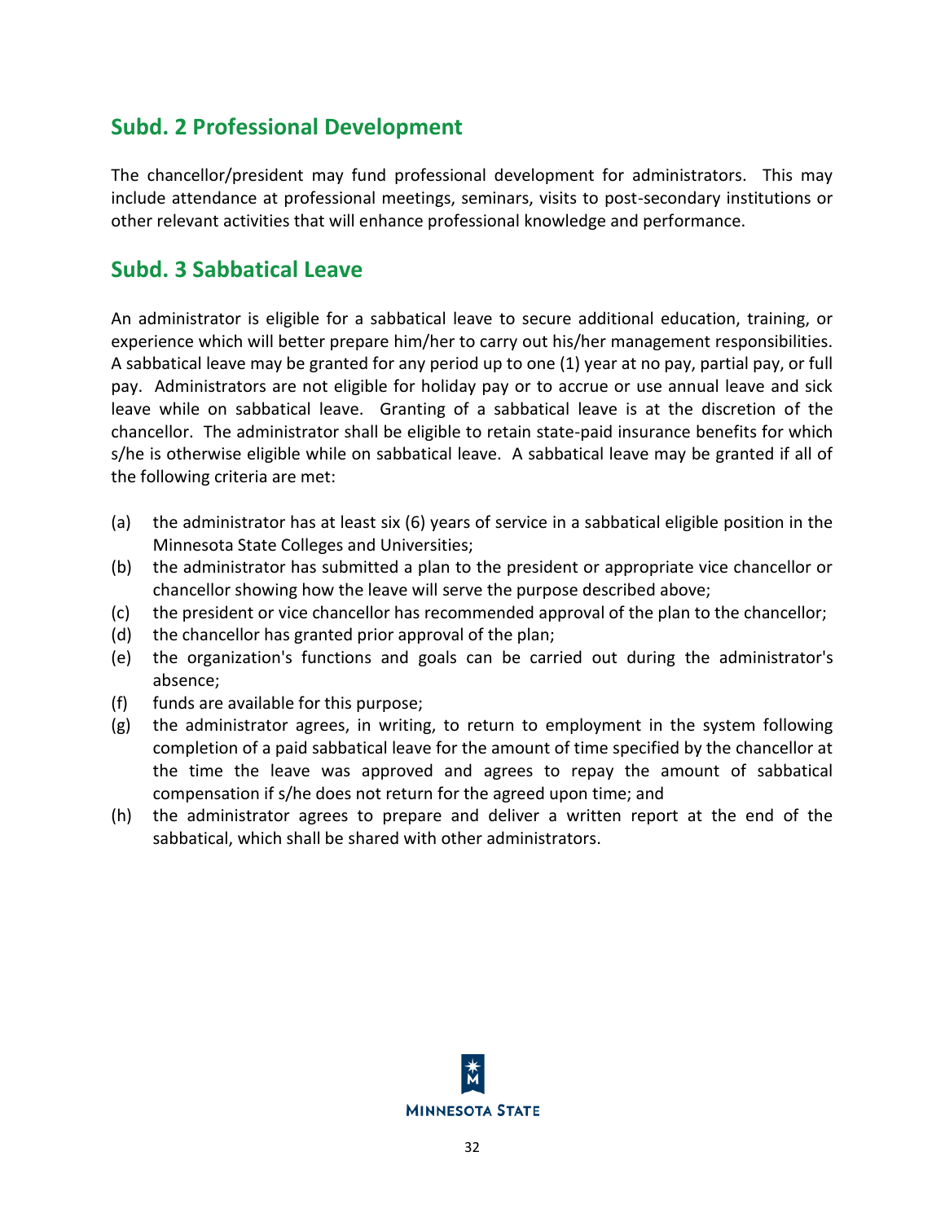## Subd. 2 Professional Development

The chancellor/president may fund professional development for administrators. This may include attendance at professional meetings, seminars, visits to post-secondary institutions or other relevant activities that will enhance professional knowledge and performance.

## Subd. 3 Sabbatical Leave

An administrator is eligible for a sabbatical leave to secure additional education, training, or experience which will better prepare him/her to carry out his/her management responsibilities. A sabbatical leave may be granted for any period up to one (1) year at no pay, partial pay, or full pay. Administrators are not eligible for holiday pay or to accrue or use annual leave and sick leave while on sabbatical leave. Granting of a sabbatical leave is at the discretion of the chancellor. The administrator shall be eligible to retain state-paid insurance benefits for which s/he is otherwise eligible while on sabbatical leave. A sabbatical leave may be granted if all of the following criteria are met:

(a) the administrator has at least six (6) years of service in a sabbatical eligible position in the Minnesota State Colleges and Universities;
(b) the administrator has submitted a plan to the president or appropriate vice chancellor or chancellor showing how the leave will serve the purpose described above;
(c) the president or vice chancellor has recommended approval of the plan to the chancellor;
(d) the chancellor has granted prior approval of the plan;
(e) the organization's functions and goals can be carried out during the administrator's absence;
(f) funds are available for this purpose;
(g) the administrator agrees, in writing, to return to employment in the system following completion of a paid sabbatical leave for the amount of time specified by the chancellor at the time the leave was approved and agrees to repay the amount of sabbatical compensation if s/he does not return for the agreed upon time; and
(h) the administrator agrees to prepare and deliver a written report at the end of the sabbatical, which shall be shared with other administrators.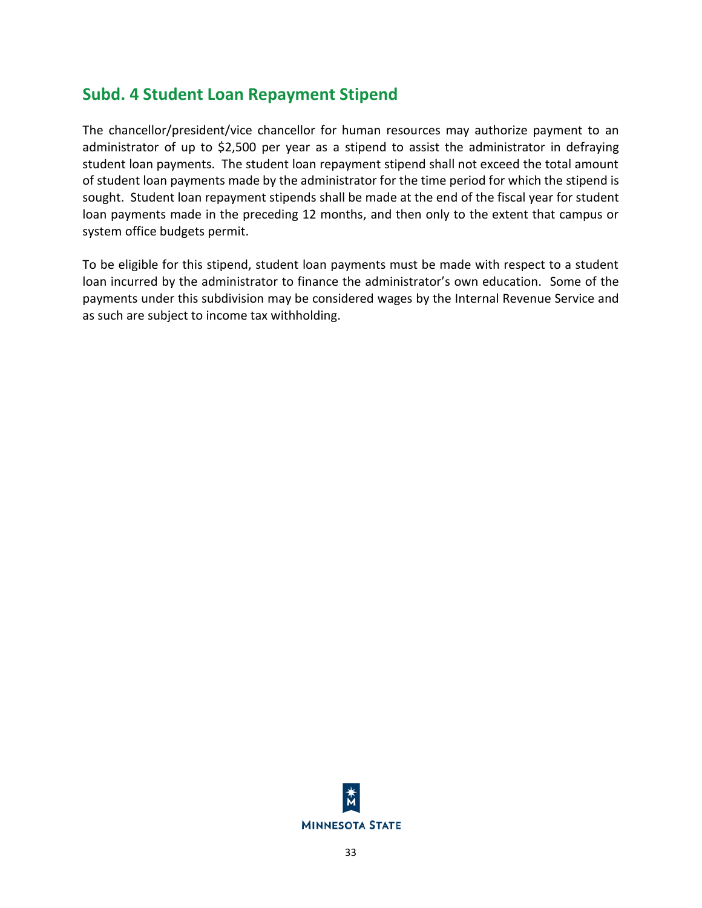## Subd. 4 Student Loan Repayment Stipend

The chancellor/president/vice chancellor for human resources may authorize payment to an administrator of up to $2,500 per year as a stipend to assist the administrator in defraying student loan payments. The student loan repayment stipend shall not exceed the total amount of student loan payments made by the administrator for the time period for which the stipend is sought. Student loan repayment stipends shall be made at the end of the fiscal year for student loan payments made in the preceding 12 months, and then only to the extent that campus or system office budgets permit.

To be eligible for this stipend, student loan payments must be made with respect to a student loan incurred by the administrator to finance the administrator's own education. Some of the payments under this subdivision may be considered wages by the Internal Revenue Service and as such are subject to income tax withholding.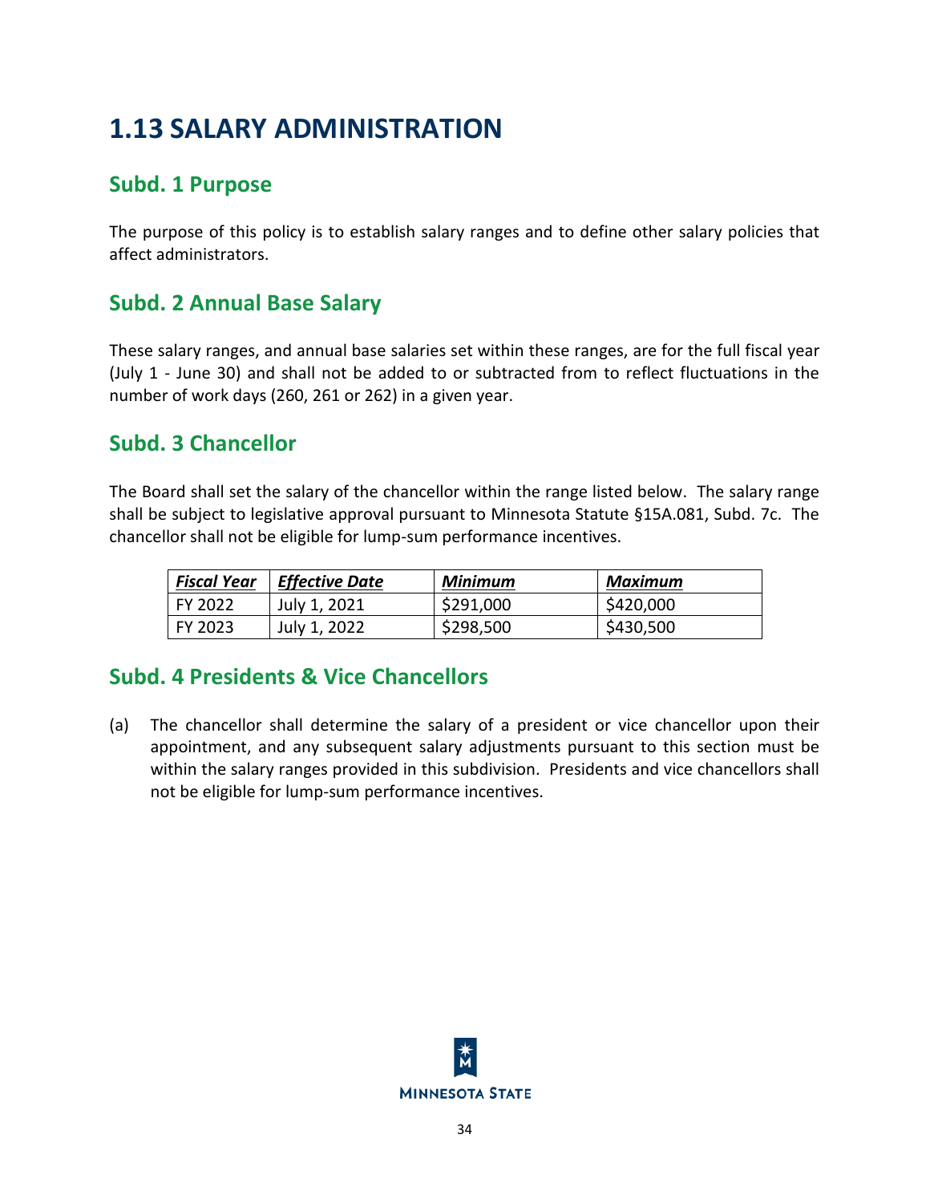# 1.13 SALARY ADMINISTRATION

## Subd. 1 Purpose

The purpose of this policy is to establish salary ranges and to define other salary policies that affect administrators.

## Subd. 2 Annual Base Salary

These salary ranges, and annual base salaries set within these ranges, are for the full fiscal year (July 1 - June 30) and shall not be added to or subtracted from to reflect fluctuations in the number of work days (260, 261 or 262) in a given year.

## Subd. 3 Chancellor

The Board shall set the salary of the chancellor within the range listed below. The salary range shall be subject to legislative approval pursuant to Minnesota Statute §15A.081, Subd. 7c. The chancellor shall not be eligible for lump-sum performance incentives.

| ***Fiscal Year*** | ***Effective Date*** | ***Minimum*** | ***Maximum*** |
|---|---|---|---|
| FY 2022 | July 1, 2021 | $291,000 | $420,000 |
| FY 2023 | July 1, 2022 | $298,500 | $430,500 |

## Subd. 4 Presidents & Vice Chancellors

(a) The chancellor shall determine the salary of a president or vice chancellor upon their appointment, and any subsequent salary adjustments pursuant to this section must be within the salary ranges provided in this subdivision. Presidents and vice chancellors shall not be eligible for lump-sum performance incentives.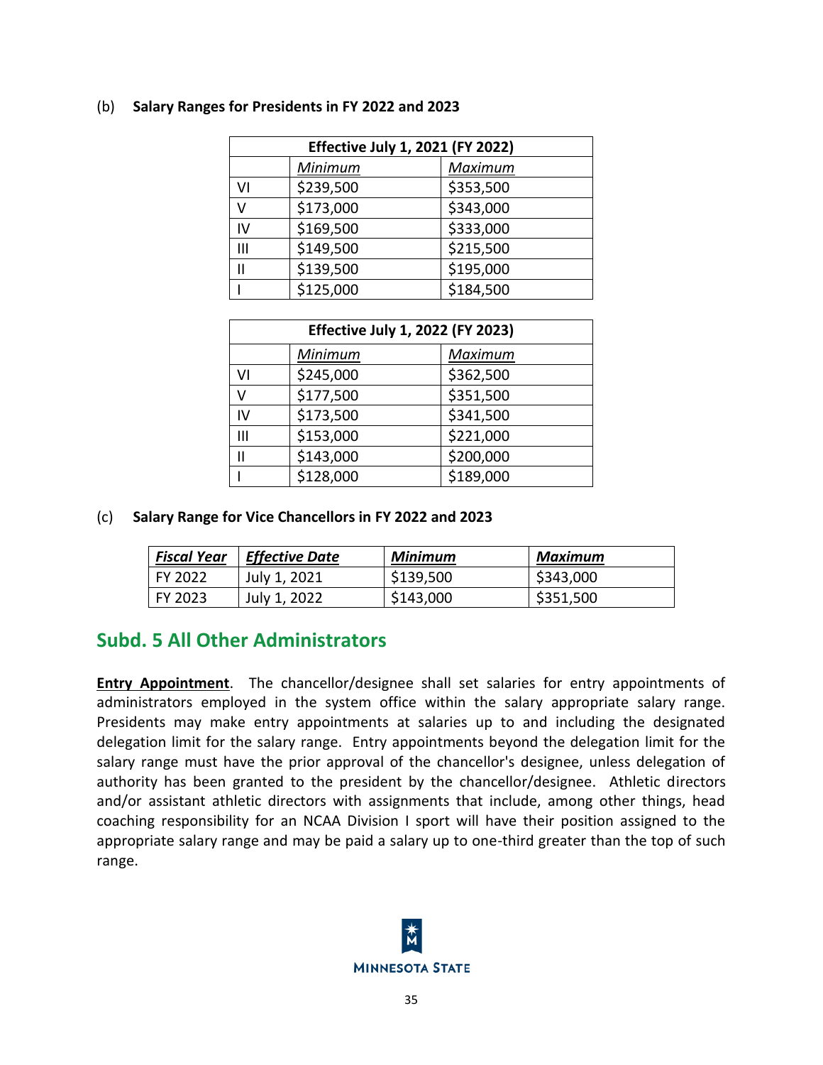(b) **Salary Ranges for Presidents in FY 2022 and 2023**

| Effective July 1, 2021 (FY 2022) | | |
|---|---|---|
| | *Minimum* | *Maximum* |
| VI | $239,500 | $353,500 |
| V | $173,000 | $343,000 |
| IV | $169,500 | $333,000 |
| III | $149,500 | $215,500 |
| II | $139,500 | $195,000 |
| I | $125,000 | $184,500 |

| Effective July 1, 2022 (FY 2023) | | |
|---|---|---|
| | *Minimum* | *Maximum* |
| VI | $245,000 | $362,500 |
| V | $177,500 | $351,500 |
| IV | $173,500 | $341,500 |
| III | $153,000 | $221,000 |
| II | $143,000 | $200,000 |
| I | $128,000 | $189,000 |

(c) **Salary Range for Vice Chancellors in FY 2022 and 2023**

| ***Fiscal Year*** | ***Effective Date*** | ***Minimum*** | ***Maximum*** |
|---|---|---|---|
| FY 2022 | July 1, 2021 | $139,500 | $343,000 |
| FY 2023 | July 1, 2022 | $143,000 | $351,500 |

## Subd. 5 All Other Administrators

**Entry Appointment**. The chancellor/designee shall set salaries for entry appointments of administrators employed in the system office within the salary appropriate salary range. Presidents may make entry appointments at salaries up to and including the designated delegation limit for the salary range. Entry appointments beyond the delegation limit for the salary range must have the prior approval of the chancellor's designee, unless delegation of authority has been granted to the president by the chancellor/designee. Athletic directors and/or assistant athletic directors with assignments that include, among other things, head coaching responsibility for an NCAA Division I sport will have their position assigned to the appropriate salary range and may be paid a salary up to one-third greater than the top of such range.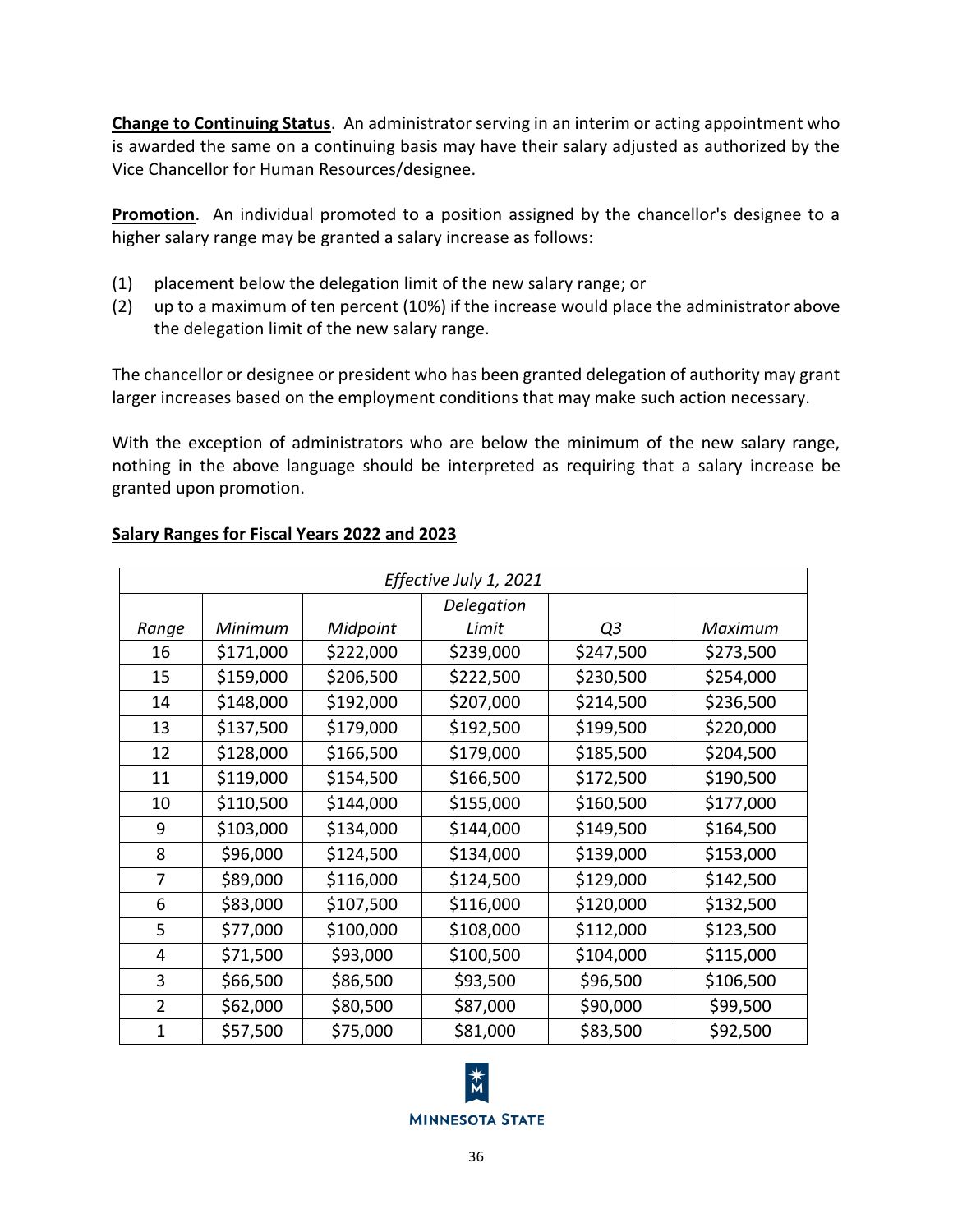**Change to Continuing Status**. An administrator serving in an interim or acting appointment who is awarded the same on a continuing basis may have their salary adjusted as authorized by the Vice Chancellor for Human Resources/designee.

**Promotion**. An individual promoted to a position assigned by the chancellor's designee to a higher salary range may be granted a salary increase as follows:

(1) placement below the delegation limit of the new salary range; or
(2) up to a maximum of ten percent (10%) if the increase would place the administrator above the delegation limit of the new salary range.

The chancellor or designee or president who has been granted delegation of authority may grant larger increases based on the employment conditions that may make such action necessary.

With the exception of administrators who are below the minimum of the new salary range, nothing in the above language should be interpreted as requiring that a salary increase be granted upon promotion.

**Salary Ranges for Fiscal Years 2022 and 2023**

| *Effective July 1, 2021* | | | | | |
|---|---|---|---|---|---|
| *Range* | *Minimum* | *Midpoint* | *Delegation Limit* | *Q3* | *Maximum* |
| 16 | $171,000 | $222,000 | $239,000 | $247,500 | $273,500 |
| 15 | $159,000 | $206,500 | $222,500 | $230,500 | $254,000 |
| 14 | $148,000 | $192,000 | $207,000 | $214,500 | $236,500 |
| 13 | $137,500 | $179,000 | $192,500 | $199,500 | $220,000 |
| 12 | $128,000 | $166,500 | $179,000 | $185,500 | $204,500 |
| 11 | $119,000 | $154,500 | $166,500 | $172,500 | $190,500 |
| 10 | $110,500 | $144,000 | $155,000 | $160,500 | $177,000 |
| 9 | $103,000 | $134,000 | $144,000 | $149,500 | $164,500 |
| 8 | $96,000 | $124,500 | $134,000 | $139,000 | $153,000 |
| 7 | $89,000 | $116,000 | $124,500 | $129,000 | $142,500 |
| 6 | $83,000 | $107,500 | $116,000 | $120,000 | $132,500 |
| 5 | $77,000 | $100,000 | $108,000 | $112,000 | $123,500 |
| 4 | $71,500 | $93,000 | $100,500 | $104,000 | $115,000 |
| 3 | $66,500 | $86,500 | $93,500 | $96,500 | $106,500 |
| 2 | $62,000 | $80,500 | $87,000 | $90,000 | $99,500 |
| 1 | $57,500 | $75,000 | $81,000 | $83,500 | $92,500 |

MINNESOTA STATE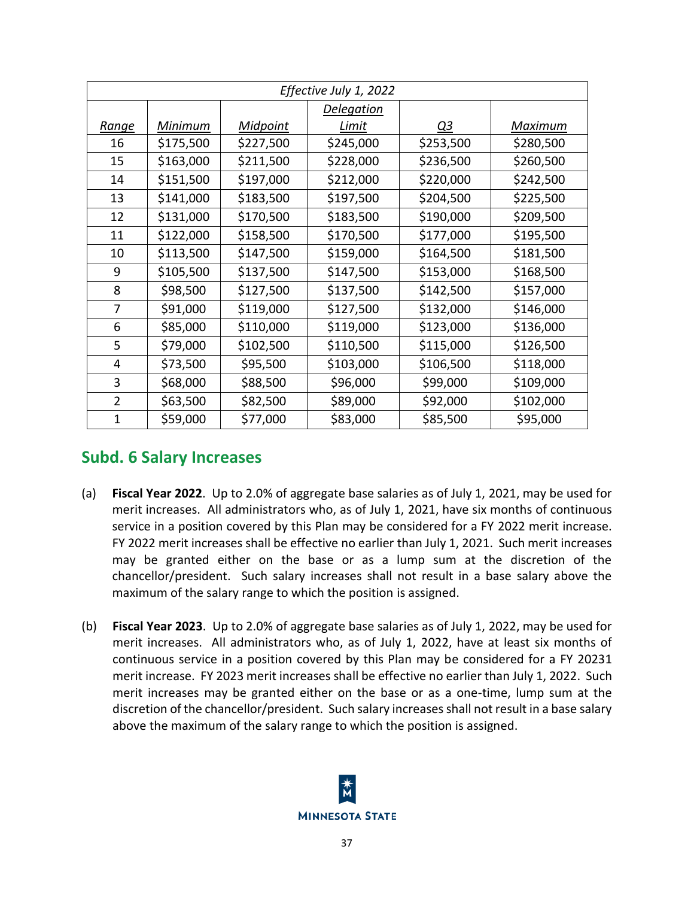| *Effective July 1, 2022* | | | | | |
|---|---|---|---|---|---|
| *Range* | *Minimum* | *Midpoint* | *Delegation Limit* | *Q3* | *Maximum* |
| 16 | $175,500 | $227,500 | $245,000 | $253,500 | $280,500 |
| 15 | $163,000 | $211,500 | $228,000 | $236,500 | $260,500 |
| 14 | $151,500 | $197,000 | $212,000 | $220,000 | $242,500 |
| 13 | $141,000 | $183,500 | $197,500 | $204,500 | $225,500 |
| 12 | $131,000 | $170,500 | $183,500 | $190,000 | $209,500 |
| 11 | $122,000 | $158,500 | $170,500 | $177,000 | $195,500 |
| 10 | $113,500 | $147,500 | $159,000 | $164,500 | $181,500 |
| 9 | $105,500 | $137,500 | $147,500 | $153,000 | $168,500 |
| 8 | $98,500 | $127,500 | $137,500 | $142,500 | $157,000 |
| 7 | $91,000 | $119,000 | $127,500 | $132,000 | $146,000 |
| 6 | $85,000 | $110,000 | $119,000 | $123,000 | $136,000 |
| 5 | $79,000 | $102,500 | $110,500 | $115,000 | $126,500 |
| 4 | $73,500 | $95,500 | $103,000 | $106,500 | $118,000 |
| 3 | $68,000 | $88,500 | $96,000 | $99,000 | $109,000 |
| 2 | $63,500 | $82,500 | $89,000 | $92,000 | $102,000 |
| 1 | $59,000 | $77,000 | $83,000 | $85,500 | $95,000 |

## Subd. 6 Salary Increases

(a) **Fiscal Year 2022**. Up to 2.0% of aggregate base salaries as of July 1, 2021, may be used for merit increases. All administrators who, as of July 1, 2021, have six months of continuous service in a position covered by this Plan may be considered for a FY 2022 merit increase. FY 2022 merit increases shall be effective no earlier than July 1, 2021. Such merit increases may be granted either on the base or as a lump sum at the discretion of the chancellor/president. Such salary increases shall not result in a base salary above the maximum of the salary range to which the position is assigned.

(b) **Fiscal Year 2023**. Up to 2.0% of aggregate base salaries as of July 1, 2022, may be used for merit increases. All administrators who, as of July 1, 2022, have at least six months of continuous service in a position covered by this Plan may be considered for a FY 20231 merit increase. FY 2023 merit increases shall be effective no earlier than July 1, 2022. Such merit increases may be granted either on the base or as a one-time, lump sum at the discretion of the chancellor/president. Such salary increases shall not result in a base salary above the maximum of the salary range to which the position is assigned.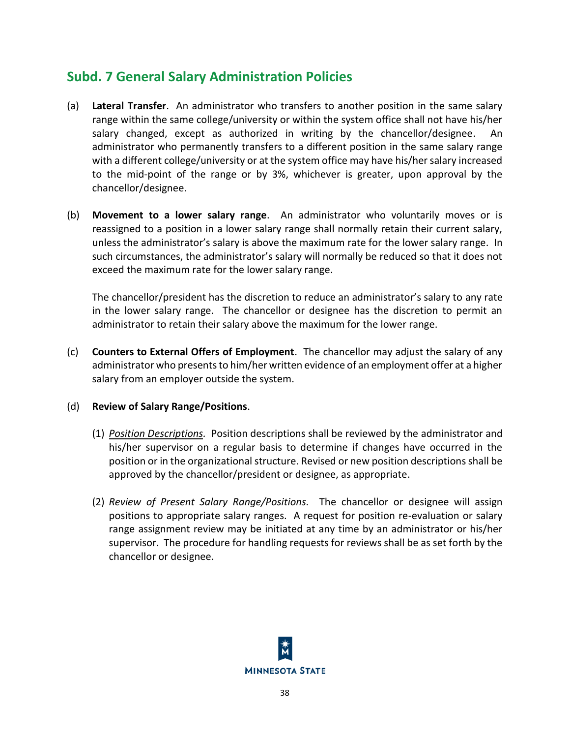## Subd. 7 General Salary Administration Policies

(a) **Lateral Transfer**. An administrator who transfers to another position in the same salary range within the same college/university or within the system office shall not have his/her salary changed, except as authorized in writing by the chancellor/designee. An administrator who permanently transfers to a different position in the same salary range with a different college/university or at the system office may have his/her salary increased to the mid-point of the range or by 3%, whichever is greater, upon approval by the chancellor/designee.

(b) **Movement to a lower salary range**. An administrator who voluntarily moves or is reassigned to a position in a lower salary range shall normally retain their current salary, unless the administrator's salary is above the maximum rate for the lower salary range. In such circumstances, the administrator's salary will normally be reduced so that it does not exceed the maximum rate for the lower salary range.

The chancellor/president has the discretion to reduce an administrator's salary to any rate in the lower salary range. The chancellor or designee has the discretion to permit an administrator to retain their salary above the maximum for the lower range.

(c) **Counters to External Offers of Employment**. The chancellor may adjust the salary of any administrator who presents to him/her written evidence of an employment offer at a higher salary from an employer outside the system.

(d) **Review of Salary Range/Positions**.

(1) *Position Descriptions.* Position descriptions shall be reviewed by the administrator and his/her supervisor on a regular basis to determine if changes have occurred in the position or in the organizational structure. Revised or new position descriptions shall be approved by the chancellor/president or designee, as appropriate.

(2) *Review of Present Salary Range/Positions.* The chancellor or designee will assign positions to appropriate salary ranges. A request for position re-evaluation or salary range assignment review may be initiated at any time by an administrator or his/her supervisor. The procedure for handling requests for reviews shall be as set forth by the chancellor or designee.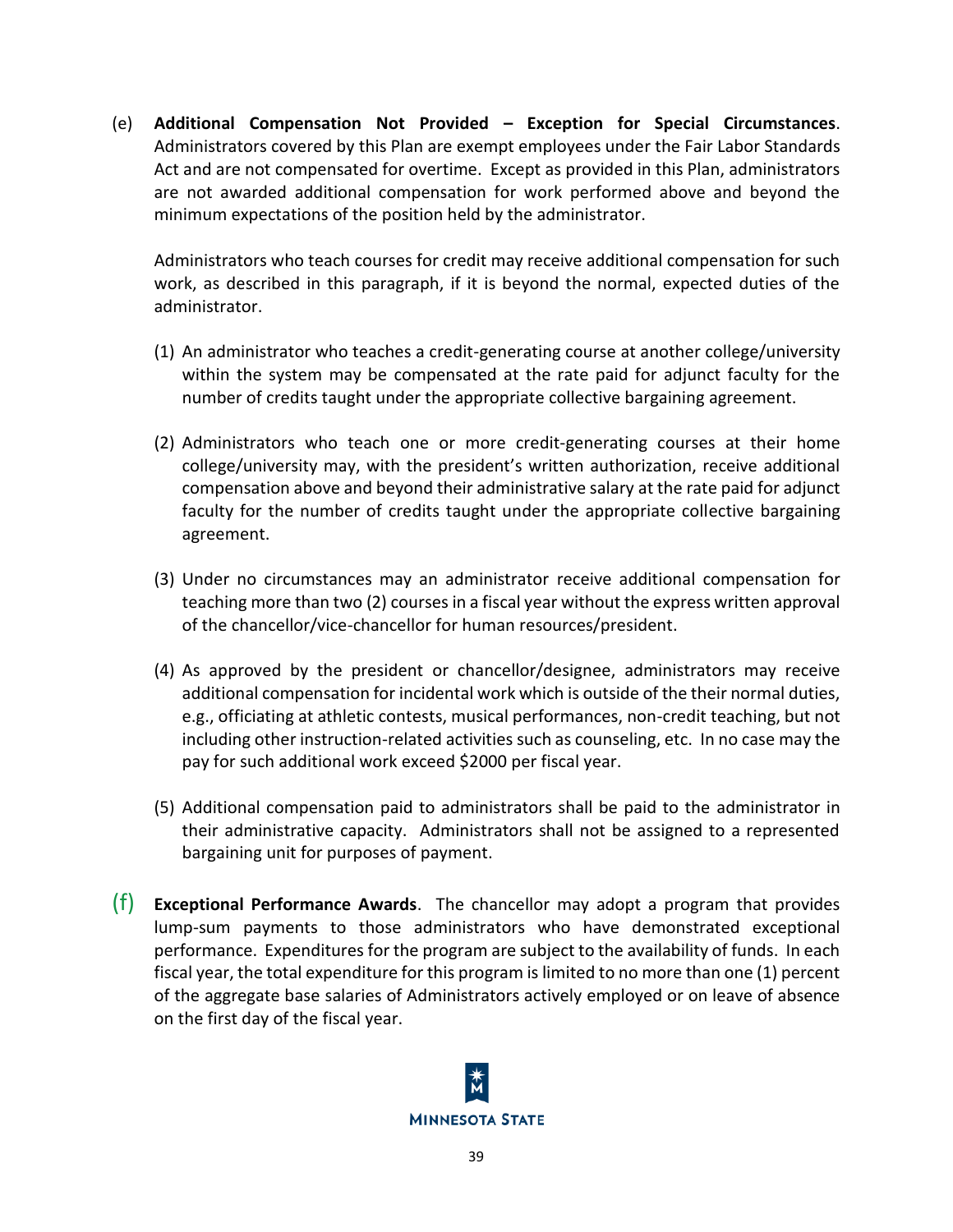(e) **Additional Compensation Not Provided – Exception for Special Circumstances**. Administrators covered by this Plan are exempt employees under the Fair Labor Standards Act and are not compensated for overtime. Except as provided in this Plan, administrators are not awarded additional compensation for work performed above and beyond the minimum expectations of the position held by the administrator.

Administrators who teach courses for credit may receive additional compensation for such work, as described in this paragraph, if it is beyond the normal, expected duties of the administrator.

(1) An administrator who teaches a credit-generating course at another college/university within the system may be compensated at the rate paid for adjunct faculty for the number of credits taught under the appropriate collective bargaining agreement.

(2) Administrators who teach one or more credit-generating courses at their home college/university may, with the president's written authorization, receive additional compensation above and beyond their administrative salary at the rate paid for adjunct faculty for the number of credits taught under the appropriate collective bargaining agreement.

(3) Under no circumstances may an administrator receive additional compensation for teaching more than two (2) courses in a fiscal year without the express written approval of the chancellor/vice-chancellor for human resources/president.

(4) As approved by the president or chancellor/designee, administrators may receive additional compensation for incidental work which is outside of the their normal duties, e.g., officiating at athletic contests, musical performances, non-credit teaching, but not including other instruction-related activities such as counseling, etc. In no case may the pay for such additional work exceed $2000 per fiscal year.

(5) Additional compensation paid to administrators shall be paid to the administrator in their administrative capacity. Administrators shall not be assigned to a represented bargaining unit for purposes of payment.

(f) **Exceptional Performance Awards**. The chancellor may adopt a program that provides lump-sum payments to those administrators who have demonstrated exceptional performance. Expenditures for the program are subject to the availability of funds. In each fiscal year, the total expenditure for this program is limited to no more than one (1) percent of the aggregate base salaries of Administrators actively employed or on leave of absence on the first day of the fiscal year.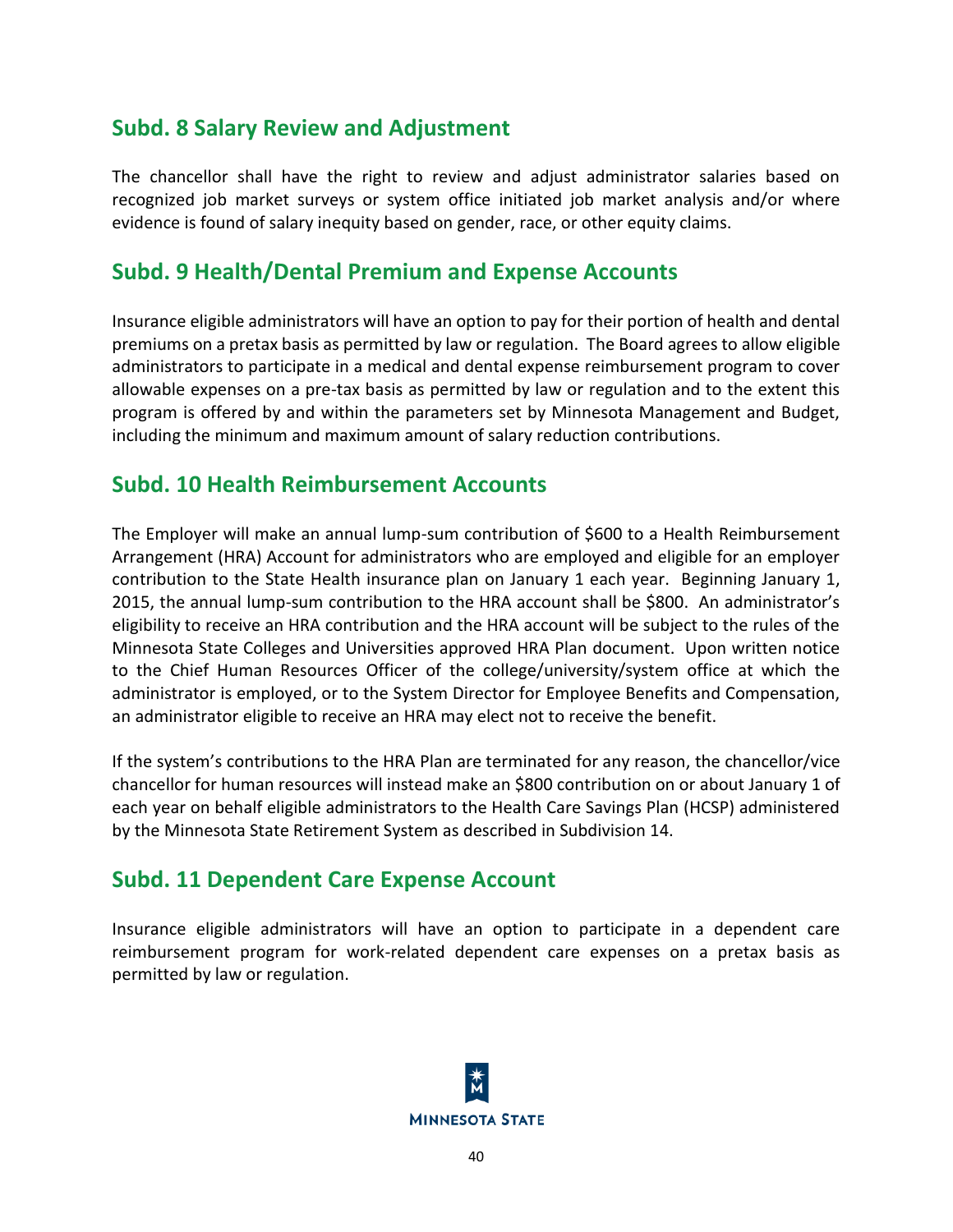## Subd. 8 Salary Review and Adjustment

The chancellor shall have the right to review and adjust administrator salaries based on recognized job market surveys or system office initiated job market analysis and/or where evidence is found of salary inequity based on gender, race, or other equity claims.

## Subd. 9 Health/Dental Premium and Expense Accounts

Insurance eligible administrators will have an option to pay for their portion of health and dental premiums on a pretax basis as permitted by law or regulation. The Board agrees to allow eligible administrators to participate in a medical and dental expense reimbursement program to cover allowable expenses on a pre-tax basis as permitted by law or regulation and to the extent this program is offered by and within the parameters set by Minnesota Management and Budget, including the minimum and maximum amount of salary reduction contributions.

## Subd. 10 Health Reimbursement Accounts

The Employer will make an annual lump-sum contribution of $600 to a Health Reimbursement Arrangement (HRA) Account for administrators who are employed and eligible for an employer contribution to the State Health insurance plan on January 1 each year. Beginning January 1, 2015, the annual lump-sum contribution to the HRA account shall be $800. An administrator's eligibility to receive an HRA contribution and the HRA account will be subject to the rules of the Minnesota State Colleges and Universities approved HRA Plan document. Upon written notice to the Chief Human Resources Officer of the college/university/system office at which the administrator is employed, or to the System Director for Employee Benefits and Compensation, an administrator eligible to receive an HRA may elect not to receive the benefit.

If the system's contributions to the HRA Plan are terminated for any reason, the chancellor/vice chancellor for human resources will instead make an $800 contribution on or about January 1 of each year on behalf eligible administrators to the Health Care Savings Plan (HCSP) administered by the Minnesota State Retirement System as described in Subdivision 14.

## Subd. 11 Dependent Care Expense Account

Insurance eligible administrators will have an option to participate in a dependent care reimbursement program for work-related dependent care expenses on a pretax basis as permitted by law or regulation.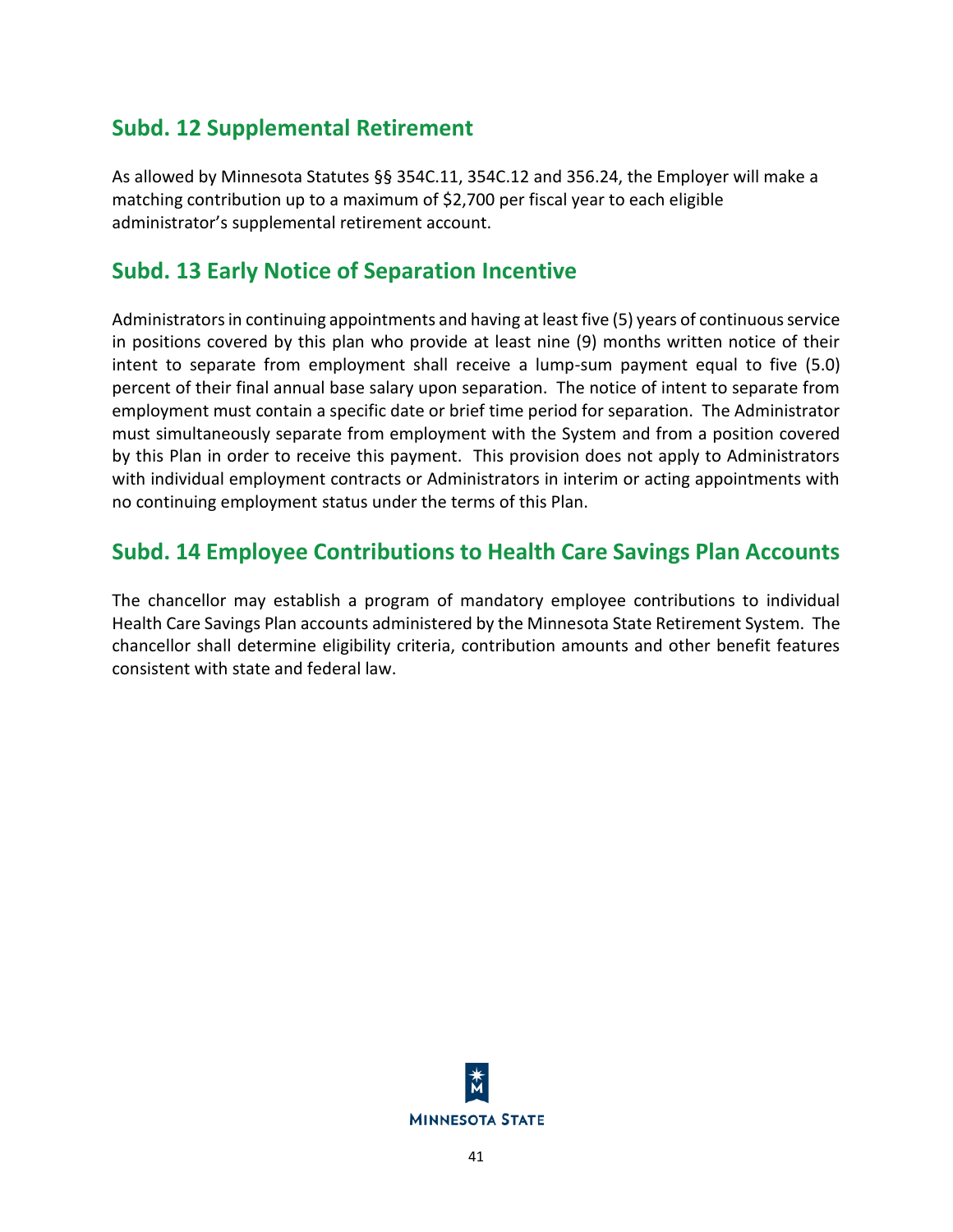## Subd. 12 Supplemental Retirement

As allowed by Minnesota Statutes §§ 354C.11, 354C.12 and 356.24, the Employer will make a matching contribution up to a maximum of $2,700 per fiscal year to each eligible administrator's supplemental retirement account.

## Subd. 13 Early Notice of Separation Incentive

Administrators in continuing appointments and having at least five (5) years of continuous service in positions covered by this plan who provide at least nine (9) months written notice of their intent to separate from employment shall receive a lump-sum payment equal to five (5.0) percent of their final annual base salary upon separation. The notice of intent to separate from employment must contain a specific date or brief time period for separation. The Administrator must simultaneously separate from employment with the System and from a position covered by this Plan in order to receive this payment. This provision does not apply to Administrators with individual employment contracts or Administrators in interim or acting appointments with no continuing employment status under the terms of this Plan.

## Subd. 14 Employee Contributions to Health Care Savings Plan Accounts

The chancellor may establish a program of mandatory employee contributions to individual Health Care Savings Plan accounts administered by the Minnesota State Retirement System. The chancellor shall determine eligibility criteria, contribution amounts and other benefit features consistent with state and federal law.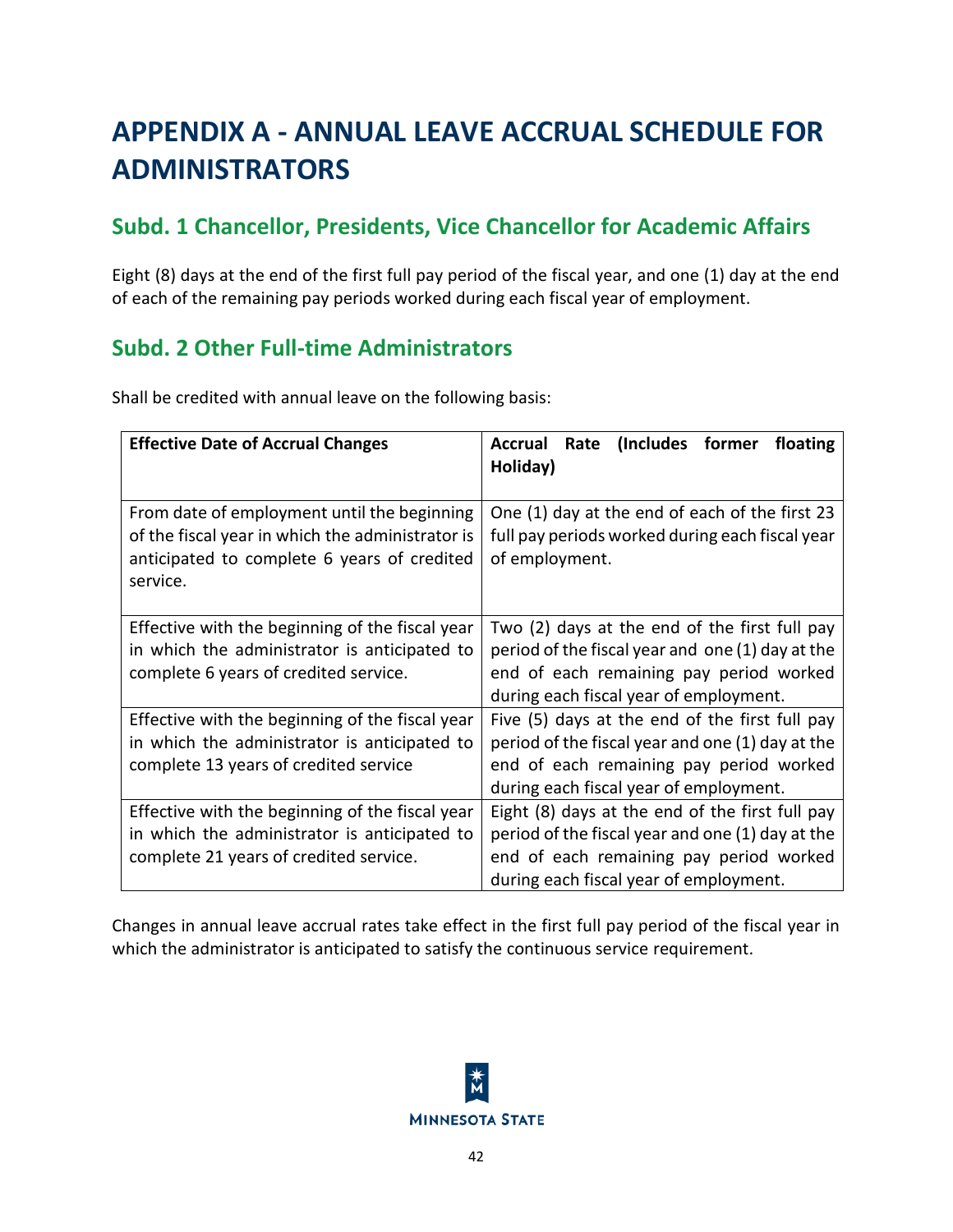# APPENDIX A - ANNUAL LEAVE ACCRUAL SCHEDULE FOR ADMINISTRATORS

## Subd. 1 Chancellor, Presidents, Vice Chancellor for Academic Affairs

Eight (8) days at the end of the first full pay period of the fiscal year, and one (1) day at the end of each of the remaining pay periods worked during each fiscal year of employment.

## Subd. 2 Other Full-time Administrators

Shall be credited with annual leave on the following basis:

| **Effective Date of Accrual Changes** | **Accrual Rate (Includes former floating Holiday)** |
|---|---|
| From date of employment until the beginning of the fiscal year in which the administrator is anticipated to complete 6 years of credited service. | One (1) day at the end of each of the first 23 full pay periods worked during each fiscal year of employment. |
| Effective with the beginning of the fiscal year in which the administrator is anticipated to complete 6 years of credited service. | Two (2) days at the end of the first full pay period of the fiscal year and one (1) day at the end of each remaining pay period worked during each fiscal year of employment. |
| Effective with the beginning of the fiscal year in which the administrator is anticipated to complete 13 years of credited service | Five (5) days at the end of the first full pay period of the fiscal year and one (1) day at the end of each remaining pay period worked during each fiscal year of employment. |
| Effective with the beginning of the fiscal year in which the administrator is anticipated to complete 21 years of credited service. | Eight (8) days at the end of the first full pay period of the fiscal year and one (1) day at the end of each remaining pay period worked during each fiscal year of employment. |

Changes in annual leave accrual rates take effect in the first full pay period of the fiscal year in which the administrator is anticipated to satisfy the continuous service requirement.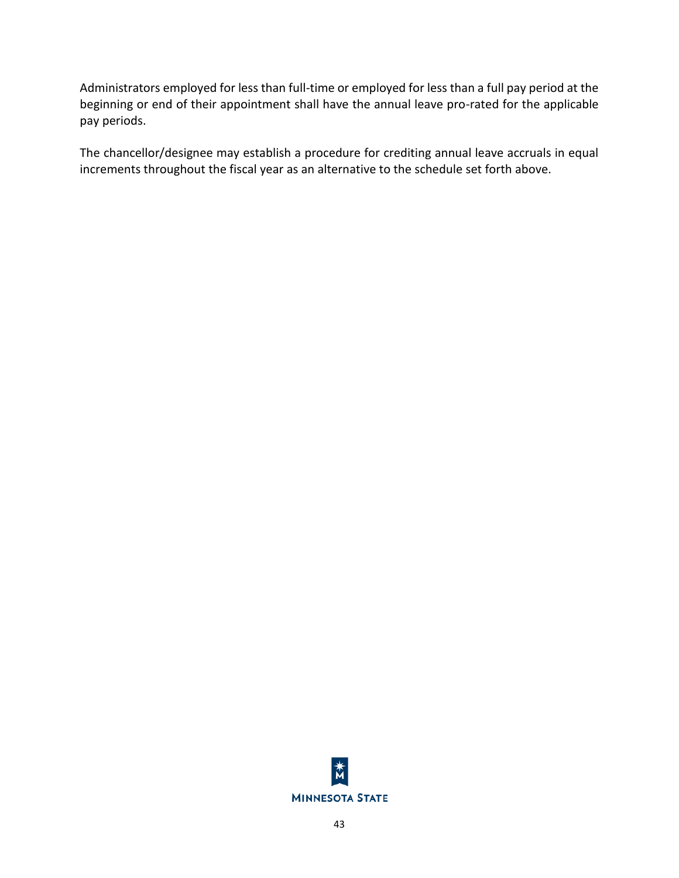Administrators employed for less than full-time or employed for less than a full pay period at the beginning or end of their appointment shall have the annual leave pro-rated for the applicable pay periods.

The chancellor/designee may establish a procedure for crediting annual leave accruals in equal increments throughout the fiscal year as an alternative to the schedule set forth above.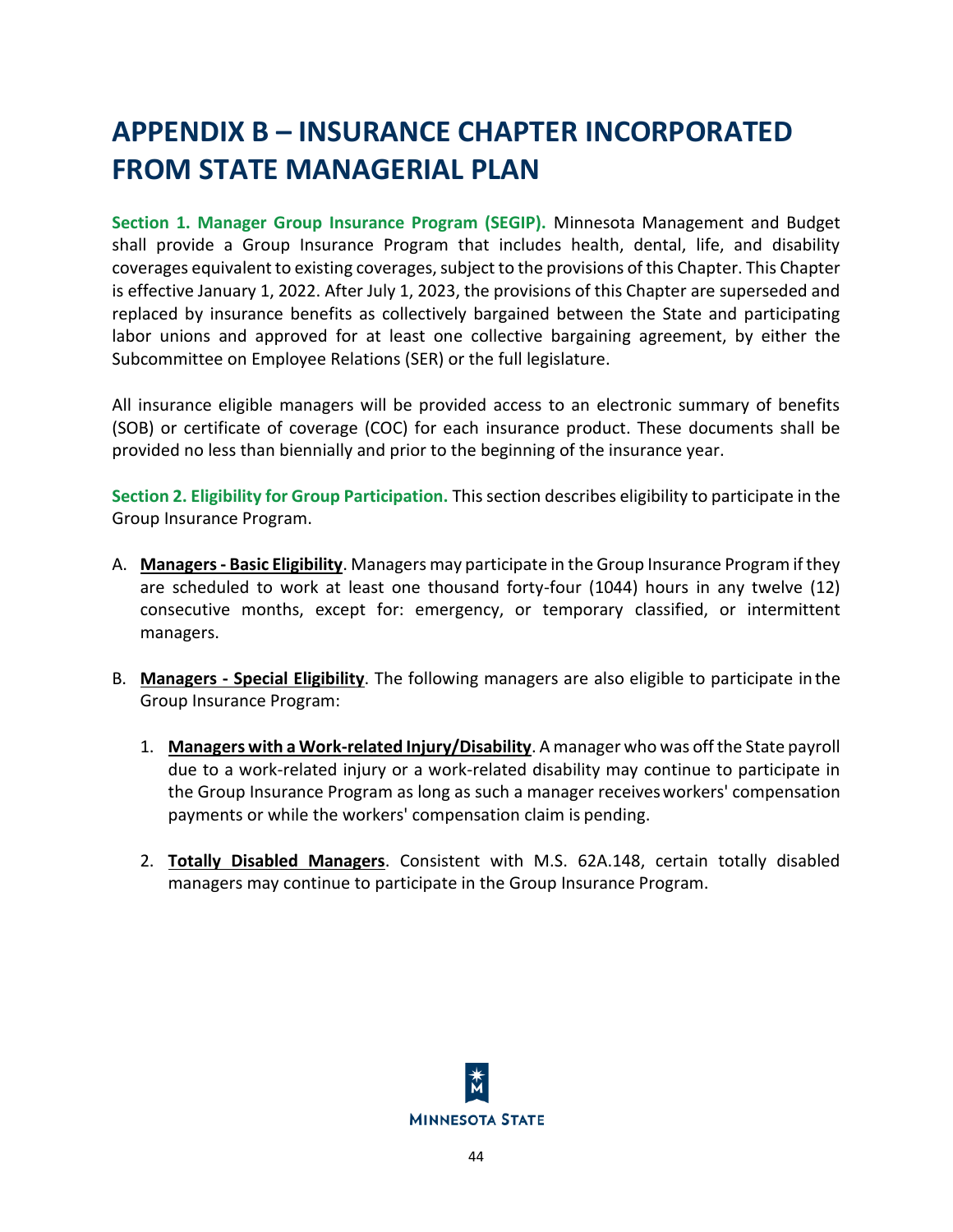# APPENDIX B – INSURANCE CHAPTER INCORPORATED FROM STATE MANAGERIAL PLAN

**Section 1. Manager Group Insurance Program (SEGIP).** Minnesota Management and Budget shall provide a Group Insurance Program that includes health, dental, life, and disability coverages equivalent to existing coverages, subject to the provisions of this Chapter. This Chapter is effective January 1, 2022. After July 1, 2023, the provisions of this Chapter are superseded and replaced by insurance benefits as collectively bargained between the State and participating labor unions and approved for at least one collective bargaining agreement, by either the Subcommittee on Employee Relations (SER) or the full legislature.

All insurance eligible managers will be provided access to an electronic summary of benefits (SOB) or certificate of coverage (COC) for each insurance product. These documents shall be provided no less than biennially and prior to the beginning of the insurance year.

**Section 2. Eligibility for Group Participation.** This section describes eligibility to participate in the Group Insurance Program.

A. **Managers - Basic Eligibility**. Managers may participate in the Group Insurance Program if they are scheduled to work at least one thousand forty-four (1044) hours in any twelve (12) consecutive months, except for: emergency, or temporary classified, or intermittent managers.

B. **Managers - Special Eligibility**. The following managers are also eligible to participate in the Group Insurance Program:

   1. **Managers with a Work-related Injury/Disability**. A manager who was off the State payroll due to a work-related injury or a work-related disability may continue to participate in the Group Insurance Program as long as such a manager receives workers' compensation payments or while the workers' compensation claim is pending.

   2. **Totally Disabled Managers**. Consistent with M.S. 62A.148, certain totally disabled managers may continue to participate in the Group Insurance Program.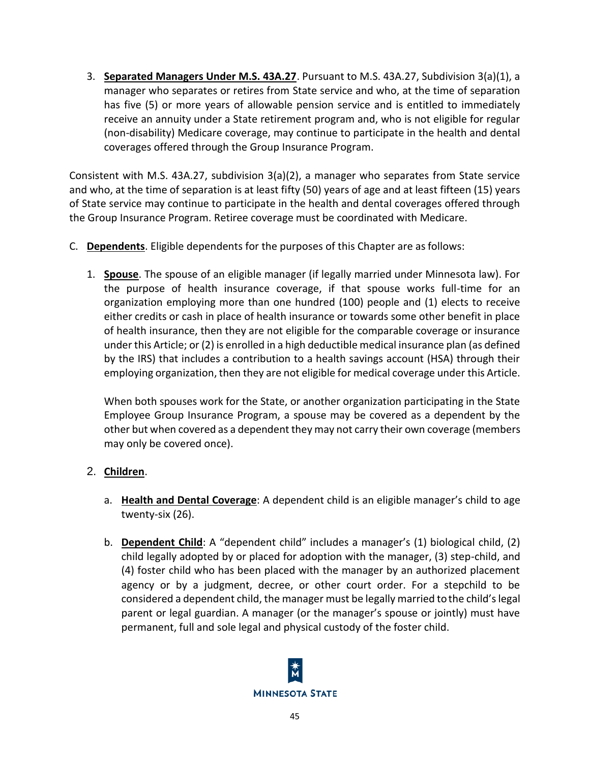3. **Separated Managers Under M.S. 43A.27**. Pursuant to M.S. 43A.27, Subdivision 3(a)(1), a manager who separates or retires from State service and who, at the time of separation has five (5) or more years of allowable pension service and is entitled to immediately receive an annuity under a State retirement program and, who is not eligible for regular (non-disability) Medicare coverage, may continue to participate in the health and dental coverages offered through the Group Insurance Program.

Consistent with M.S. 43A.27, subdivision 3(a)(2), a manager who separates from State service and who, at the time of separation is at least fifty (50) years of age and at least fifteen (15) years of State service may continue to participate in the health and dental coverages offered through the Group Insurance Program. Retiree coverage must be coordinated with Medicare.

C. **Dependents**. Eligible dependents for the purposes of this Chapter are as follows:

1. **Spouse**. The spouse of an eligible manager (if legally married under Minnesota law). For the purpose of health insurance coverage, if that spouse works full-time for an organization employing more than one hundred (100) people and (1) elects to receive either credits or cash in place of health insurance or towards some other benefit in place of health insurance, then they are not eligible for the comparable coverage or insurance under this Article; or (2) is enrolled in a high deductible medical insurance plan (as defined by the IRS) that includes a contribution to a health savings account (HSA) through their employing organization, then they are not eligible for medical coverage under this Article.

   When both spouses work for the State, or another organization participating in the State Employee Group Insurance Program, a spouse may be covered as a dependent by the other but when covered as a dependent they may not carry their own coverage (members may only be covered once).

2. **Children**.

   a. **Health and Dental Coverage**: A dependent child is an eligible manager's child to age twenty-six (26).

   b. **Dependent Child**: A "dependent child" includes a manager's (1) biological child, (2) child legally adopted by or placed for adoption with the manager, (3) step-child, and (4) foster child who has been placed with the manager by an authorized placement agency or by a judgment, decree, or other court order. For a stepchild to be considered a dependent child, the manager must be legally married to the child's legal parent or legal guardian. A manager (or the manager's spouse or jointly) must have permanent, full and sole legal and physical custody of the foster child.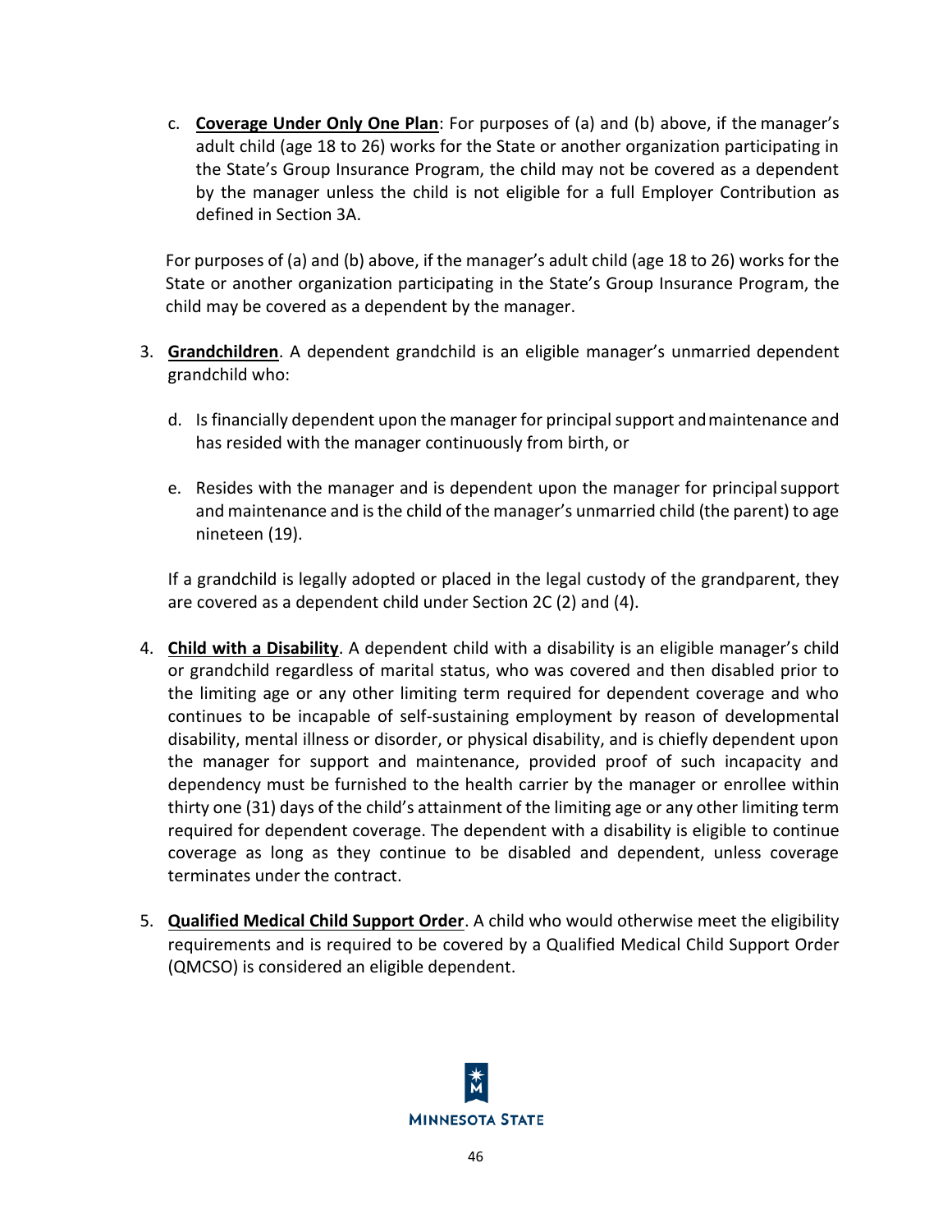c. **Coverage Under Only One Plan**: For purposes of (a) and (b) above, if the manager's adult child (age 18 to 26) works for the State or another organization participating in the State's Group Insurance Program, the child may not be covered as a dependent by the manager unless the child is not eligible for a full Employer Contribution as defined in Section 3A.

For purposes of (a) and (b) above, if the manager's adult child (age 18 to 26) works for the State or another organization participating in the State's Group Insurance Program, the child may be covered as a dependent by the manager.

3. **Grandchildren**. A dependent grandchild is an eligible manager's unmarried dependent grandchild who:

   d. Is financially dependent upon the manager for principal support and maintenance and has resided with the manager continuously from birth, or

   e. Resides with the manager and is dependent upon the manager for principal support and maintenance and is the child of the manager's unmarried child (the parent) to age nineteen (19).

   If a grandchild is legally adopted or placed in the legal custody of the grandparent, they are covered as a dependent child under Section 2C (2) and (4).

4. **Child with a Disability**. A dependent child with a disability is an eligible manager's child or grandchild regardless of marital status, who was covered and then disabled prior to the limiting age or any other limiting term required for dependent coverage and who continues to be incapable of self-sustaining employment by reason of developmental disability, mental illness or disorder, or physical disability, and is chiefly dependent upon the manager for support and maintenance, provided proof of such incapacity and dependency must be furnished to the health carrier by the manager or enrollee within thirty one (31) days of the child's attainment of the limiting age or any other limiting term required for dependent coverage. The dependent with a disability is eligible to continue coverage as long as they continue to be disabled and dependent, unless coverage terminates under the contract.

5. **Qualified Medical Child Support Order**. A child who would otherwise meet the eligibility requirements and is required to be covered by a Qualified Medical Child Support Order (QMCSO) is considered an eligible dependent.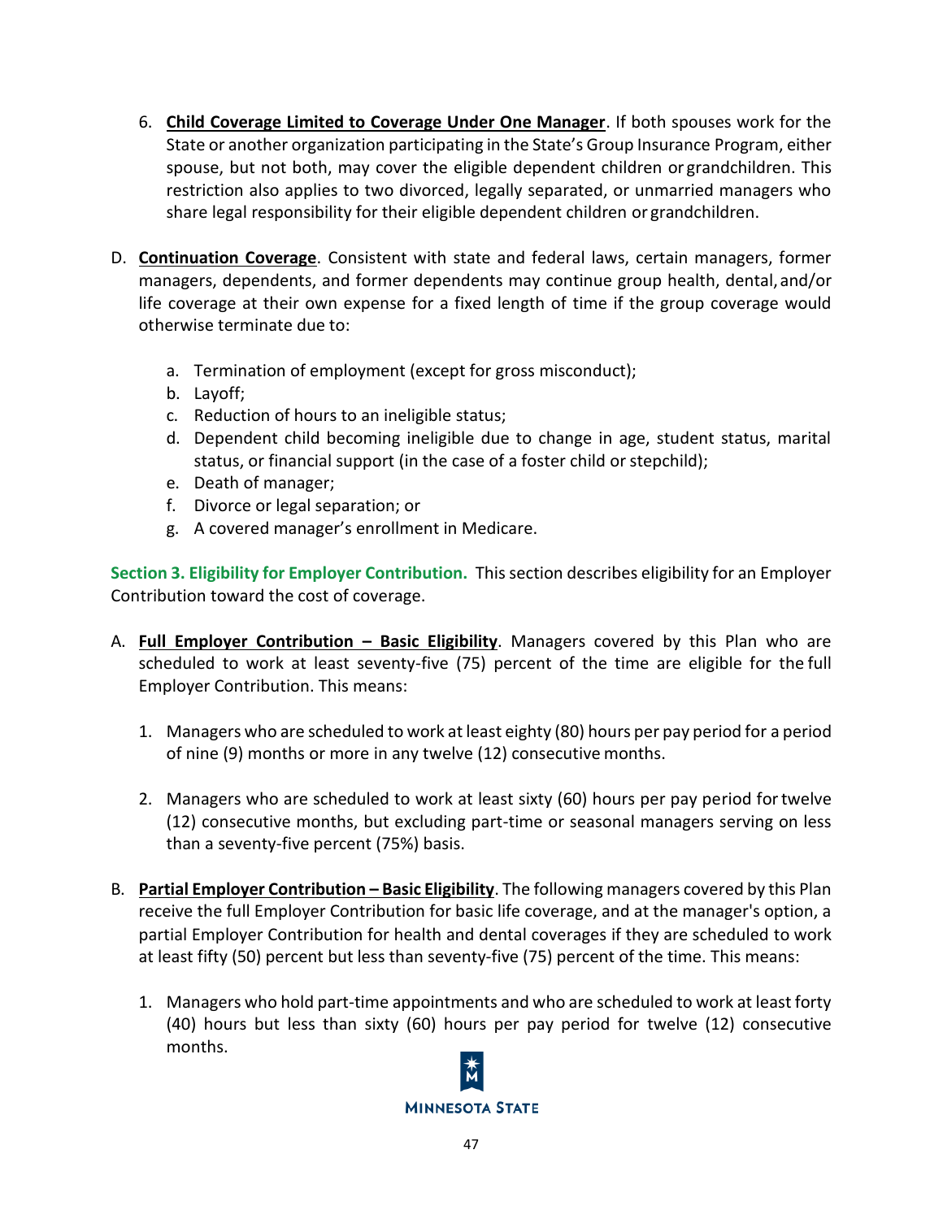6. **Child Coverage Limited to Coverage Under One Manager**. If both spouses work for the State or another organization participating in the State's Group Insurance Program, either spouse, but not both, may cover the eligible dependent children or grandchildren. This restriction also applies to two divorced, legally separated, or unmarried managers who share legal responsibility for their eligible dependent children or grandchildren.

D. **Continuation Coverage**. Consistent with state and federal laws, certain managers, former managers, dependents, and former dependents may continue group health, dental, and/or life coverage at their own expense for a fixed length of time if the group coverage would otherwise terminate due to:

   a. Termination of employment (except for gross misconduct);
   b. Layoff;
   c. Reduction of hours to an ineligible status;
   d. Dependent child becoming ineligible due to change in age, student status, marital status, or financial support (in the case of a foster child or stepchild);
   e. Death of manager;
   f. Divorce or legal separation; or
   g. A covered manager's enrollment in Medicare.

**Section 3. Eligibility for Employer Contribution.** This section describes eligibility for an Employer Contribution toward the cost of coverage.

A. **Full Employer Contribution – Basic Eligibility**. Managers covered by this Plan who are scheduled to work at least seventy-five (75) percent of the time are eligible for the full Employer Contribution. This means:

   1. Managers who are scheduled to work at least eighty (80) hours per pay period for a period of nine (9) months or more in any twelve (12) consecutive months.

   2. Managers who are scheduled to work at least sixty (60) hours per pay period for twelve (12) consecutive months, but excluding part-time or seasonal managers serving on less than a seventy-five percent (75%) basis.

B. **Partial Employer Contribution – Basic Eligibility**. The following managers covered by this Plan receive the full Employer Contribution for basic life coverage, and at the manager's option, a partial Employer Contribution for health and dental coverages if they are scheduled to work at least fifty (50) percent but less than seventy-five (75) percent of the time. This means:

   1. Managers who hold part-time appointments and who are scheduled to work at least forty (40) hours but less than sixty (60) hours per pay period for twelve (12) consecutive months.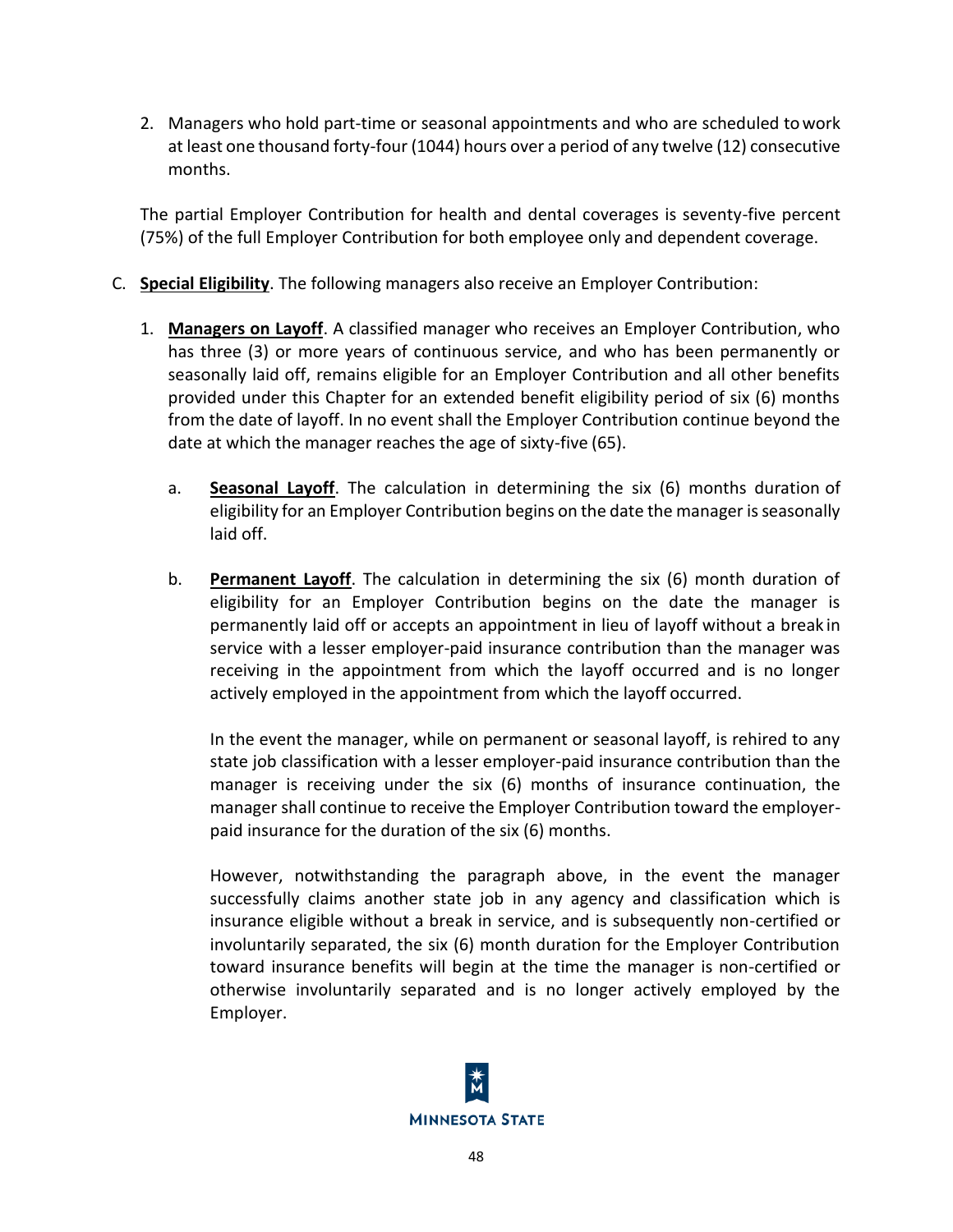2. Managers who hold part-time or seasonal appointments and who are scheduled to work at least one thousand forty-four (1044) hours over a period of any twelve (12) consecutive months.

The partial Employer Contribution for health and dental coverages is seventy-five percent (75%) of the full Employer Contribution for both employee only and dependent coverage.

C. **Special Eligibility**. The following managers also receive an Employer Contribution:

1. **Managers on Layoff**. A classified manager who receives an Employer Contribution, who has three (3) or more years of continuous service, and who has been permanently or seasonally laid off, remains eligible for an Employer Contribution and all other benefits provided under this Chapter for an extended benefit eligibility period of six (6) months from the date of layoff. In no event shall the Employer Contribution continue beyond the date at which the manager reaches the age of sixty-five (65).

   a. **Seasonal Layoff**. The calculation in determining the six (6) months duration of eligibility for an Employer Contribution begins on the date the manager is seasonally laid off.

   b. **Permanent Layoff**. The calculation in determining the six (6) month duration of eligibility for an Employer Contribution begins on the date the manager is permanently laid off or accepts an appointment in lieu of layoff without a break in service with a lesser employer-paid insurance contribution than the manager was receiving in the appointment from which the layoff occurred and is no longer actively employed in the appointment from which the layoff occurred.

      In the event the manager, while on permanent or seasonal layoff, is rehired to any state job classification with a lesser employer-paid insurance contribution than the manager is receiving under the six (6) months of insurance continuation, the manager shall continue to receive the Employer Contribution toward the employer-paid insurance for the duration of the six (6) months.

      However, notwithstanding the paragraph above, in the event the manager successfully claims another state job in any agency and classification which is insurance eligible without a break in service, and is subsequently non-certified or involuntarily separated, the six (6) month duration for the Employer Contribution toward insurance benefits will begin at the time the manager is non-certified or otherwise involuntarily separated and is no longer actively employed by the Employer.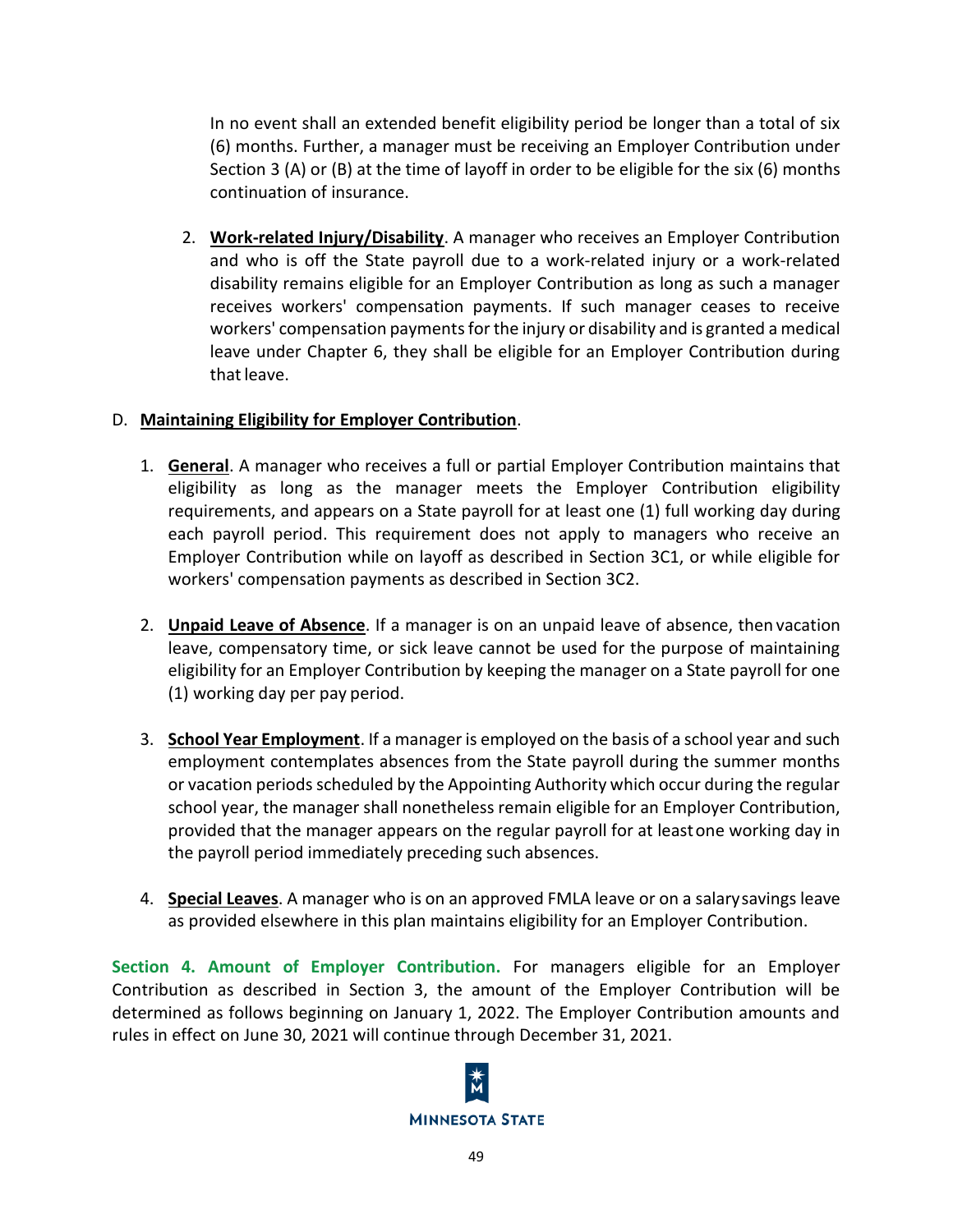In no event shall an extended benefit eligibility period be longer than a total of six (6) months. Further, a manager must be receiving an Employer Contribution under Section 3 (A) or (B) at the time of layoff in order to be eligible for the six (6) months continuation of insurance.

2. **Work-related Injury/Disability**. A manager who receives an Employer Contribution and who is off the State payroll due to a work-related injury or a work-related disability remains eligible for an Employer Contribution as long as such a manager receives workers' compensation payments. If such manager ceases to receive workers' compensation payments for the injury or disability and is granted a medical leave under Chapter 6, they shall be eligible for an Employer Contribution during that leave.

D. **Maintaining Eligibility for Employer Contribution**.

1. **General**. A manager who receives a full or partial Employer Contribution maintains that eligibility as long as the manager meets the Employer Contribution eligibility requirements, and appears on a State payroll for at least one (1) full working day during each payroll period. This requirement does not apply to managers who receive an Employer Contribution while on layoff as described in Section 3C1, or while eligible for workers' compensation payments as described in Section 3C2.

2. **Unpaid Leave of Absence**. If a manager is on an unpaid leave of absence, then vacation leave, compensatory time, or sick leave cannot be used for the purpose of maintaining eligibility for an Employer Contribution by keeping the manager on a State payroll for one (1) working day per pay period.

3. **School Year Employment**. If a manager is employed on the basis of a school year and such employment contemplates absences from the State payroll during the summer months or vacation periods scheduled by the Appointing Authority which occur during the regular school year, the manager shall nonetheless remain eligible for an Employer Contribution, provided that the manager appears on the regular payroll for at least one working day in the payroll period immediately preceding such absences.

4. **Special Leaves**. A manager who is on an approved FMLA leave or on a salary savings leave as provided elsewhere in this plan maintains eligibility for an Employer Contribution.

**Section 4. Amount of Employer Contribution.** For managers eligible for an Employer Contribution as described in Section 3, the amount of the Employer Contribution will be determined as follows beginning on January 1, 2022. The Employer Contribution amounts and rules in effect on June 30, 2021 will continue through December 31, 2021.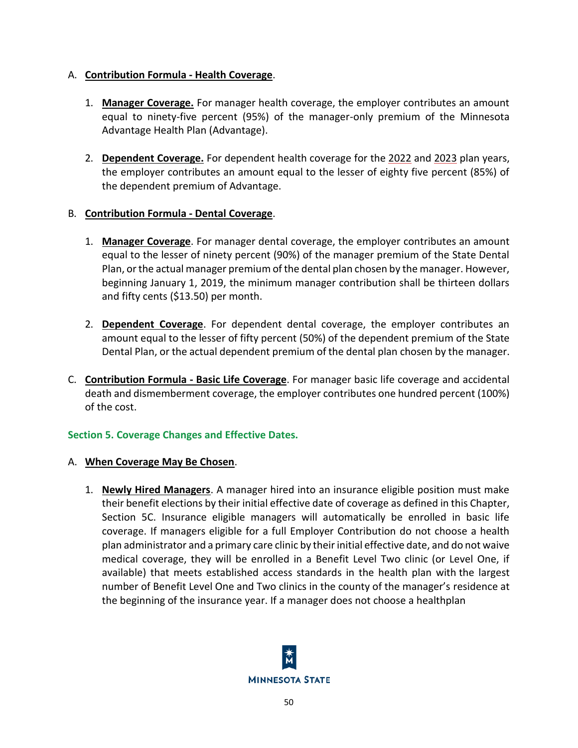A. **Contribution Formula - Health Coverage**.

1. **Manager Coverage.** For manager health coverage, the employer contributes an amount equal to ninety-five percent (95%) of the manager-only premium of the Minnesota Advantage Health Plan (Advantage).

2. **Dependent Coverage.** For dependent health coverage for the 2022 and 2023 plan years, the employer contributes an amount equal to the lesser of eighty five percent (85%) of the dependent premium of Advantage.

B. **Contribution Formula - Dental Coverage**.

1. **Manager Coverage**. For manager dental coverage, the employer contributes an amount equal to the lesser of ninety percent (90%) of the manager premium of the State Dental Plan, or the actual manager premium of the dental plan chosen by the manager. However, beginning January 1, 2019, the minimum manager contribution shall be thirteen dollars and fifty cents ($13.50) per month.

2. **Dependent Coverage**. For dependent dental coverage, the employer contributes an amount equal to the lesser of fifty percent (50%) of the dependent premium of the State Dental Plan, or the actual dependent premium of the dental plan chosen by the manager.

C. **Contribution Formula - Basic Life Coverage**. For manager basic life coverage and accidental death and dismemberment coverage, the employer contributes one hundred percent (100%) of the cost.

### Section 5. Coverage Changes and Effective Dates.

A. **When Coverage May Be Chosen**.

1. **Newly Hired Managers**. A manager hired into an insurance eligible position must make their benefit elections by their initial effective date of coverage as defined in this Chapter, Section 5C. Insurance eligible managers will automatically be enrolled in basic life coverage. If managers eligible for a full Employer Contribution do not choose a health plan administrator and a primary care clinic by their initial effective date, and do not waive medical coverage, they will be enrolled in a Benefit Level Two clinic (or Level One, if available) that meets established access standards in the health plan with the largest number of Benefit Level One and Two clinics in the county of the manager's residence at the beginning of the insurance year. If a manager does not choose a healthplan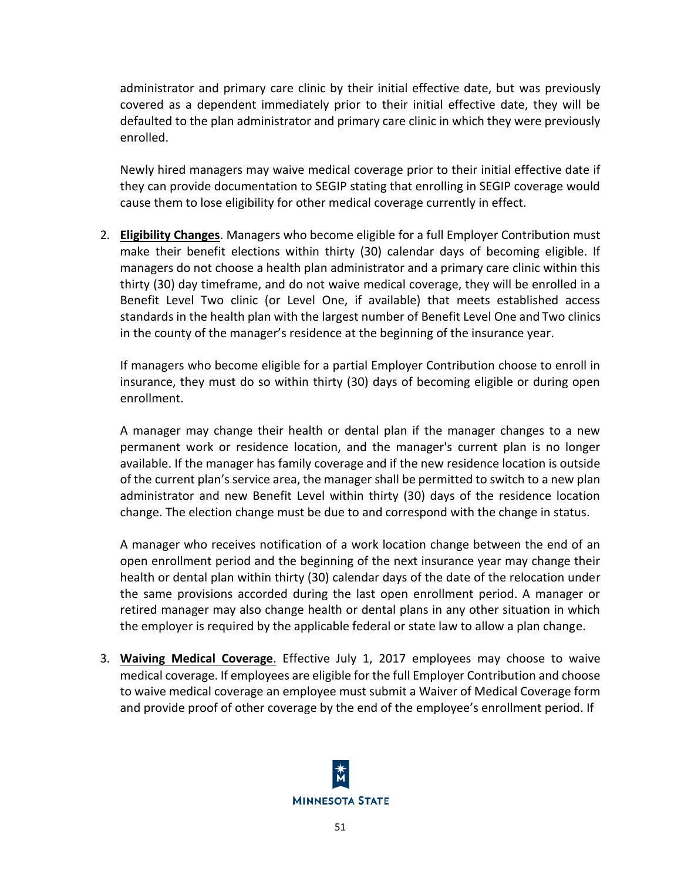administrator and primary care clinic by their initial effective date, but was previously covered as a dependent immediately prior to their initial effective date, they will be defaulted to the plan administrator and primary care clinic in which they were previously enrolled.

Newly hired managers may waive medical coverage prior to their initial effective date if they can provide documentation to SEGIP stating that enrolling in SEGIP coverage would cause them to lose eligibility for other medical coverage currently in effect.

2. **Eligibility Changes**. Managers who become eligible for a full Employer Contribution must make their benefit elections within thirty (30) calendar days of becoming eligible. If managers do not choose a health plan administrator and a primary care clinic within this thirty (30) day timeframe, and do not waive medical coverage, they will be enrolled in a Benefit Level Two clinic (or Level One, if available) that meets established access standards in the health plan with the largest number of Benefit Level One and Two clinics in the county of the manager's residence at the beginning of the insurance year.

   If managers who become eligible for a partial Employer Contribution choose to enroll in insurance, they must do so within thirty (30) days of becoming eligible or during open enrollment.

   A manager may change their health or dental plan if the manager changes to a new permanent work or residence location, and the manager's current plan is no longer available. If the manager has family coverage and if the new residence location is outside of the current plan's service area, the manager shall be permitted to switch to a new plan administrator and new Benefit Level within thirty (30) days of the residence location change. The election change must be due to and correspond with the change in status.

   A manager who receives notification of a work location change between the end of an open enrollment period and the beginning of the next insurance year may change their health or dental plan within thirty (30) calendar days of the date of the relocation under the same provisions accorded during the last open enrollment period. A manager or retired manager may also change health or dental plans in any other situation in which the employer is required by the applicable federal or state law to allow a plan change.

3. **Waiving Medical Coverage**. Effective July 1, 2017 employees may choose to waive medical coverage. If employees are eligible for the full Employer Contribution and choose to waive medical coverage an employee must submit a Waiver of Medical Coverage form and provide proof of other coverage by the end of the employee's enrollment period. If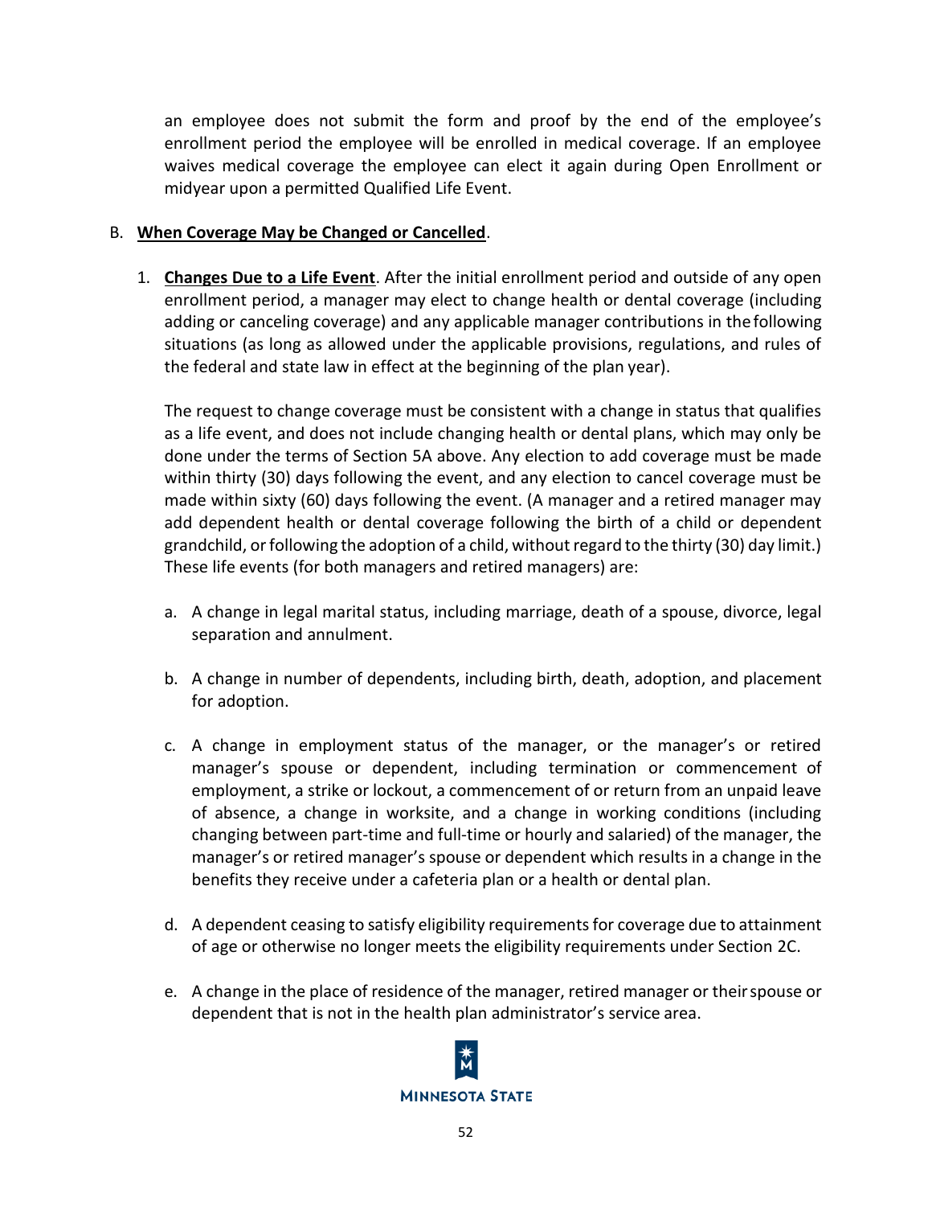an employee does not submit the form and proof by the end of the employee's enrollment period the employee will be enrolled in medical coverage. If an employee waives medical coverage the employee can elect it again during Open Enrollment or midyear upon a permitted Qualified Life Event.

B. **When Coverage May be Changed or Cancelled**.

1. **Changes Due to a Life Event**. After the initial enrollment period and outside of any open enrollment period, a manager may elect to change health or dental coverage (including adding or canceling coverage) and any applicable manager contributions in the following situations (as long as allowed under the applicable provisions, regulations, and rules of the federal and state law in effect at the beginning of the plan year).

   The request to change coverage must be consistent with a change in status that qualifies as a life event, and does not include changing health or dental plans, which may only be done under the terms of Section 5A above. Any election to add coverage must be made within thirty (30) days following the event, and any election to cancel coverage must be made within sixty (60) days following the event. (A manager and a retired manager may add dependent health or dental coverage following the birth of a child or dependent grandchild, or following the adoption of a child, without regard to the thirty (30) day limit.) These life events (for both managers and retired managers) are:

   a. A change in legal marital status, including marriage, death of a spouse, divorce, legal separation and annulment.

   b. A change in number of dependents, including birth, death, adoption, and placement for adoption.

   c. A change in employment status of the manager, or the manager's or retired manager's spouse or dependent, including termination or commencement of employment, a strike or lockout, a commencement of or return from an unpaid leave of absence, a change in worksite, and a change in working conditions (including changing between part-time and full-time or hourly and salaried) of the manager, the manager's or retired manager's spouse or dependent which results in a change in the benefits they receive under a cafeteria plan or a health or dental plan.

   d. A dependent ceasing to satisfy eligibility requirements for coverage due to attainment of age or otherwise no longer meets the eligibility requirements under Section 2C.

   e. A change in the place of residence of the manager, retired manager or their spouse or dependent that is not in the health plan administrator's service area.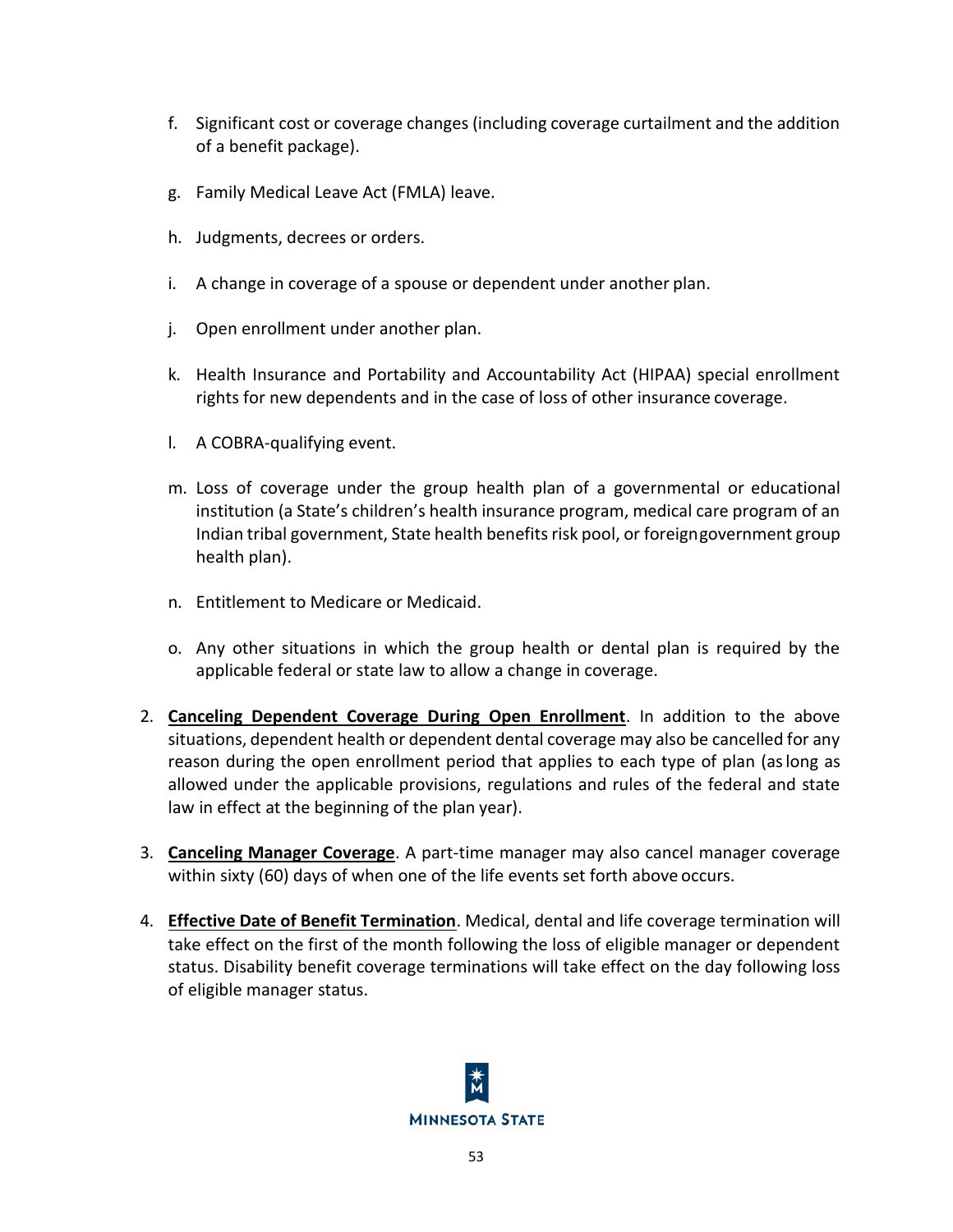f. Significant cost or coverage changes (including coverage curtailment and the addition of a benefit package).

g. Family Medical Leave Act (FMLA) leave.

h. Judgments, decrees or orders.

i. A change in coverage of a spouse or dependent under another plan.

j. Open enrollment under another plan.

k. Health Insurance and Portability and Accountability Act (HIPAA) special enrollment rights for new dependents and in the case of loss of other insurance coverage.

l. A COBRA-qualifying event.

m. Loss of coverage under the group health plan of a governmental or educational institution (a State's children's health insurance program, medical care program of an Indian tribal government, State health benefits risk pool, or foreign government group health plan).

n. Entitlement to Medicare or Medicaid.

o. Any other situations in which the group health or dental plan is required by the applicable federal or state law to allow a change in coverage.

2. **<u>Canceling Dependent Coverage During Open Enrollment</u>**. In addition to the above situations, dependent health or dependent dental coverage may also be cancelled for any reason during the open enrollment period that applies to each type of plan (as long as allowed under the applicable provisions, regulations and rules of the federal and state law in effect at the beginning of the plan year).

3. **<u>Canceling Manager Coverage</u>**. A part-time manager may also cancel manager coverage within sixty (60) days of when one of the life events set forth above occurs.

4. **<u>Effective Date of Benefit Termination</u>**. Medical, dental and life coverage termination will take effect on the first of the month following the loss of eligible manager or dependent status. Disability benefit coverage terminations will take effect on the day following loss of eligible manager status.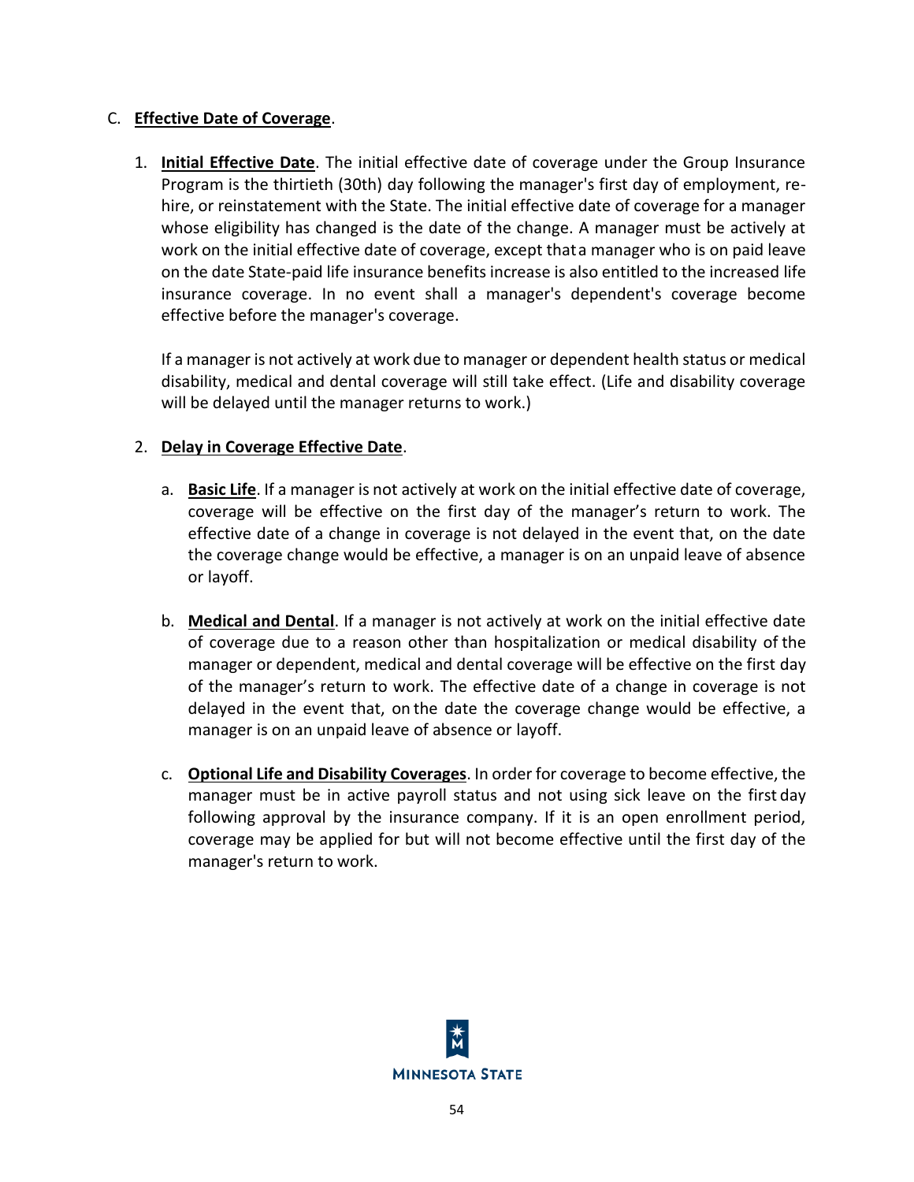C. **Effective Date of Coverage**.

1. **Initial Effective Date**. The initial effective date of coverage under the Group Insurance Program is the thirtieth (30th) day following the manager's first day of employment, re-hire, or reinstatement with the State. The initial effective date of coverage for a manager whose eligibility has changed is the date of the change. A manager must be actively at work on the initial effective date of coverage, except that a manager who is on paid leave on the date State-paid life insurance benefits increase is also entitled to the increased life insurance coverage. In no event shall a manager's dependent's coverage become effective before the manager's coverage.

   If a manager is not actively at work due to manager or dependent health status or medical disability, medical and dental coverage will still take effect. (Life and disability coverage will be delayed until the manager returns to work.)

2. **Delay in Coverage Effective Date**.

   a. **Basic Life**. If a manager is not actively at work on the initial effective date of coverage, coverage will be effective on the first day of the manager's return to work. The effective date of a change in coverage is not delayed in the event that, on the date the coverage change would be effective, a manager is on an unpaid leave of absence or layoff.

   b. **Medical and Dental**. If a manager is not actively at work on the initial effective date of coverage due to a reason other than hospitalization or medical disability of the manager or dependent, medical and dental coverage will be effective on the first day of the manager's return to work. The effective date of a change in coverage is not delayed in the event that, on the date the coverage change would be effective, a manager is on an unpaid leave of absence or layoff.

   c. **Optional Life and Disability Coverages**. In order for coverage to become effective, the manager must be in active payroll status and not using sick leave on the first day following approval by the insurance company. If it is an open enrollment period, coverage may be applied for but will not become effective until the first day of the manager's return to work.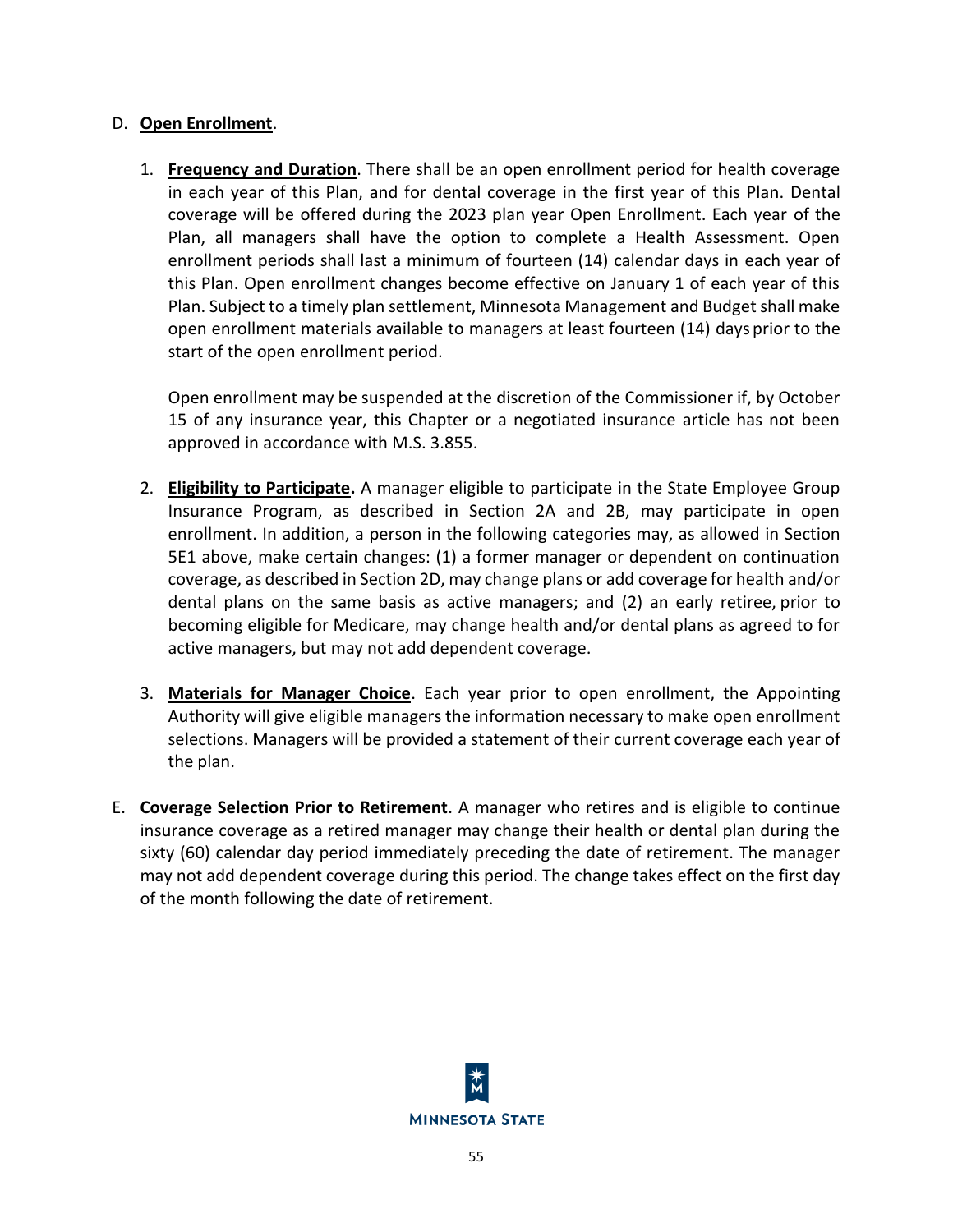D. **Open Enrollment**.

1. **Frequency and Duration**. There shall be an open enrollment period for health coverage in each year of this Plan, and for dental coverage in the first year of this Plan. Dental coverage will be offered during the 2023 plan year Open Enrollment. Each year of the Plan, all managers shall have the option to complete a Health Assessment. Open enrollment periods shall last a minimum of fourteen (14) calendar days in each year of this Plan. Open enrollment changes become effective on January 1 of each year of this Plan. Subject to a timely plan settlement, Minnesota Management and Budget shall make open enrollment materials available to managers at least fourteen (14) days prior to the start of the open enrollment period.

   Open enrollment may be suspended at the discretion of the Commissioner if, by October 15 of any insurance year, this Chapter or a negotiated insurance article has not been approved in accordance with M.S. 3.855.

2. **Eligibility to Participate.** A manager eligible to participate in the State Employee Group Insurance Program, as described in Section 2A and 2B, may participate in open enrollment. In addition, a person in the following categories may, as allowed in Section 5E1 above, make certain changes: (1) a former manager or dependent on continuation coverage, as described in Section 2D, may change plans or add coverage for health and/or dental plans on the same basis as active managers; and (2) an early retiree, prior to becoming eligible for Medicare, may change health and/or dental plans as agreed to for active managers, but may not add dependent coverage.

3. **Materials for Manager Choice**. Each year prior to open enrollment, the Appointing Authority will give eligible managers the information necessary to make open enrollment selections. Managers will be provided a statement of their current coverage each year of the plan.

E. **Coverage Selection Prior to Retirement**. A manager who retires and is eligible to continue insurance coverage as a retired manager may change their health or dental plan during the sixty (60) calendar day period immediately preceding the date of retirement. The manager may not add dependent coverage during this period. The change takes effect on the first day of the month following the date of retirement.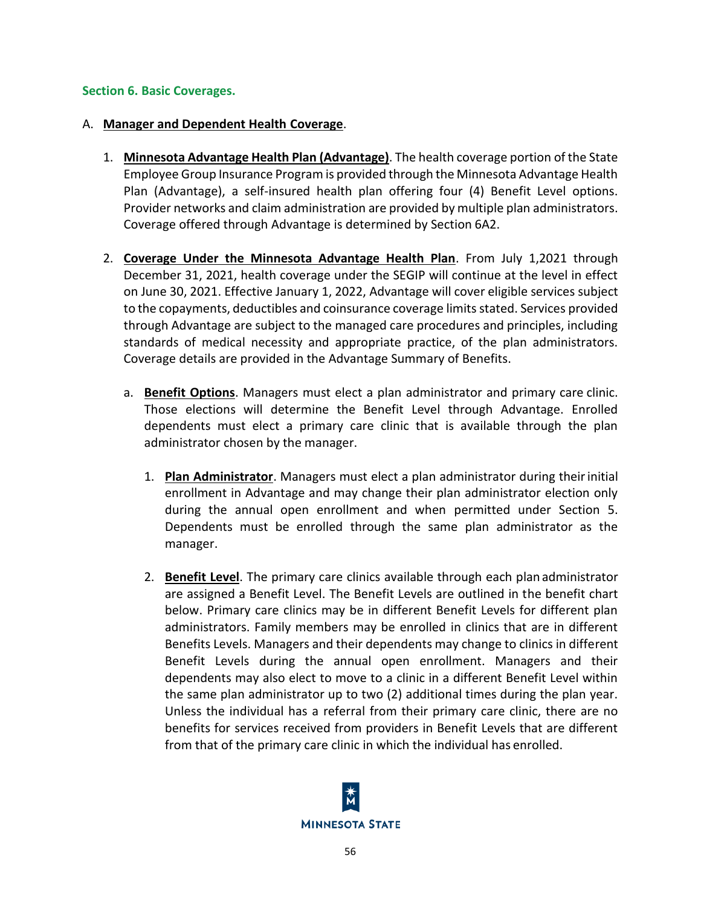## Section 6. Basic Coverages.

A. **Manager and Dependent Health Coverage**.

1. **Minnesota Advantage Health Plan (Advantage)**. The health coverage portion of the State Employee Group Insurance Program is provided through the Minnesota Advantage Health Plan (Advantage), a self-insured health plan offering four (4) Benefit Level options. Provider networks and claim administration are provided by multiple plan administrators. Coverage offered through Advantage is determined by Section 6A2.

2. **Coverage Under the Minnesota Advantage Health Plan**. From July 1,2021 through December 31, 2021, health coverage under the SEGIP will continue at the level in effect on June 30, 2021. Effective January 1, 2022, Advantage will cover eligible services subject to the copayments, deductibles and coinsurance coverage limits stated. Services provided through Advantage are subject to the managed care procedures and principles, including standards of medical necessity and appropriate practice, of the plan administrators. Coverage details are provided in the Advantage Summary of Benefits.

   a. **Benefit Options**. Managers must elect a plan administrator and primary care clinic. Those elections will determine the Benefit Level through Advantage. Enrolled dependents must elect a primary care clinic that is available through the plan administrator chosen by the manager.

      1. **Plan Administrator**. Managers must elect a plan administrator during their initial enrollment in Advantage and may change their plan administrator election only during the annual open enrollment and when permitted under Section 5. Dependents must be enrolled through the same plan administrator as the manager.

      2. **Benefit Level**. The primary care clinics available through each plan administrator are assigned a Benefit Level. The Benefit Levels are outlined in the benefit chart below. Primary care clinics may be in different Benefit Levels for different plan administrators. Family members may be enrolled in clinics that are in different Benefits Levels. Managers and their dependents may change to clinics in different Benefit Levels during the annual open enrollment. Managers and their dependents may also elect to move to a clinic in a different Benefit Level within the same plan administrator up to two (2) additional times during the plan year. Unless the individual has a referral from their primary care clinic, there are no benefits for services received from providers in Benefit Levels that are different from that of the primary care clinic in which the individual has enrolled.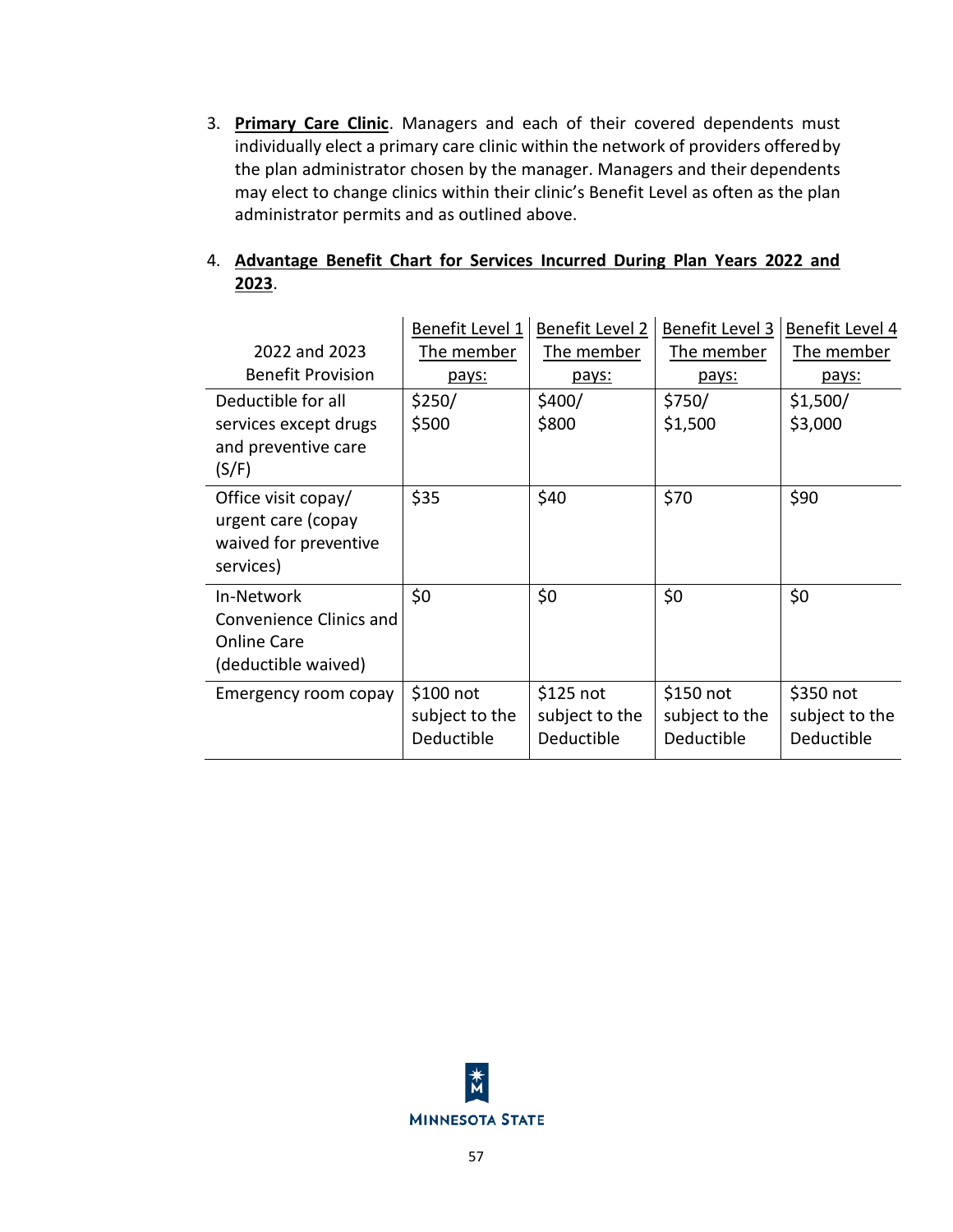3. **Primary Care Clinic**. Managers and each of their covered dependents must individually elect a primary care clinic within the network of providers offered by the plan administrator chosen by the manager. Managers and their dependents may elect to change clinics within their clinic's Benefit Level as often as the plan administrator permits and as outlined above.

4. **Advantage Benefit Chart for Services Incurred During Plan Years 2022 and 2023**.

| 2022 and 2023 Benefit Provision | Benefit Level 1 The member pays: | Benefit Level 2 The member pays: | Benefit Level 3 The member pays: | Benefit Level 4 The member pays: |
|---|---|---|---|---|
| Deductible for all services except drugs and preventive care (S/F) | $250/ $500 | $400/ $800 | $750/ $1,500 | $1,500/ $3,000 |
| Office visit copay/ urgent care (copay waived for preventive services) | $35 | $40 | $70 | $90 |
| In-Network Convenience Clinics and Online Care (deductible waived) | $0 | $0 | $0 | $0 |
| Emergency room copay | $100 not subject to the Deductible | $125 not subject to the Deductible | $150 not subject to the Deductible | $350 not subject to the Deductible |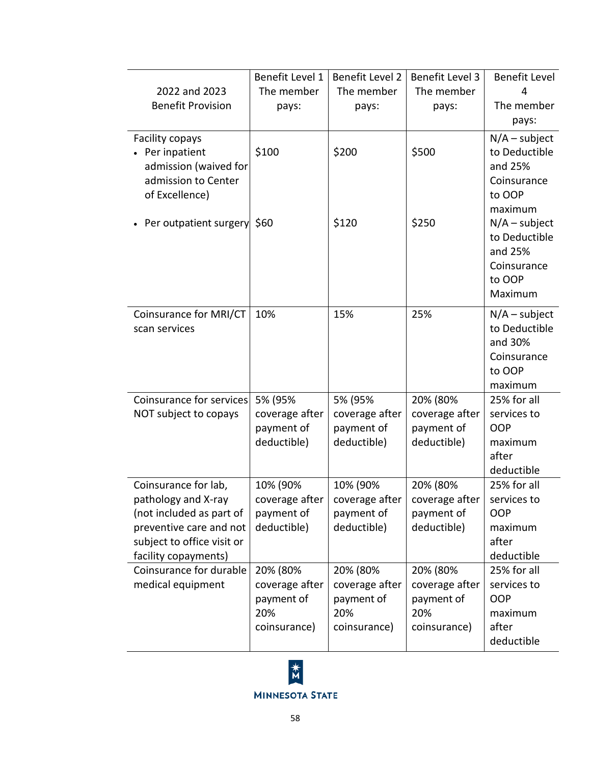| 2022 and 2023 Benefit Provision | Benefit Level 1 The member pays: | Benefit Level 2 The member pays: | Benefit Level 3 The member pays: | Benefit Level 4 The member pays: |
|---|---|---|---|---|
| Facility copays<br>• Per inpatient admission (waived for admission to Center of Excellence) | $100 | $200 | $500 | N/A – subject to Deductible and 25% Coinsurance to OOP maximum |
| • Per outpatient surgery | $60 | $120 | $250 | N/A – subject to Deductible and 25% Coinsurance to OOP Maximum |
| Coinsurance for MRI/CT scan services | 10% | 15% | 25% | N/A – subject to Deductible and 30% Coinsurance to OOP maximum |
| Coinsurance for services NOT subject to copays | 5% (95% coverage after payment of deductible) | 5% (95% coverage after payment of deductible) | 20% (80% coverage after payment of deductible) | 25% for all services to OOP maximum after deductible |
| Coinsurance for lab, pathology and X-ray (not included as part of preventive care and not subject to office visit or facility copayments) | 10% (90% coverage after payment of deductible) | 10% (90% coverage after payment of deductible) | 20% (80% coverage after payment of deductible) | 25% for all services to OOP maximum after deductible |
| Coinsurance for durable medical equipment | 20% (80% coverage after payment of 20% coinsurance) | 20% (80% coverage after payment of 20% coinsurance) | 20% (80% coverage after payment of 20% coinsurance) | 25% for all services to OOP maximum after deductible |

Minnesota State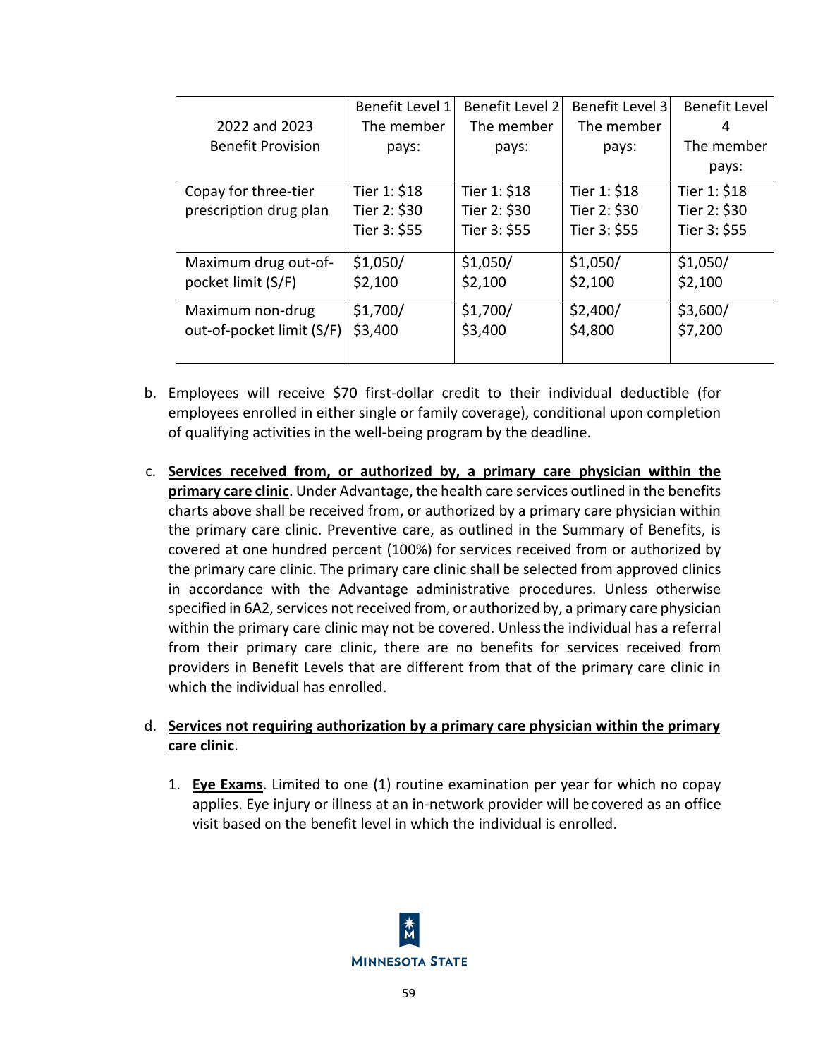| 2022 and 2023 Benefit Provision | Benefit Level 1 The member pays: | Benefit Level 2 The member pays: | Benefit Level 3 The member pays: | Benefit Level 4 The member pays: |
|---|---|---|---|---|
| Copay for three-tier prescription drug plan | Tier 1: $18<br>Tier 2: $30<br>Tier 3: $55 | Tier 1: $18<br>Tier 2: $30<br>Tier 3: $55 | Tier 1: $18<br>Tier 2: $30<br>Tier 3: $55 | Tier 1: $18<br>Tier 2: $30<br>Tier 3: $55 |
| Maximum drug out-of-pocket limit (S/F) | $1,050/ $2,100 | $1,050/ $2,100 | $1,050/ $2,100 | $1,050/ $2,100 |
| Maximum non-drug out-of-pocket limit (S/F) | $1,700/ $3,400 | $1,700/ $3,400 | $2,400/ $4,800 | $3,600/ $7,200 |

b. Employees will receive $70 first-dollar credit to their individual deductible (for employees enrolled in either single or family coverage), conditional upon completion of qualifying activities in the well-being program by the deadline.

c. **Services received from, or authorized by, a primary care physician within the primary care clinic**. Under Advantage, the health care services outlined in the benefits charts above shall be received from, or authorized by a primary care physician within the primary care clinic. Preventive care, as outlined in the Summary of Benefits, is covered at one hundred percent (100%) for services received from or authorized by the primary care clinic. The primary care clinic shall be selected from approved clinics in accordance with the Advantage administrative procedures. Unless otherwise specified in 6A2, services not received from, or authorized by, a primary care physician within the primary care clinic may not be covered. Unless the individual has a referral from their primary care clinic, there are no benefits for services received from providers in Benefit Levels that are different from that of the primary care clinic in which the individual has enrolled.

d. **Services not requiring authorization by a primary care physician within the primary care clinic**.

   1. **Eye Exams**. Limited to one (1) routine examination per year for which no copay applies. Eye injury or illness at an in-network provider will be covered as an office visit based on the benefit level in which the individual is enrolled.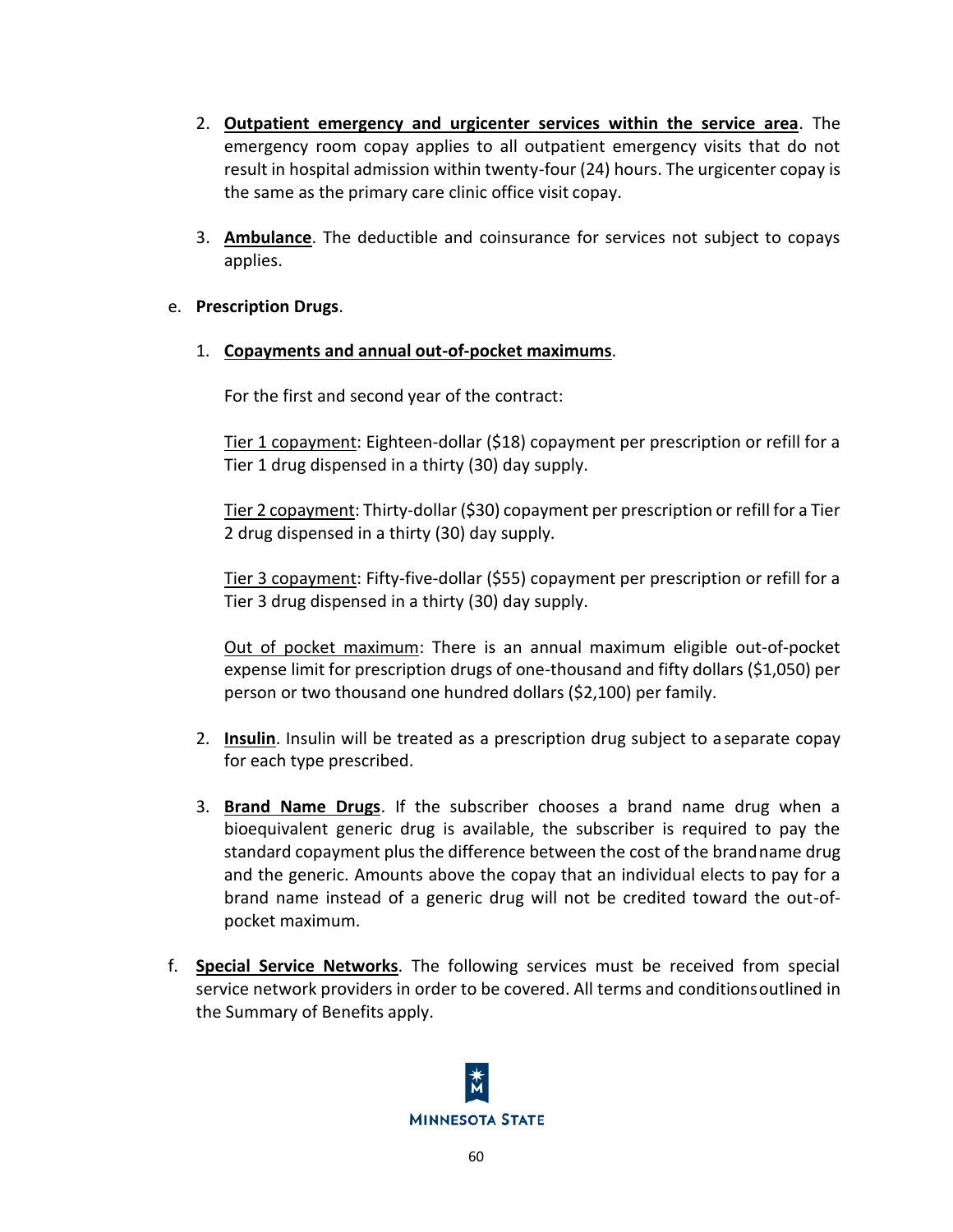2. **<u>Outpatient emergency and urgicenter services within the service area</u>**. The emergency room copay applies to all outpatient emergency visits that do not result in hospital admission within twenty-four (24) hours. The urgicenter copay is the same as the primary care clinic office visit copay.

3. **<u>Ambulance</u>**. The deductible and coinsurance for services not subject to copays applies.

e. **Prescription Drugs**.

   1. **<u>Copayments and annual out-of-pocket maximums</u>**.

      For the first and second year of the contract:

      <u>Tier 1 copayment</u>: Eighteen-dollar ($18) copayment per prescription or refill for a Tier 1 drug dispensed in a thirty (30) day supply.

      <u>Tier 2 copayment</u>: Thirty-dollar ($30) copayment per prescription or refill for a Tier 2 drug dispensed in a thirty (30) day supply.

      <u>Tier 3 copayment</u>: Fifty-five-dollar ($55) copayment per prescription or refill for a Tier 3 drug dispensed in a thirty (30) day supply.

      <u>Out of pocket maximum</u>: There is an annual maximum eligible out-of-pocket expense limit for prescription drugs of one-thousand and fifty dollars ($1,050) per person or two thousand one hundred dollars ($2,100) per family.

   2. **<u>Insulin</u>**. Insulin will be treated as a prescription drug subject to a separate copay for each type prescribed.

   3. **<u>Brand Name Drugs</u>**. If the subscriber chooses a brand name drug when a bioequivalent generic drug is available, the subscriber is required to pay the standard copayment plus the difference between the cost of the brand name drug and the generic. Amounts above the copay that an individual elects to pay for a brand name instead of a generic drug will not be credited toward the out-of-pocket maximum.

f. **<u>Special Service Networks</u>**. The following services must be received from special service network providers in order to be covered. All terms and conditions outlined in the Summary of Benefits apply.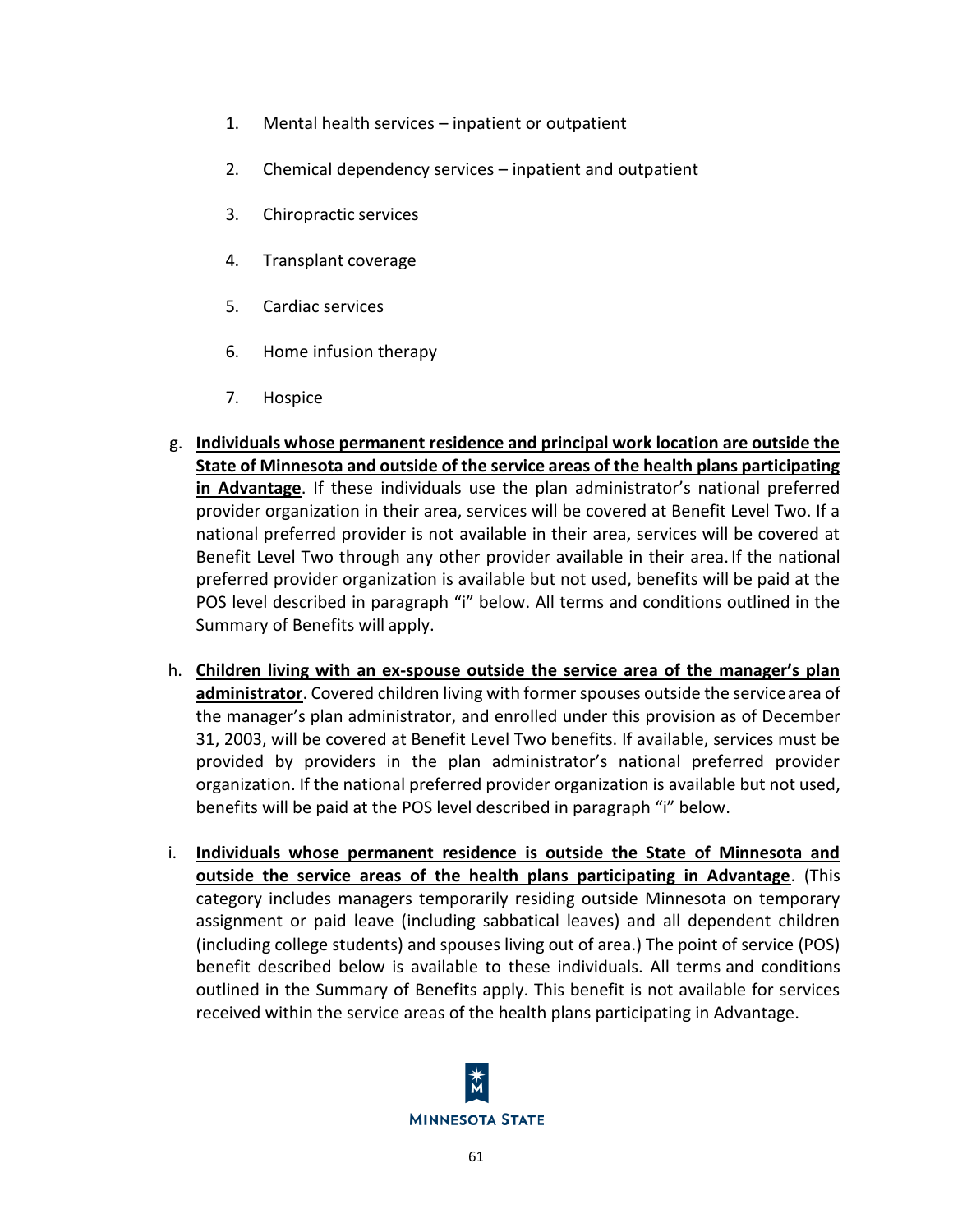1. Mental health services – inpatient or outpatient
2. Chemical dependency services – inpatient and outpatient
3. Chiropractic services
4. Transplant coverage
5. Cardiac services
6. Home infusion therapy
7. Hospice

g. **Individuals whose permanent residence and principal work location are outside the State of Minnesota and outside of the service areas of the health plans participating in Advantage**. If these individuals use the plan administrator's national preferred provider organization in their area, services will be covered at Benefit Level Two. If a national preferred provider is not available in their area, services will be covered at Benefit Level Two through any other provider available in their area. If the national preferred provider organization is available but not used, benefits will be paid at the POS level described in paragraph "i" below. All terms and conditions outlined in the Summary of Benefits will apply.

h. **Children living with an ex-spouse outside the service area of the manager's plan administrator**. Covered children living with former spouses outside the service area of the manager's plan administrator, and enrolled under this provision as of December 31, 2003, will be covered at Benefit Level Two benefits. If available, services must be provided by providers in the plan administrator's national preferred provider organization. If the national preferred provider organization is available but not used, benefits will be paid at the POS level described in paragraph "i" below.

i. **Individuals whose permanent residence is outside the State of Minnesota and outside the service areas of the health plans participating in Advantage**. (This category includes managers temporarily residing outside Minnesota on temporary assignment or paid leave (including sabbatical leaves) and all dependent children (including college students) and spouses living out of area.) The point of service (POS) benefit described below is available to these individuals. All terms and conditions outlined in the Summary of Benefits apply. This benefit is not available for services received within the service areas of the health plans participating in Advantage.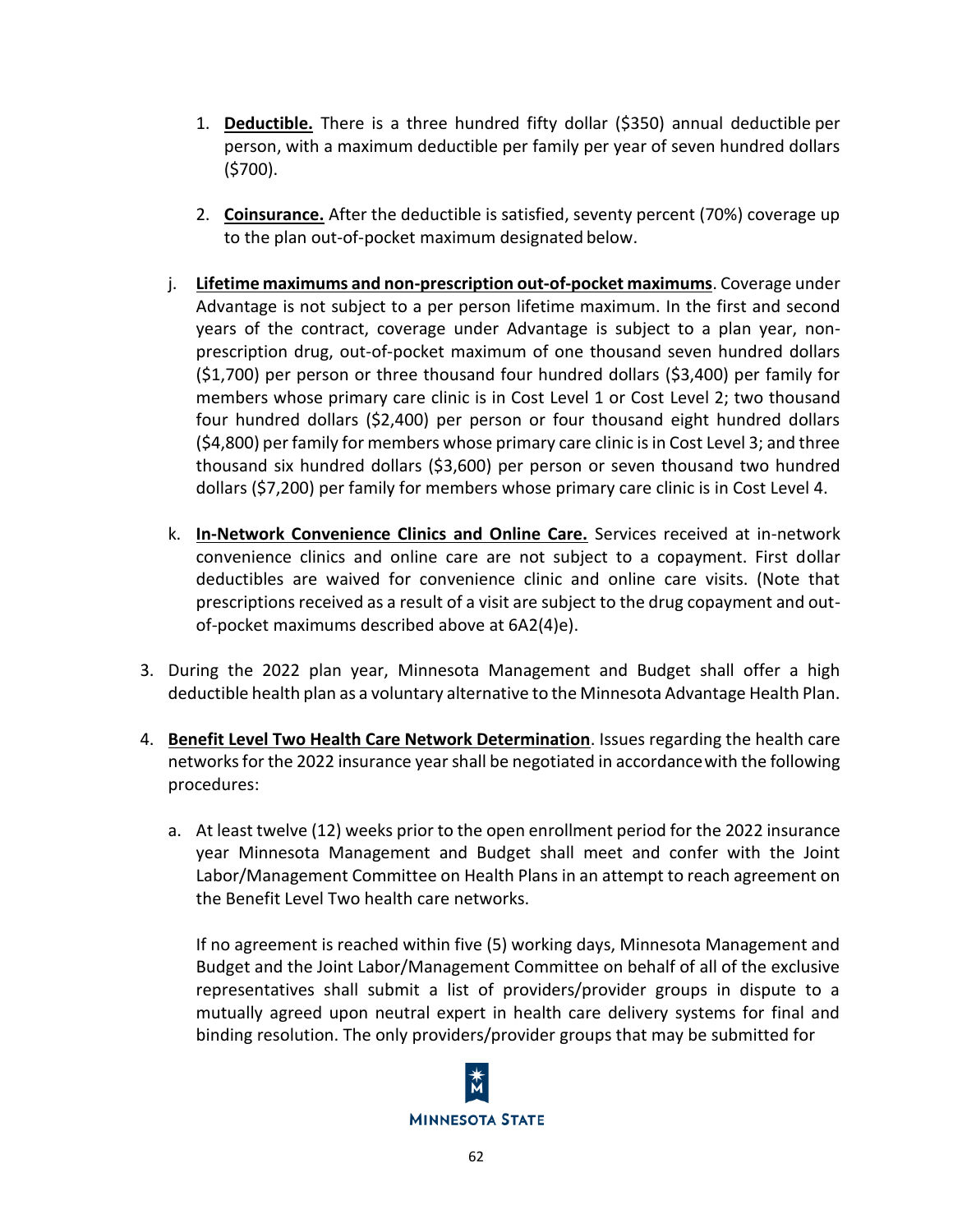1. **Deductible.** There is a three hundred fifty dollar ($350) annual deductible per person, with a maximum deductible per family per year of seven hundred dollars ($700).

2. **Coinsurance.** After the deductible is satisfied, seventy percent (70%) coverage up to the plan out-of-pocket maximum designated below.

j. **Lifetime maximums and non-prescription out-of-pocket maximums**. Coverage under Advantage is not subject to a per person lifetime maximum. In the first and second years of the contract, coverage under Advantage is subject to a plan year, non-prescription drug, out-of-pocket maximum of one thousand seven hundred dollars ($1,700) per person or three thousand four hundred dollars ($3,400) per family for members whose primary care clinic is in Cost Level 1 or Cost Level 2; two thousand four hundred dollars ($2,400) per person or four thousand eight hundred dollars ($4,800) per family for members whose primary care clinic is in Cost Level 3; and three thousand six hundred dollars ($3,600) per person or seven thousand two hundred dollars ($7,200) per family for members whose primary care clinic is in Cost Level 4.

k. **In-Network Convenience Clinics and Online Care.** Services received at in-network convenience clinics and online care are not subject to a copayment. First dollar deductibles are waived for convenience clinic and online care visits. (Note that prescriptions received as a result of a visit are subject to the drug copayment and out-of-pocket maximums described above at 6A2(4)e).

3. During the 2022 plan year, Minnesota Management and Budget shall offer a high deductible health plan as a voluntary alternative to the Minnesota Advantage Health Plan.

4. **Benefit Level Two Health Care Network Determination**. Issues regarding the health care networks for the 2022 insurance year shall be negotiated in accordance with the following procedures:

   a. At least twelve (12) weeks prior to the open enrollment period for the 2022 insurance year Minnesota Management and Budget shall meet and confer with the Joint Labor/Management Committee on Health Plans in an attempt to reach agreement on the Benefit Level Two health care networks.

   If no agreement is reached within five (5) working days, Minnesota Management and Budget and the Joint Labor/Management Committee on behalf of all of the exclusive representatives shall submit a list of providers/provider groups in dispute to a mutually agreed upon neutral expert in health care delivery systems for final and binding resolution. The only providers/provider groups that may be submitted for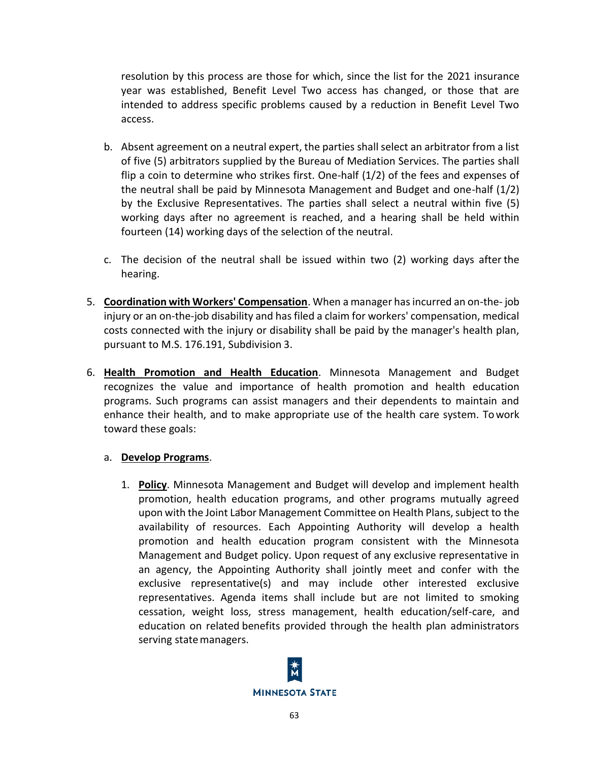resolution by this process are those for which, since the list for the 2021 insurance year was established, Benefit Level Two access has changed, or those that are intended to address specific problems caused by a reduction in Benefit Level Two access.

b. Absent agreement on a neutral expert, the parties shall select an arbitrator from a list of five (5) arbitrators supplied by the Bureau of Mediation Services. The parties shall flip a coin to determine who strikes first. One-half (1/2) of the fees and expenses of the neutral shall be paid by Minnesota Management and Budget and one-half (1/2) by the Exclusive Representatives. The parties shall select a neutral within five (5) working days after no agreement is reached, and a hearing shall be held within fourteen (14) working days of the selection of the neutral.

c. The decision of the neutral shall be issued within two (2) working days after the hearing.

5. **Coordination with Workers' Compensation**. When a manager has incurred an on-the- job injury or an on-the-job disability and has filed a claim for workers' compensation, medical costs connected with the injury or disability shall be paid by the manager's health plan, pursuant to M.S. 176.191, Subdivision 3.

6. **Health Promotion and Health Education**. Minnesota Management and Budget recognizes the value and importance of health promotion and health education programs. Such programs can assist managers and their dependents to maintain and enhance their health, and to make appropriate use of the health care system. To work toward these goals:

   a. **Develop Programs**.

      1. **Policy**. Minnesota Management and Budget will develop and implement health promotion, health education programs, and other programs mutually agreed upon with the Joint Labor Management Committee on Health Plans, subject to the availability of resources. Each Appointing Authority will develop a health promotion and health education program consistent with the Minnesota Management and Budget policy. Upon request of any exclusive representative in an agency, the Appointing Authority shall jointly meet and confer with the exclusive representative(s) and may include other interested exclusive representatives. Agenda items shall include but are not limited to smoking cessation, weight loss, stress management, health education/self-care, and education on related benefits provided through the health plan administrators serving state managers.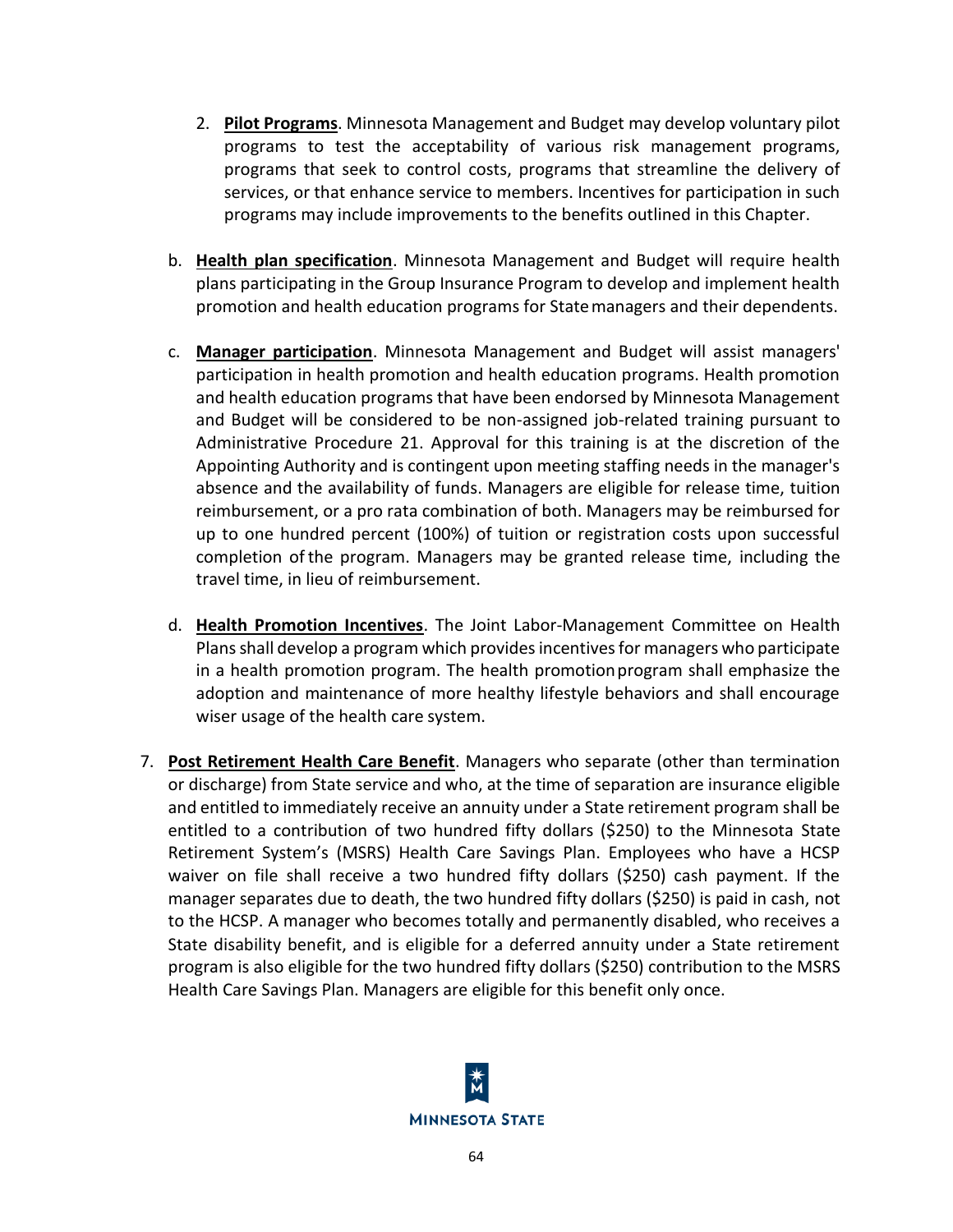2. **Pilot Programs**. Minnesota Management and Budget may develop voluntary pilot programs to test the acceptability of various risk management programs, programs that seek to control costs, programs that streamline the delivery of services, or that enhance service to members. Incentives for participation in such programs may include improvements to the benefits outlined in this Chapter.

b. **Health plan specification**. Minnesota Management and Budget will require health plans participating in the Group Insurance Program to develop and implement health promotion and health education programs for State managers and their dependents.

c. **Manager participation**. Minnesota Management and Budget will assist managers' participation in health promotion and health education programs. Health promotion and health education programs that have been endorsed by Minnesota Management and Budget will be considered to be non-assigned job-related training pursuant to Administrative Procedure 21. Approval for this training is at the discretion of the Appointing Authority and is contingent upon meeting staffing needs in the manager's absence and the availability of funds. Managers are eligible for release time, tuition reimbursement, or a pro rata combination of both. Managers may be reimbursed for up to one hundred percent (100%) of tuition or registration costs upon successful completion of the program. Managers may be granted release time, including the travel time, in lieu of reimbursement.

d. **Health Promotion Incentives**. The Joint Labor-Management Committee on Health Plans shall develop a program which provides incentives for managers who participate in a health promotion program. The health promotion program shall emphasize the adoption and maintenance of more healthy lifestyle behaviors and shall encourage wiser usage of the health care system.

7. **Post Retirement Health Care Benefit**. Managers who separate (other than termination or discharge) from State service and who, at the time of separation are insurance eligible and entitled to immediately receive an annuity under a State retirement program shall be entitled to a contribution of two hundred fifty dollars ($250) to the Minnesota State Retirement System's (MSRS) Health Care Savings Plan. Employees who have a HCSP waiver on file shall receive a two hundred fifty dollars ($250) cash payment. If the manager separates due to death, the two hundred fifty dollars ($250) is paid in cash, not to the HCSP. A manager who becomes totally and permanently disabled, who receives a State disability benefit, and is eligible for a deferred annuity under a State retirement program is also eligible for the two hundred fifty dollars ($250) contribution to the MSRS Health Care Savings Plan. Managers are eligible for this benefit only once.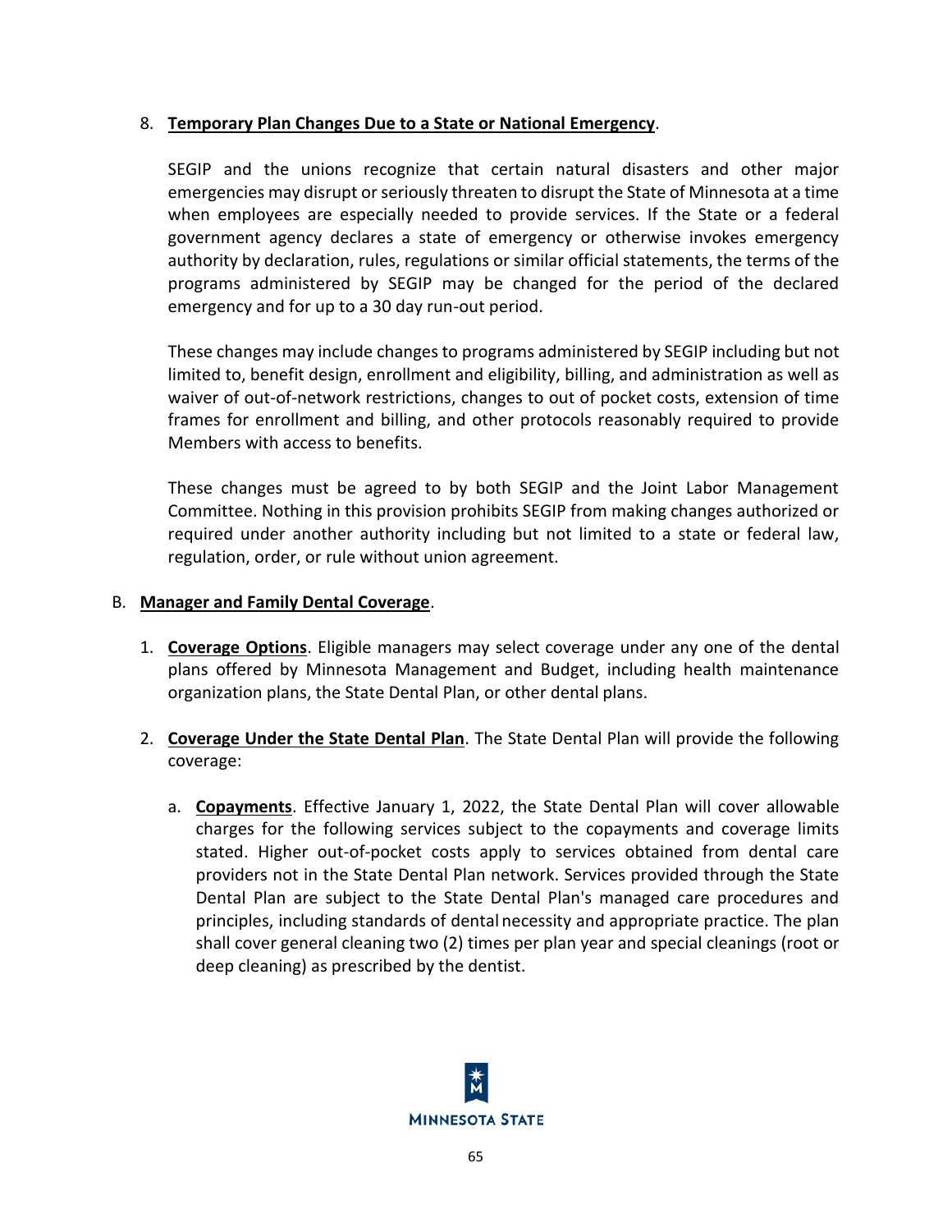8. **Temporary Plan Changes Due to a State or National Emergency**.

   SEGIP and the unions recognize that certain natural disasters and other major emergencies may disrupt or seriously threaten to disrupt the State of Minnesota at a time when employees are especially needed to provide services. If the State or a federal government agency declares a state of emergency or otherwise invokes emergency authority by declaration, rules, regulations or similar official statements, the terms of the programs administered by SEGIP may be changed for the period of the declared emergency and for up to a 30 day run-out period.

   These changes may include changes to programs administered by SEGIP including but not limited to, benefit design, enrollment and eligibility, billing, and administration as well as waiver of out-of-network restrictions, changes to out of pocket costs, extension of time frames for enrollment and billing, and other protocols reasonably required to provide Members with access to benefits.

   These changes must be agreed to by both SEGIP and the Joint Labor Management Committee. Nothing in this provision prohibits SEGIP from making changes authorized or required under another authority including but not limited to a state or federal law, regulation, order, or rule without union agreement.

B. **Manager and Family Dental Coverage**.

1. **Coverage Options**. Eligible managers may select coverage under any one of the dental plans offered by Minnesota Management and Budget, including health maintenance organization plans, the State Dental Plan, or other dental plans.

2. **Coverage Under the State Dental Plan**. The State Dental Plan will provide the following coverage:

   a. **Copayments**. Effective January 1, 2022, the State Dental Plan will cover allowable charges for the following services subject to the copayments and coverage limits stated. Higher out-of-pocket costs apply to services obtained from dental care providers not in the State Dental Plan network. Services provided through the State Dental Plan are subject to the State Dental Plan's managed care procedures and principles, including standards of dental necessity and appropriate practice. The plan shall cover general cleaning two (2) times per plan year and special cleanings (root or deep cleaning) as prescribed by the dentist.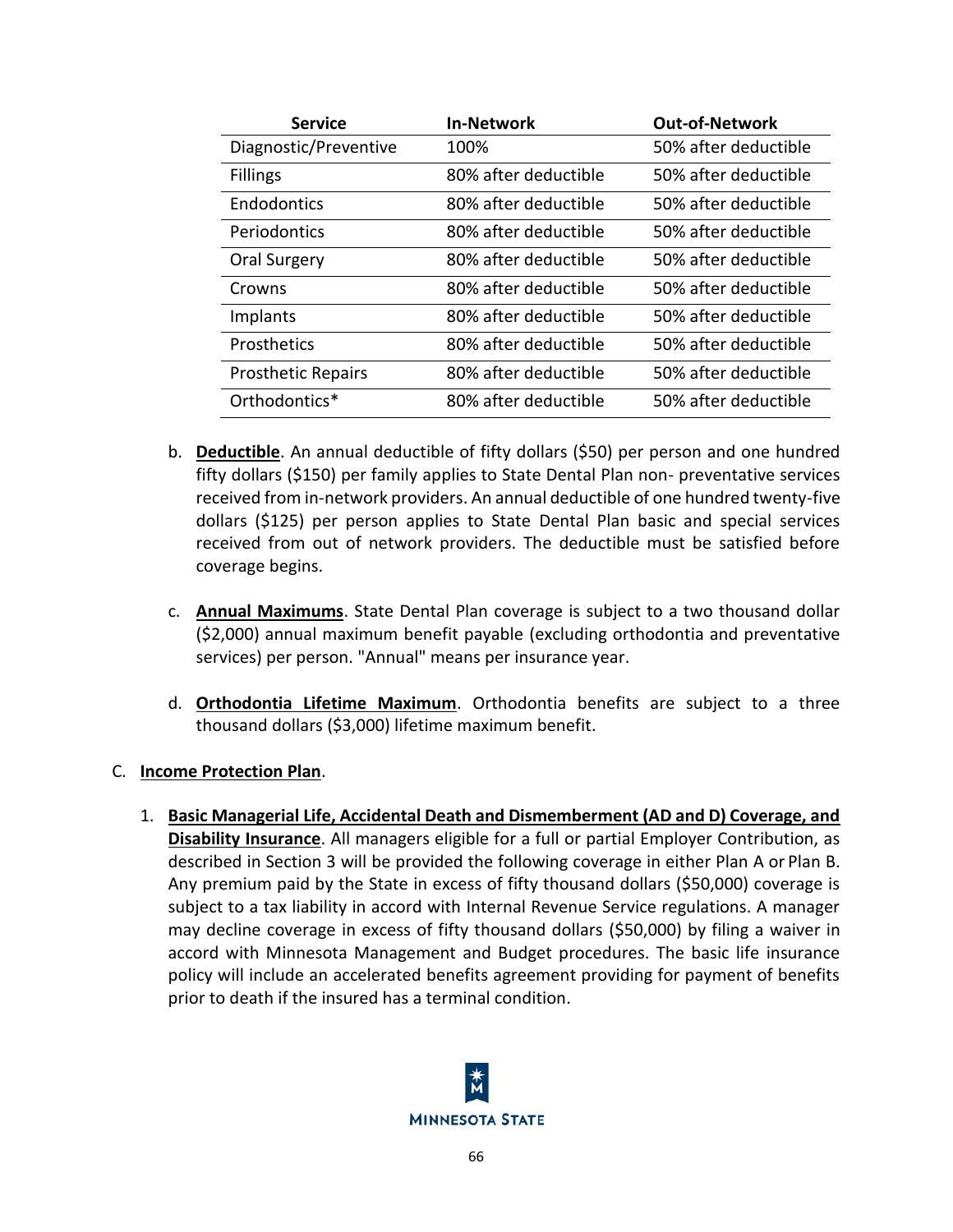| Service | In-Network | Out-of-Network |
|---|---|---|
| Diagnostic/Preventive | 100% | 50% after deductible |
| Fillings | 80% after deductible | 50% after deductible |
| Endodontics | 80% after deductible | 50% after deductible |
| Periodontics | 80% after deductible | 50% after deductible |
| Oral Surgery | 80% after deductible | 50% after deductible |
| Crowns | 80% after deductible | 50% after deductible |
| Implants | 80% after deductible | 50% after deductible |
| Prosthetics | 80% after deductible | 50% after deductible |
| Prosthetic Repairs | 80% after deductible | 50% after deductible |
| Orthodontics* | 80% after deductible | 50% after deductible |

b. **Deductible**. An annual deductible of fifty dollars ($50) per person and one hundred fifty dollars ($150) per family applies to State Dental Plan non- preventative services received from in-network providers. An annual deductible of one hundred twenty-five dollars ($125) per person applies to State Dental Plan basic and special services received from out of network providers. The deductible must be satisfied before coverage begins.

c. **Annual Maximums**. State Dental Plan coverage is subject to a two thousand dollar ($2,000) annual maximum benefit payable (excluding orthodontia and preventative services) per person. "Annual" means per insurance year.

d. **Orthodontia Lifetime Maximum**. Orthodontia benefits are subject to a three thousand dollars ($3,000) lifetime maximum benefit.

C. **Income Protection Plan**.

1. **Basic Managerial Life, Accidental Death and Dismemberment (AD and D) Coverage, and Disability Insurance**. All managers eligible for a full or partial Employer Contribution, as described in Section 3 will be provided the following coverage in either Plan A or Plan B. Any premium paid by the State in excess of fifty thousand dollars ($50,000) coverage is subject to a tax liability in accord with Internal Revenue Service regulations. A manager may decline coverage in excess of fifty thousand dollars ($50,000) by filing a waiver in accord with Minnesota Management and Budget procedures. The basic life insurance policy will include an accelerated benefits agreement providing for payment of benefits prior to death if the insured has a terminal condition.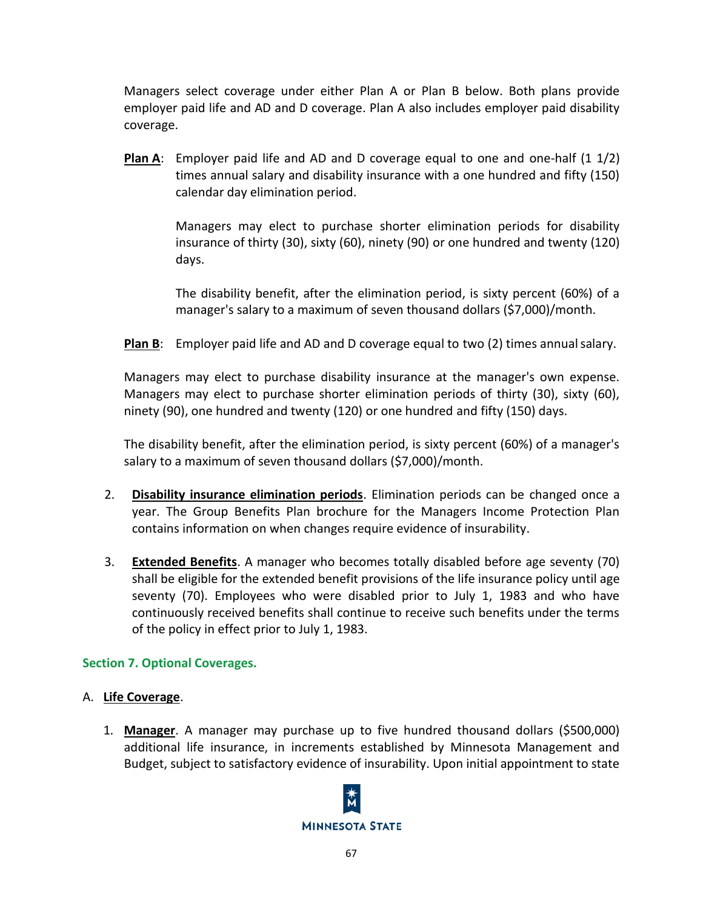Managers select coverage under either Plan A or Plan B below. Both plans provide employer paid life and AD and D coverage. Plan A also includes employer paid disability coverage.

**Plan A**: Employer paid life and AD and D coverage equal to one and one-half (1 1/2) times annual salary and disability insurance with a one hundred and fifty (150) calendar day elimination period.

Managers may elect to purchase shorter elimination periods for disability insurance of thirty (30), sixty (60), ninety (90) or one hundred and twenty (120) days.

The disability benefit, after the elimination period, is sixty percent (60%) of a manager's salary to a maximum of seven thousand dollars ($7,000)/month.

**Plan B**: Employer paid life and AD and D coverage equal to two (2) times annual salary.

Managers may elect to purchase disability insurance at the manager's own expense. Managers may elect to purchase shorter elimination periods of thirty (30), sixty (60), ninety (90), one hundred and twenty (120) or one hundred and fifty (150) days.

The disability benefit, after the elimination period, is sixty percent (60%) of a manager's salary to a maximum of seven thousand dollars ($7,000)/month.

2. **Disability insurance elimination periods**. Elimination periods can be changed once a year. The Group Benefits Plan brochure for the Managers Income Protection Plan contains information on when changes require evidence of insurability.

3. **Extended Benefits**. A manager who becomes totally disabled before age seventy (70) shall be eligible for the extended benefit provisions of the life insurance policy until age seventy (70). Employees who were disabled prior to July 1, 1983 and who have continuously received benefits shall continue to receive such benefits under the terms of the policy in effect prior to July 1, 1983.

## Section 7. Optional Coverages.

A. **Life Coverage**.

1. **Manager**. A manager may purchase up to five hundred thousand dollars ($500,000) additional life insurance, in increments established by Minnesota Management and Budget, subject to satisfactory evidence of insurability. Upon initial appointment to state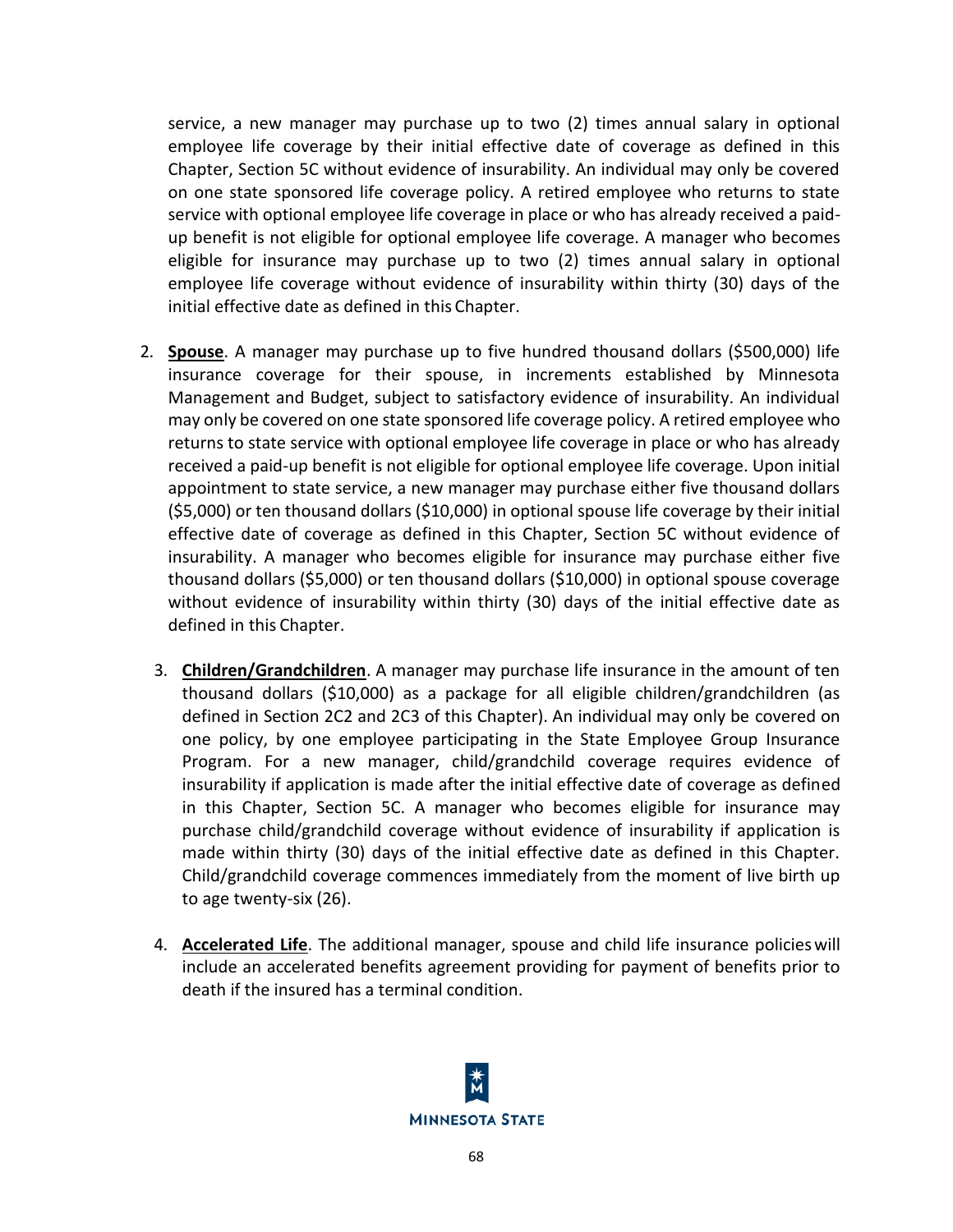service, a new manager may purchase up to two (2) times annual salary in optional employee life coverage by their initial effective date of coverage as defined in this Chapter, Section 5C without evidence of insurability. An individual may only be covered on one state sponsored life coverage policy. A retired employee who returns to state service with optional employee life coverage in place or who has already received a paid-up benefit is not eligible for optional employee life coverage. A manager who becomes eligible for insurance may purchase up to two (2) times annual salary in optional employee life coverage without evidence of insurability within thirty (30) days of the initial effective date as defined in this Chapter.

2. **Spouse**. A manager may purchase up to five hundred thousand dollars ($500,000) life insurance coverage for their spouse, in increments established by Minnesota Management and Budget, subject to satisfactory evidence of insurability. An individual may only be covered on one state sponsored life coverage policy. A retired employee who returns to state service with optional employee life coverage in place or who has already received a paid-up benefit is not eligible for optional employee life coverage. Upon initial appointment to state service, a new manager may purchase either five thousand dollars ($5,000) or ten thousand dollars ($10,000) in optional spouse life coverage by their initial effective date of coverage as defined in this Chapter, Section 5C without evidence of insurability. A manager who becomes eligible for insurance may purchase either five thousand dollars ($5,000) or ten thousand dollars ($10,000) in optional spouse coverage without evidence of insurability within thirty (30) days of the initial effective date as defined in this Chapter.

3. **Children/Grandchildren**. A manager may purchase life insurance in the amount of ten thousand dollars ($10,000) as a package for all eligible children/grandchildren (as defined in Section 2C2 and 2C3 of this Chapter). An individual may only be covered on one policy, by one employee participating in the State Employee Group Insurance Program. For a new manager, child/grandchild coverage requires evidence of insurability if application is made after the initial effective date of coverage as defined in this Chapter, Section 5C. A manager who becomes eligible for insurance may purchase child/grandchild coverage without evidence of insurability if application is made within thirty (30) days of the initial effective date as defined in this Chapter. Child/grandchild coverage commences immediately from the moment of live birth up to age twenty-six (26).

4. **Accelerated Life**. The additional manager, spouse and child life insurance policies will include an accelerated benefits agreement providing for payment of benefits prior to death if the insured has a terminal condition.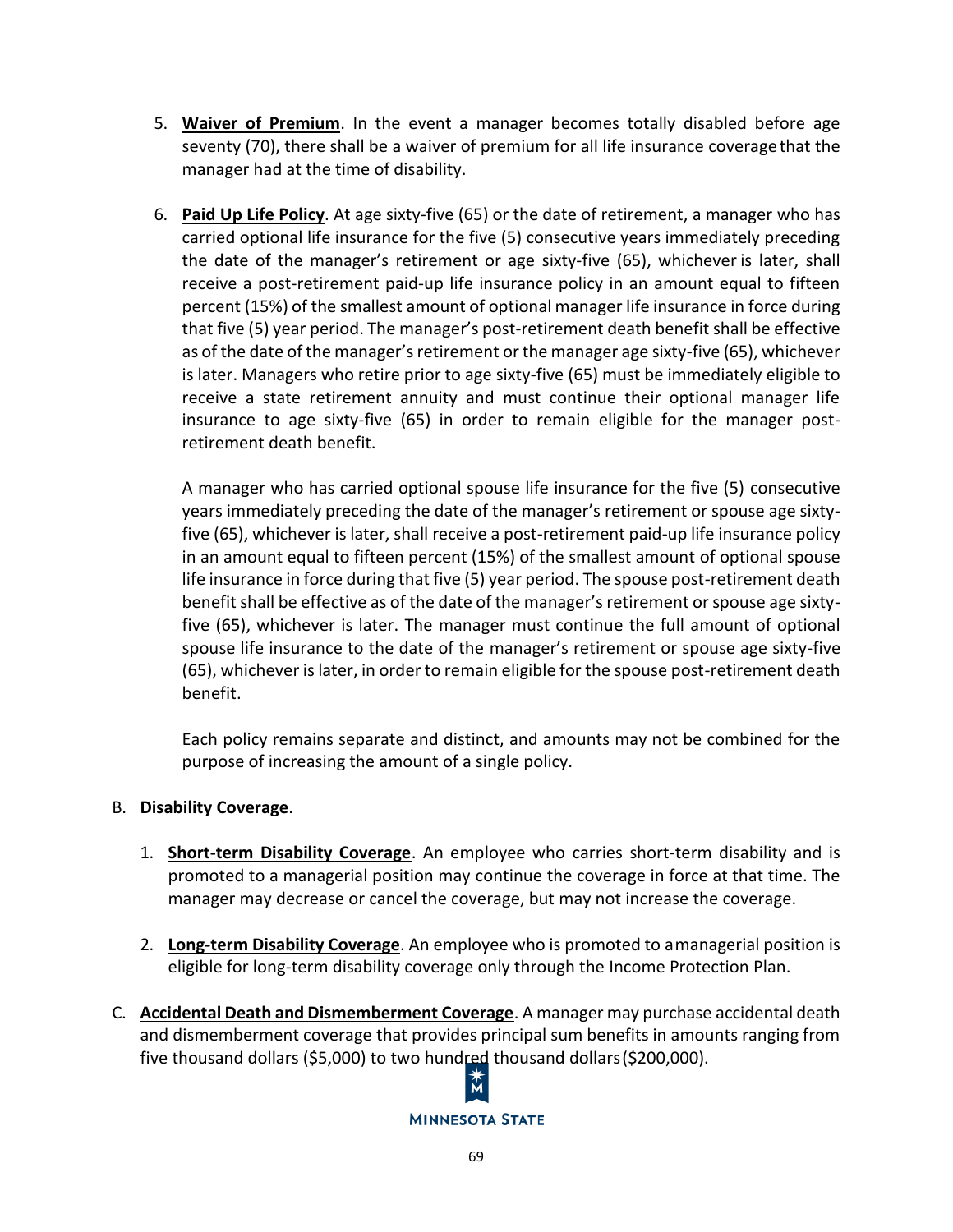5. **Waiver of Premium**. In the event a manager becomes totally disabled before age seventy (70), there shall be a waiver of premium for all life insurance coverage that the manager had at the time of disability.

6. **Paid Up Life Policy**. At age sixty-five (65) or the date of retirement, a manager who has carried optional life insurance for the five (5) consecutive years immediately preceding the date of the manager's retirement or age sixty-five (65), whichever is later, shall receive a post-retirement paid-up life insurance policy in an amount equal to fifteen percent (15%) of the smallest amount of optional manager life insurance in force during that five (5) year period. The manager's post-retirement death benefit shall be effective as of the date of the manager's retirement or the manager age sixty-five (65), whichever is later. Managers who retire prior to age sixty-five (65) must be immediately eligible to receive a state retirement annuity and must continue their optional manager life insurance to age sixty-five (65) in order to remain eligible for the manager post-retirement death benefit.

   A manager who has carried optional spouse life insurance for the five (5) consecutive years immediately preceding the date of the manager's retirement or spouse age sixty-five (65), whichever is later, shall receive a post-retirement paid-up life insurance policy in an amount equal to fifteen percent (15%) of the smallest amount of optional spouse life insurance in force during that five (5) year period. The spouse post-retirement death benefit shall be effective as of the date of the manager's retirement or spouse age sixty-five (65), whichever is later. The manager must continue the full amount of optional spouse life insurance to the date of the manager's retirement or spouse age sixty-five (65), whichever is later, in order to remain eligible for the spouse post-retirement death benefit.

   Each policy remains separate and distinct, and amounts may not be combined for the purpose of increasing the amount of a single policy.

B. **Disability Coverage**.

1. **Short-term Disability Coverage**. An employee who carries short-term disability and is promoted to a managerial position may continue the coverage in force at that time. The manager may decrease or cancel the coverage, but may not increase the coverage.

2. **Long-term Disability Coverage**. An employee who is promoted to a managerial position is eligible for long-term disability coverage only through the Income Protection Plan.

C. **Accidental Death and Dismemberment Coverage**. A manager may purchase accidental death and dismemberment coverage that provides principal sum benefits in amounts ranging from five thousand dollars ($5,000) to two hundred thousand dollars ($200,000).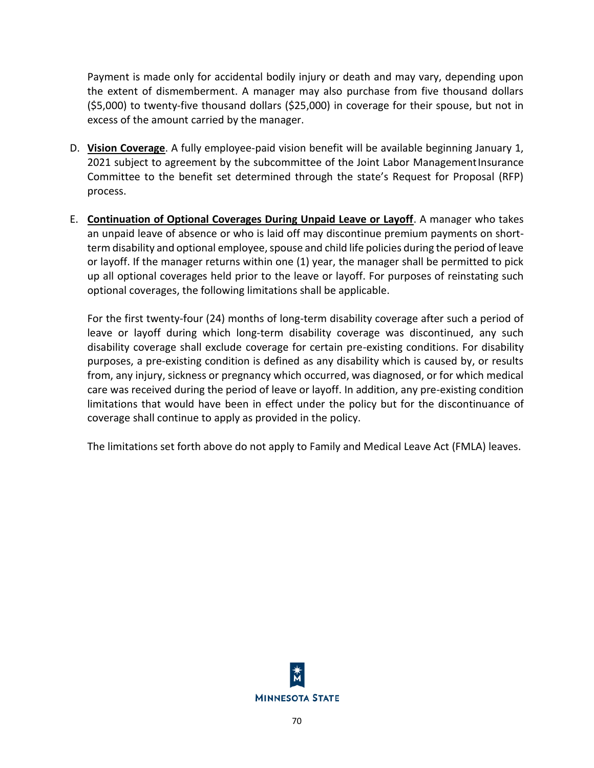Payment is made only for accidental bodily injury or death and may vary, depending upon the extent of dismemberment. A manager may also purchase from five thousand dollars ($5,000) to twenty-five thousand dollars ($25,000) in coverage for their spouse, but not in excess of the amount carried by the manager.

D. **Vision Coverage**. A fully employee-paid vision benefit will be available beginning January 1, 2021 subject to agreement by the subcommittee of the Joint Labor Management Insurance Committee to the benefit set determined through the state's Request for Proposal (RFP) process.

E. **Continuation of Optional Coverages During Unpaid Leave or Layoff**. A manager who takes an unpaid leave of absence or who is laid off may discontinue premium payments on short-term disability and optional employee, spouse and child life policies during the period of leave or layoff. If the manager returns within one (1) year, the manager shall be permitted to pick up all optional coverages held prior to the leave or layoff. For purposes of reinstating such optional coverages, the following limitations shall be applicable.

   For the first twenty-four (24) months of long-term disability coverage after such a period of leave or layoff during which long-term disability coverage was discontinued, any such disability coverage shall exclude coverage for certain pre-existing conditions. For disability purposes, a pre-existing condition is defined as any disability which is caused by, or results from, any injury, sickness or pregnancy which occurred, was diagnosed, or for which medical care was received during the period of leave or layoff. In addition, any pre-existing condition limitations that would have been in effect under the policy but for the discontinuance of coverage shall continue to apply as provided in the policy.

   The limitations set forth above do not apply to Family and Medical Leave Act (FMLA) leaves.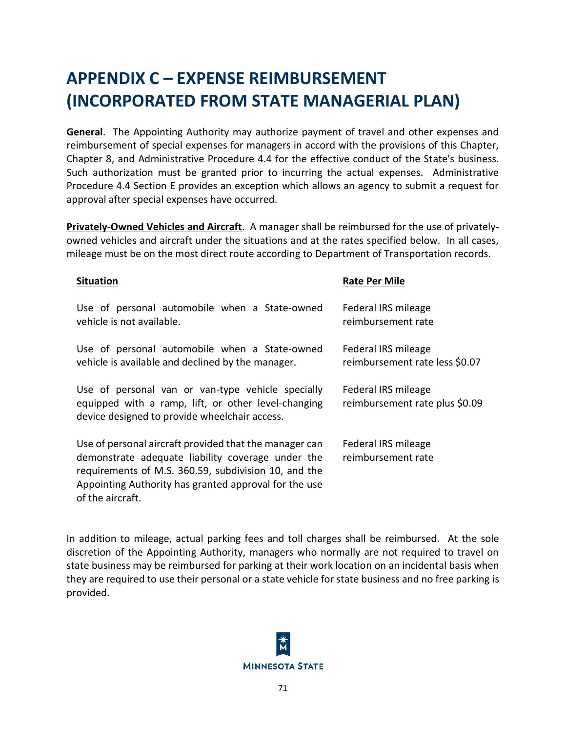# APPENDIX C – EXPENSE REIMBURSEMENT (INCORPORATED FROM STATE MANAGERIAL PLAN)

**General**. The Appointing Authority may authorize payment of travel and other expenses and reimbursement of special expenses for managers in accord with the provisions of this Chapter, Chapter 8, and Administrative Procedure 4.4 for the effective conduct of the State's business. Such authorization must be granted prior to incurring the actual expenses. Administrative Procedure 4.4 Section E provides an exception which allows an agency to submit a request for approval after special expenses have occurred.

**Privately-Owned Vehicles and Aircraft**. A manager shall be reimbursed for the use of privately-owned vehicles and aircraft under the situations and at the rates specified below. In all cases, mileage must be on the most direct route according to Department of Transportation records.

| Situation | Rate Per Mile |
| --- | --- |
| Use of personal automobile when a State-owned vehicle is not available. | Federal IRS mileage reimbursement rate |
| Use of personal automobile when a State-owned vehicle is available and declined by the manager. | Federal IRS mileage reimbursement rate less $0.07 |
| Use of personal van or van-type vehicle specially equipped with a ramp, lift, or other level-changing device designed to provide wheelchair access. | Federal IRS mileage reimbursement rate plus $0.09 |
| Use of personal aircraft provided that the manager can demonstrate adequate liability coverage under the requirements of M.S. 360.59, subdivision 10, and the Appointing Authority has granted approval for the use of the aircraft. | Federal IRS mileage reimbursement rate |

In addition to mileage, actual parking fees and toll charges shall be reimbursed. At the sole discretion of the Appointing Authority, managers who normally are not required to travel on state business may be reimbursed for parking at their work location on an incidental basis when they are required to use their personal or a state vehicle for state business and no free parking is provided.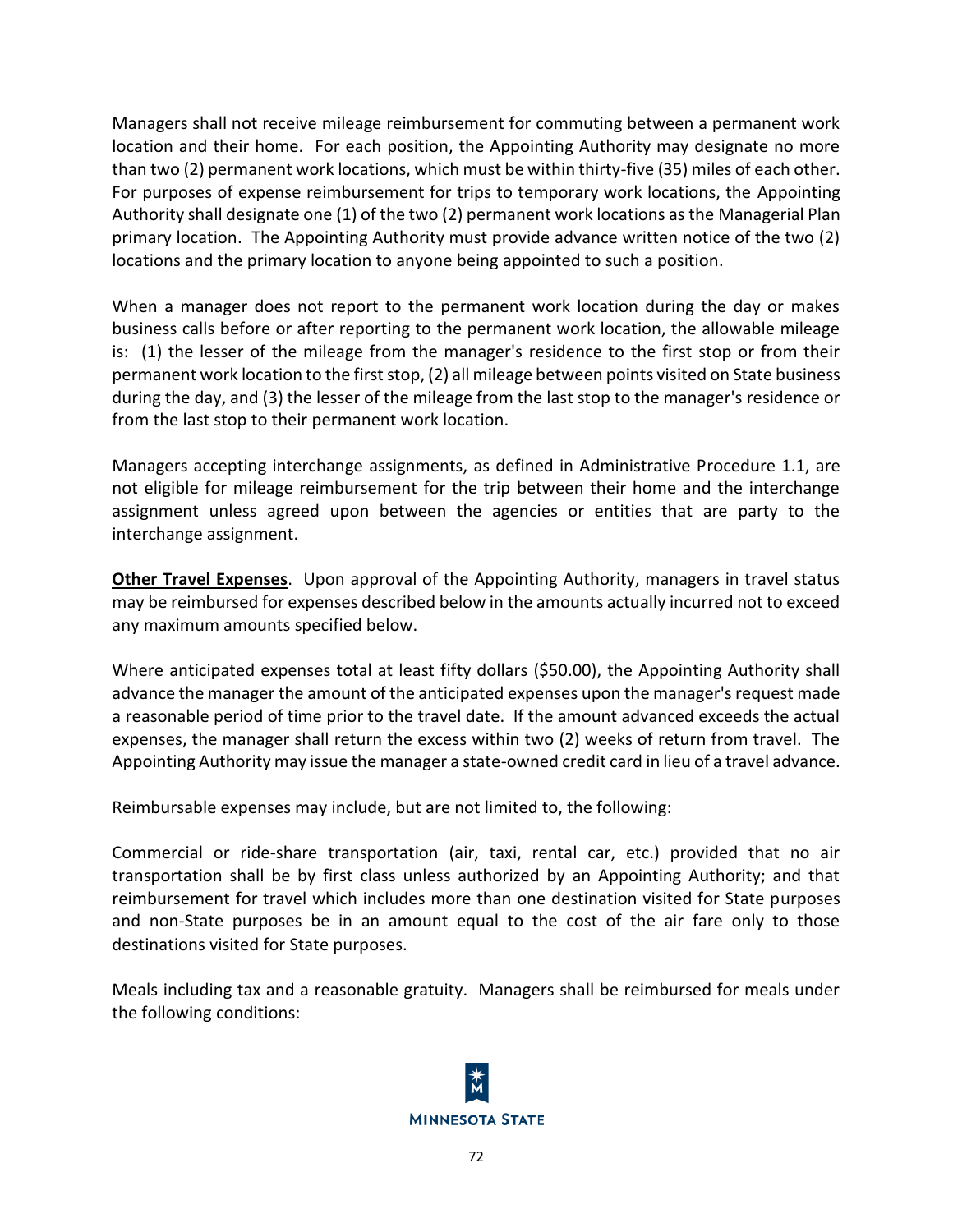Managers shall not receive mileage reimbursement for commuting between a permanent work location and their home. For each position, the Appointing Authority may designate no more than two (2) permanent work locations, which must be within thirty-five (35) miles of each other. For purposes of expense reimbursement for trips to temporary work locations, the Appointing Authority shall designate one (1) of the two (2) permanent work locations as the Managerial Plan primary location. The Appointing Authority must provide advance written notice of the two (2) locations and the primary location to anyone being appointed to such a position.

When a manager does not report to the permanent work location during the day or makes business calls before or after reporting to the permanent work location, the allowable mileage is: (1) the lesser of the mileage from the manager's residence to the first stop or from their permanent work location to the first stop, (2) all mileage between points visited on State business during the day, and (3) the lesser of the mileage from the last stop to the manager's residence or from the last stop to their permanent work location.

Managers accepting interchange assignments, as defined in Administrative Procedure 1.1, are not eligible for mileage reimbursement for the trip between their home and the interchange assignment unless agreed upon between the agencies or entities that are party to the interchange assignment.

**Other Travel Expenses**. Upon approval of the Appointing Authority, managers in travel status may be reimbursed for expenses described below in the amounts actually incurred not to exceed any maximum amounts specified below.

Where anticipated expenses total at least fifty dollars ($50.00), the Appointing Authority shall advance the manager the amount of the anticipated expenses upon the manager's request made a reasonable period of time prior to the travel date. If the amount advanced exceeds the actual expenses, the manager shall return the excess within two (2) weeks of return from travel. The Appointing Authority may issue the manager a state-owned credit card in lieu of a travel advance.

Reimbursable expenses may include, but are not limited to, the following:

Commercial or ride-share transportation (air, taxi, rental car, etc.) provided that no air transportation shall be by first class unless authorized by an Appointing Authority; and that reimbursement for travel which includes more than one destination visited for State purposes and non-State purposes be in an amount equal to the cost of the air fare only to those destinations visited for State purposes.

Meals including tax and a reasonable gratuity. Managers shall be reimbursed for meals under the following conditions: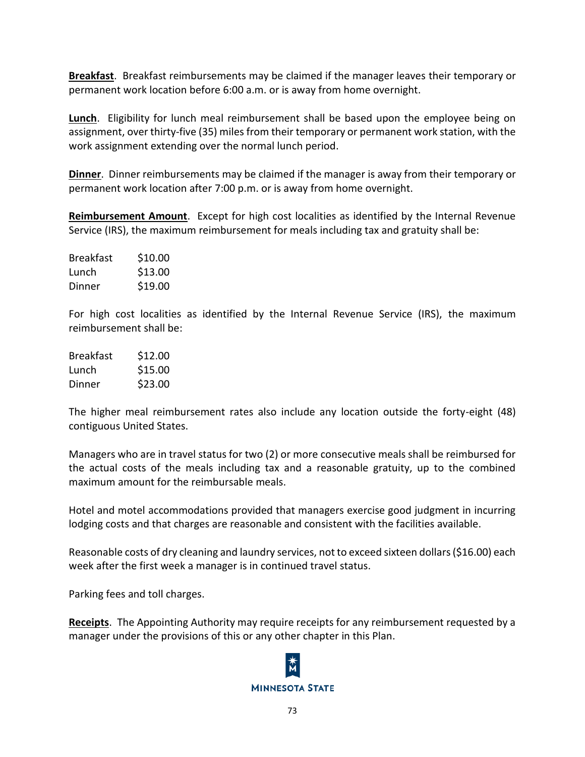**Breakfast**. Breakfast reimbursements may be claimed if the manager leaves their temporary or permanent work location before 6:00 a.m. or is away from home overnight.

**Lunch**. Eligibility for lunch meal reimbursement shall be based upon the employee being on assignment, over thirty-five (35) miles from their temporary or permanent work station, with the work assignment extending over the normal lunch period.

**Dinner**. Dinner reimbursements may be claimed if the manager is away from their temporary or permanent work location after 7:00 p.m. or is away from home overnight.

**Reimbursement Amount**. Except for high cost localities as identified by the Internal Revenue Service (IRS), the maximum reimbursement for meals including tax and gratuity shall be:

| | |
|---|---|
| Breakfast | $10.00 |
| Lunch | $13.00 |
| Dinner | $19.00 |

For high cost localities as identified by the Internal Revenue Service (IRS), the maximum reimbursement shall be:

| | |
|---|---|
| Breakfast | $12.00 |
| Lunch | $15.00 |
| Dinner | $23.00 |

The higher meal reimbursement rates also include any location outside the forty-eight (48) contiguous United States.

Managers who are in travel status for two (2) or more consecutive meals shall be reimbursed for the actual costs of the meals including tax and a reasonable gratuity, up to the combined maximum amount for the reimbursable meals.

Hotel and motel accommodations provided that managers exercise good judgment in incurring lodging costs and that charges are reasonable and consistent with the facilities available.

Reasonable costs of dry cleaning and laundry services, not to exceed sixteen dollars ($16.00) each week after the first week a manager is in continued travel status.

Parking fees and toll charges.

**Receipts**. The Appointing Authority may require receipts for any reimbursement requested by a manager under the provisions of this or any other chapter in this Plan.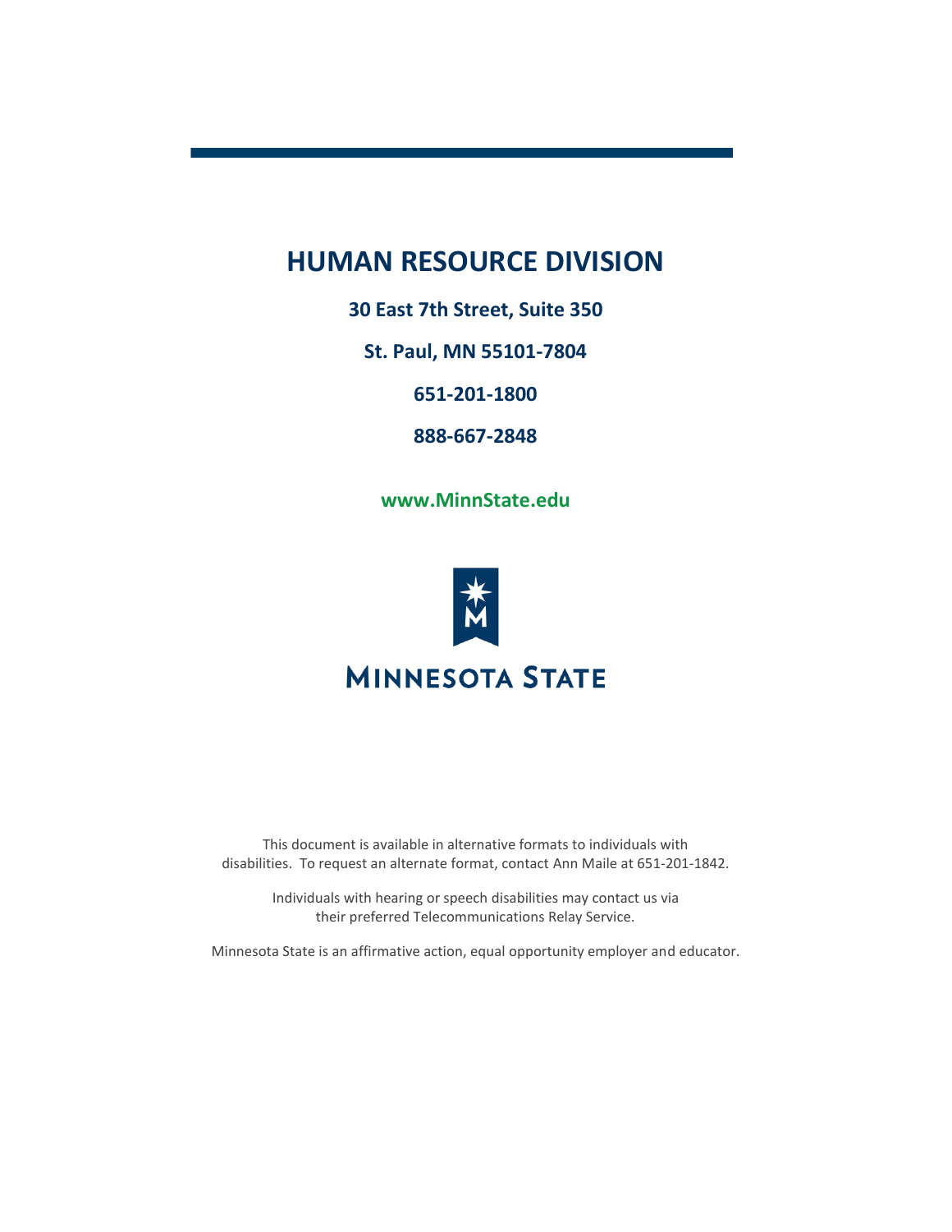# HUMAN RESOURCE DIVISION

**30 East 7th Street, Suite 350**

**St. Paul, MN 55101-7804**

**651-201-1800**

**888-667-2848**

**www.MinnState.edu**

MINNESOTA STATE

This document is available in alternative formats to individuals with disabilities. To request an alternate format, contact Ann Maile at 651-201-1842.

Individuals with hearing or speech disabilities may contact us via their preferred Telecommunications Relay Service.

Minnesota State is an affirmative action, equal opportunity employer and educator.